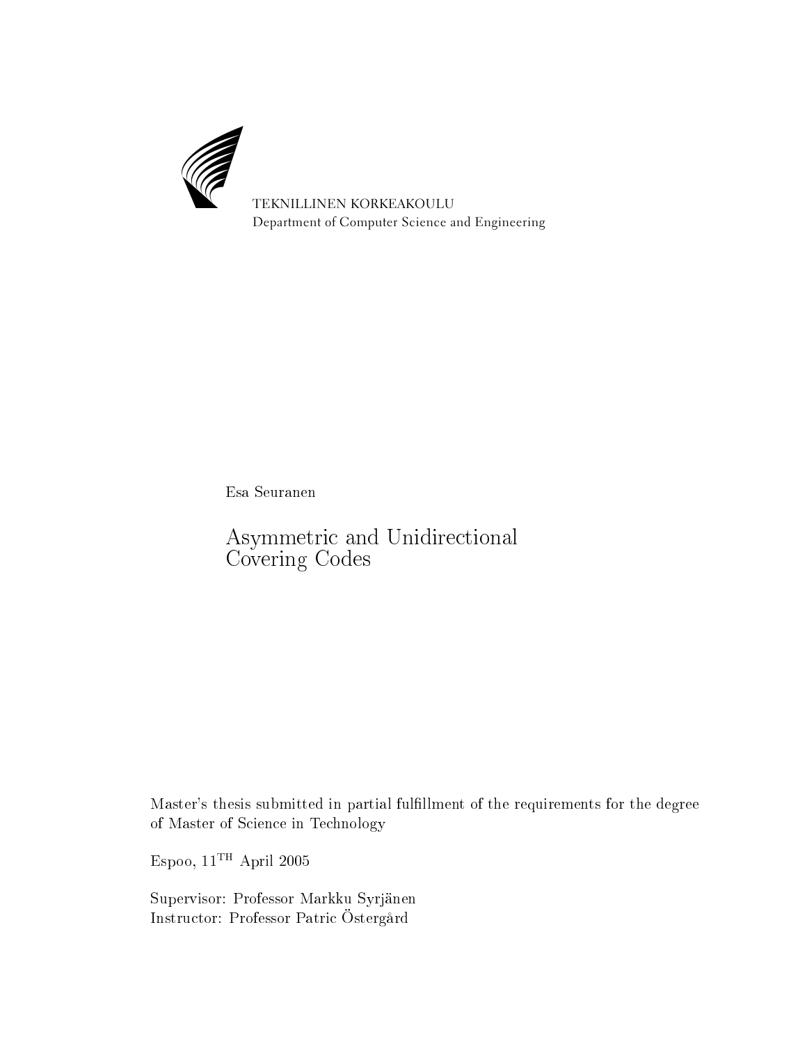TEKNILLINEN KORKEAKOULU
Department of Computer Science and Engineering

Esa Seuranen

# Asymmetric and Unidirectional Covering Codes

Master's thesis submitted in partial fulfillment of the requirements for the degree of Master of Science in Technology

Espoo, 11TH April 2005

Supervisor: Professor Markku Syrjänen
Instructor: Professor Patric Östergård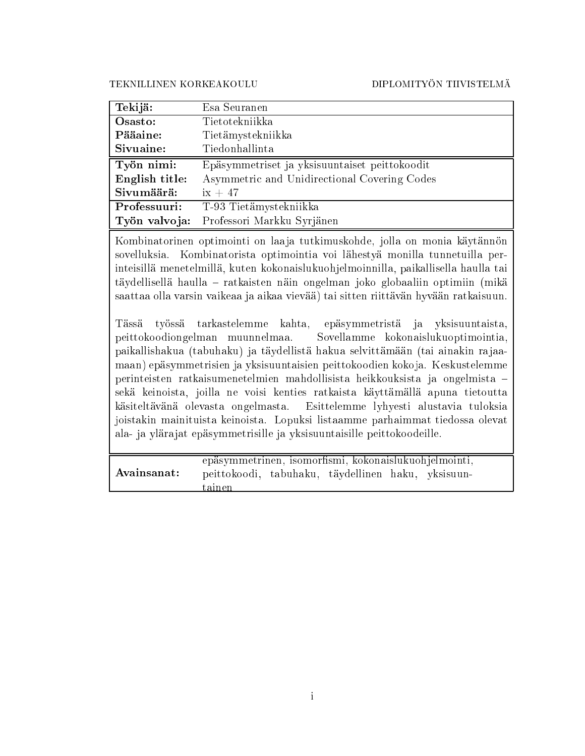TEKNILLINEN KORKEAKOULU

DIPLOMITYÖN TIIVISTELMÄ

| | |
|---|---|
| **Tekijä:** | Esa Seuranen |
| **Osasto:** | Tietotekniikka |
| **Pääaine:** | Tietämystekniikka |
| **Sivuaine:** | Tiedonhallinta |
| **Työn nimi:** | Epäsymmetriset ja yksisuuntaiset peittokoodit |
| **English title:** | Asymmetric and Unidirectional Covering Codes |
| **Sivumäärä:** | ix + 47 |
| **Professuuri:** | T-93 Tietämystekniikka |
| **Työn valvoja:** | Professori Markku Syrjänen |

Kombinatorinen optimointi on laaja tutkimuskohde, jolla on monia käytännön sovelluksia. Kombinatorista optimointia voi lähestyä monilla tunnetuilla perinteisillä menetelmillä, kuten kokonaislukuohjelmoinnilla, paikallisella haulla tai täydellisellä haulla – ratkaisten näin ongelman joko globaaliin optimiin (mikä saattaa olla varsin vaikeaa ja aikaa vievää) tai sitten riittävän hyvään ratkaisuun.

Tässä työssä tarkastelemme kahta, epäsymmetristä ja yksisuuntaista, peittokoodiongelman muunnelmaa. Sovellamme kokonaislukuoptimointia, paikallishakua (tabuhaku) ja täydellistä hakua selvittämään (tai ainakin rajaamaan) epäsymmetrisien ja yksisuuntaisien peittokoodien kokoja. Keskustelemme perinteisten ratkaisumenetelmien mahdollisista heikkouksista ja ongelmista – sekä keinoista, joilla ne voisi kenties ratkaista käyttämällä apuna tietoutta käsiteltävänä olevasta ongelmasta. Esittelemme lyhyesti alustavia tuloksia joistakin mainituista keinoista. Lopuksi listaamme parhaimmat tiedossa olevat ala- ja ylärajat epäsymmetrisille ja yksisuuntaisille peittokoodeille.

**Avainsanat:** epäsymmetrinen, isomorfismi, kokonaislukuohjelmointi, peittokoodi, tabuhaku, täydellinen haku, yksisuuntainen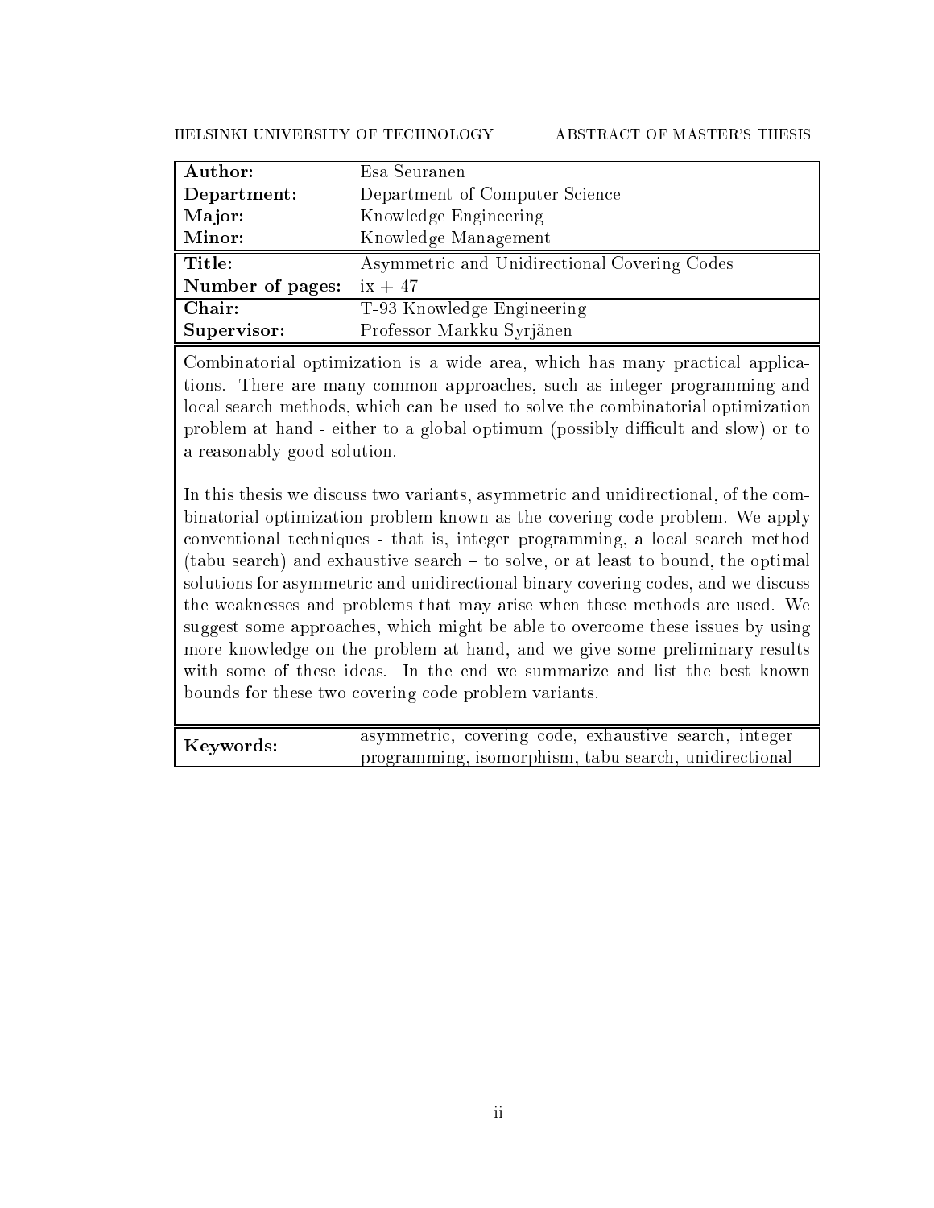HELSINKI UNIVERSITY OF TECHNOLOGY ABSTRACT OF MASTER'S THESIS

| | |
|---|---|
| **Author:** | Esa Seuranen |
| **Department:** | Department of Computer Science |
| **Major:** | Knowledge Engineering |
| **Minor:** | Knowledge Management |
| **Title:** | Asymmetric and Unidirectional Covering Codes |
| **Number of pages:** | ix + 47 |
| **Chair:** | T-93 Knowledge Engineering |
| **Supervisor:** | Professor Markku Syrjänen |

Combinatorial optimization is a wide area, which has many practical applications. There are many common approaches, such as integer programming and local search methods, which can be used to solve the combinatorial optimization problem at hand - either to a global optimum (possibly difficult and slow) or to a reasonably good solution.

In this thesis we discuss two variants, asymmetric and unidirectional, of the combinatorial optimization problem known as the covering code problem. We apply conventional techniques - that is, integer programming, a local search method (tabu search) and exhaustive search – to solve, or at least to bound, the optimal solutions for asymmetric and unidirectional binary covering codes, and we discuss the weaknesses and problems that may arise when these methods are used. We suggest some approaches, which might be able to overcome these issues by using more knowledge on the problem at hand, and we give some preliminary results with some of these ideas. In the end we summarize and list the best known bounds for these two covering code problem variants.

| | |
|---|---|
| **Keywords:** | asymmetric, covering code, exhaustive search, integer programming, isomorphism, tabu search, unidirectional |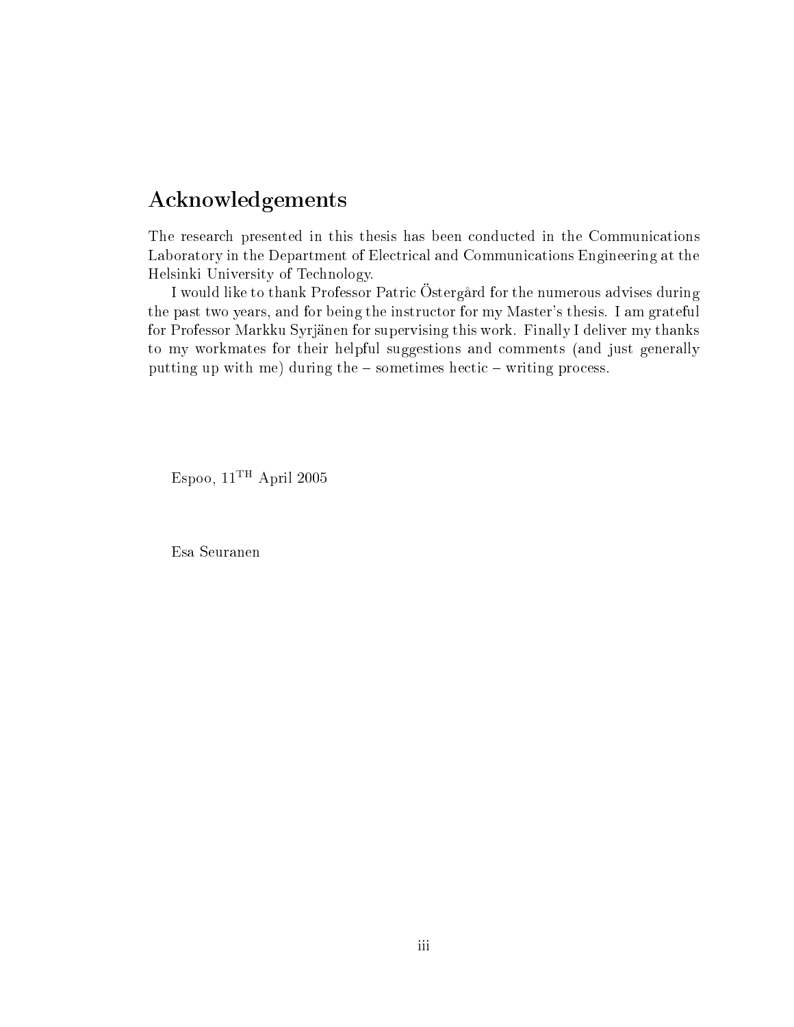## Acknowledgements

The research presented in this thesis has been conducted in the Communications Laboratory in the Department of Electrical and Communications Engineering at the Helsinki University of Technology.

I would like to thank Professor Patric Östergård for the numerous advises during the past two years, and for being the instructor for my Master's thesis. I am grateful for Professor Markku Syrjänen for supervising this work. Finally I deliver my thanks to my workmates for their helpful suggestions and comments (and just generally putting up with me) during the – sometimes hectic – writing process.

Espoo, 11$^{\text{TH}}$ April 2005

Esa Seuranen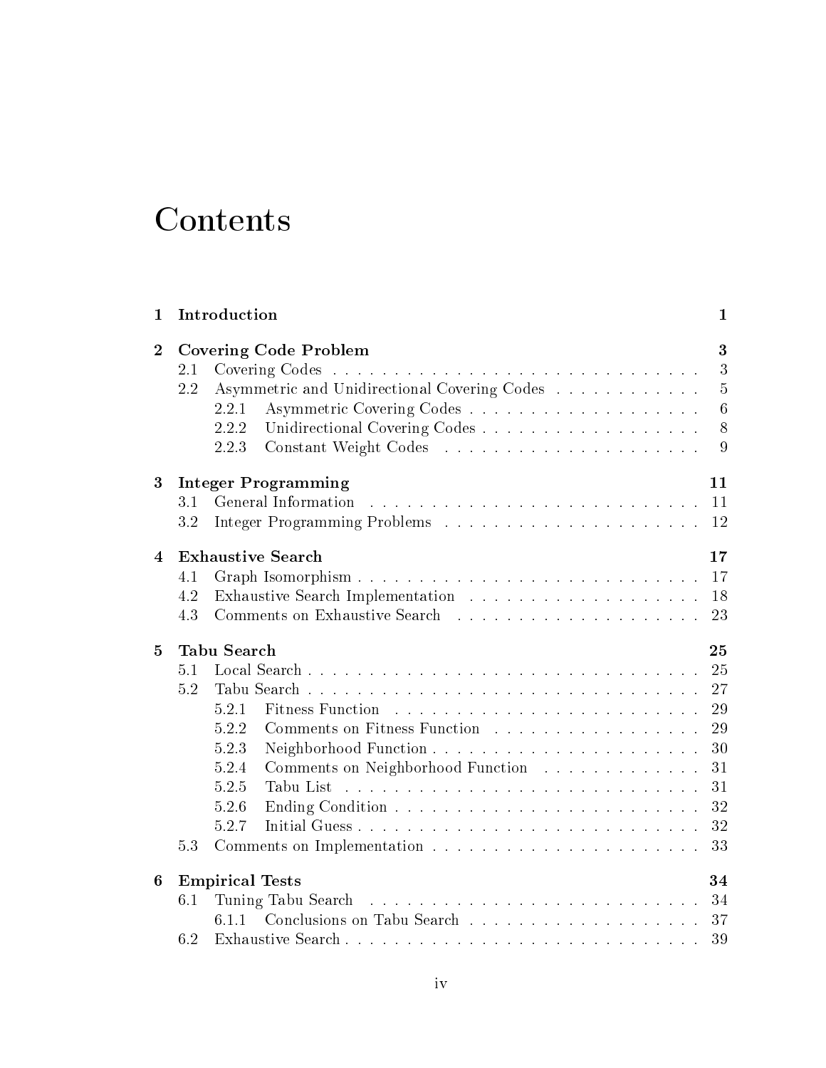# Contents

| | | |
|---|---|---|
| **1** | **Introduction** | **1** |
| **2** | **Covering Code Problem** | **3** |
| 2.1 | Covering Codes | 3 |
| 2.2 | Asymmetric and Unidirectional Covering Codes | 5 |
| 2.2.1 | Asymmetric Covering Codes | 6 |
| 2.2.2 | Unidirectional Covering Codes | 8 |
| 2.2.3 | Constant Weight Codes | 9 |
| **3** | **Integer Programming** | **11** |
| 3.1 | General Information | 11 |
| 3.2 | Integer Programming Problems | 12 |
| **4** | **Exhaustive Search** | **17** |
| 4.1 | Graph Isomorphism | 17 |
| 4.2 | Exhaustive Search Implementation | 18 |
| 4.3 | Comments on Exhaustive Search | 23 |
| **5** | **Tabu Search** | **25** |
| 5.1 | Local Search | 25 |
| 5.2 | Tabu Search | 27 |
| 5.2.1 | Fitness Function | 29 |
| 5.2.2 | Comments on Fitness Function | 29 |
| 5.2.3 | Neighborhood Function | 30 |
| 5.2.4 | Comments on Neighborhood Function | 31 |
| 5.2.5 | Tabu List | 31 |
| 5.2.6 | Ending Condition | 32 |
| 5.2.7 | Initial Guess | 32 |
| 5.3 | Comments on Implementation | 33 |
| **6** | **Empirical Tests** | **34** |
| 6.1 | Tuning Tabu Search | 34 |
| 6.1.1 | Conclusions on Tabu Search | 37 |
| 6.2 | Exhaustive Search | 39 |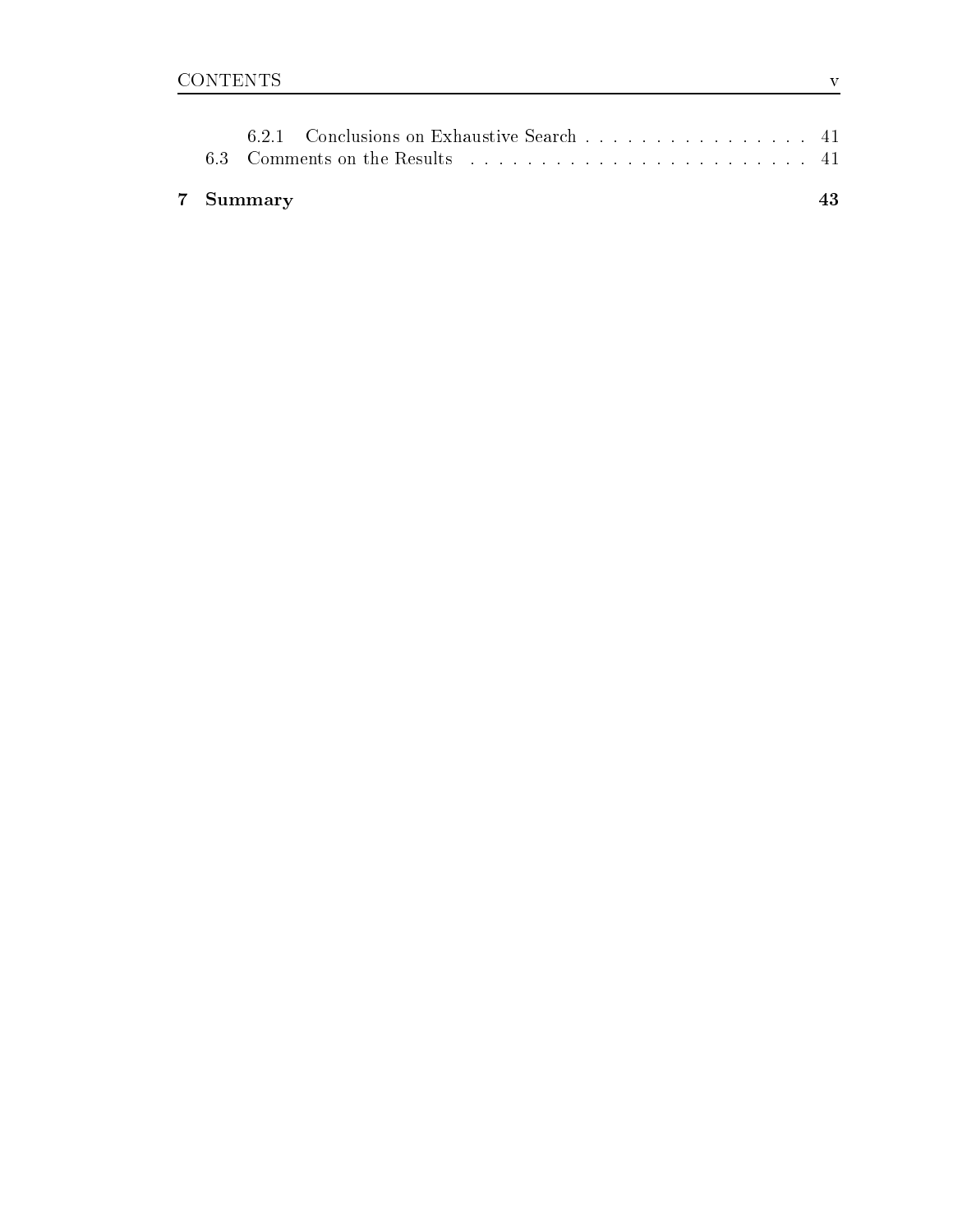6.2.1 Conclusions on Exhaustive Search . . . . . . . . . . . . . . . . 41
6.3 Comments on the Results . . . . . . . . . . . . . . . . . . . . . . . . 41

**7 Summary** **43**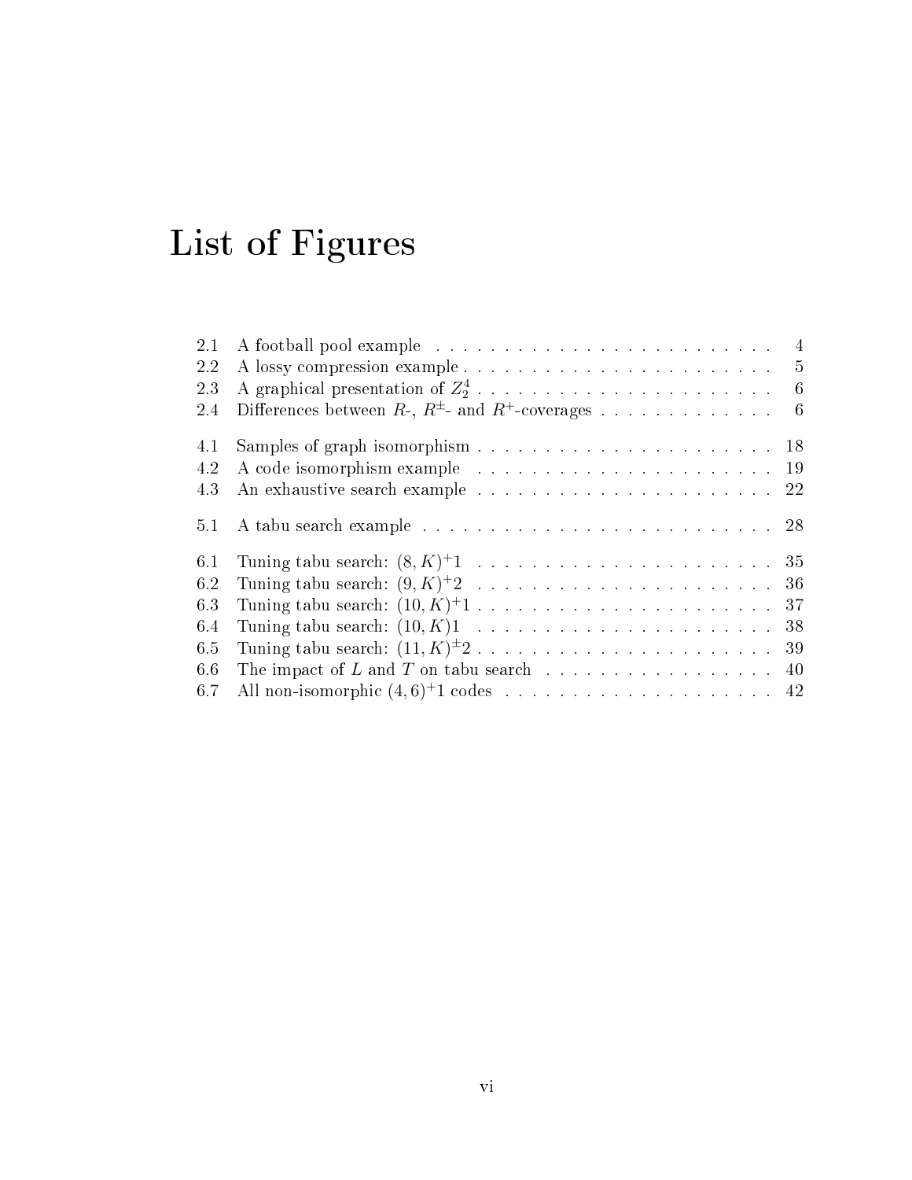# List of Figures

| | | |
|---|---|---|
| 2.1 | A football pool example | 4 |
| 2.2 | A lossy compression example | 5 |
| 2.3 | A graphical presentation of $Z_2^4$ | 6 |
| 2.4 | Differences between $R$-, $R^{\pm}$- and $R^{+}$-coverages | 6 |
| 4.1 | Samples of graph isomorphism | 18 |
| 4.2 | A code isomorphism example | 19 |
| 4.3 | An exhaustive search example | 22 |
| 5.1 | A tabu search example | 28 |
| 6.1 | Tuning tabu search: $(8, K)^{+}1$ | 35 |
| 6.2 | Tuning tabu search: $(9, K)^{+}2$ | 36 |
| 6.3 | Tuning tabu search: $(10, K)^{+}1$ | 37 |
| 6.4 | Tuning tabu search: $(10, K)1$ | 38 |
| 6.5 | Tuning tabu search: $(11, K)^{\pm}2$ | 39 |
| 6.6 | The impact of $L$ and $T$ on tabu search | 40 |
| 6.7 | All non-isomorphic $(4, 6)^{+}1$ codes | 42 |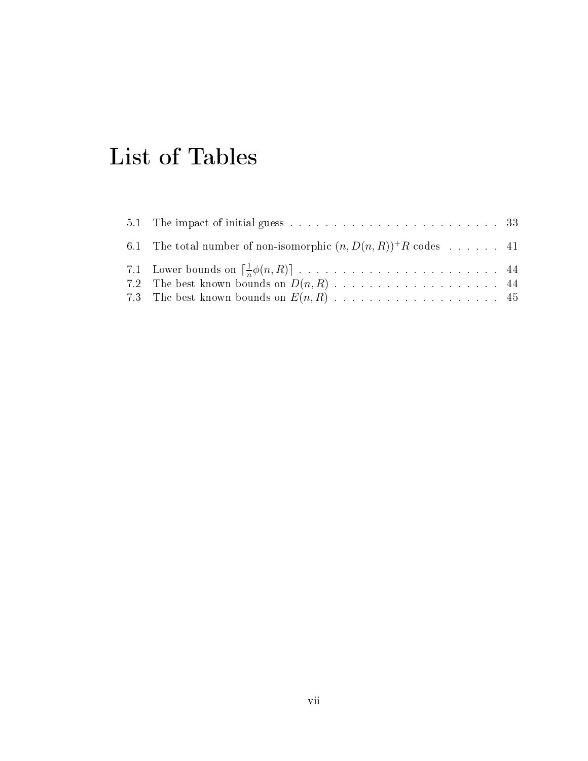# List of Tables

5.1 The impact of initial guess . . . . . . . . . . . . . . . . . . . . . . . . . 33

6.1 The total number of non-isomorphic $(n, D(n, R))^{+}R$ codes . . . . . . 41

7.1 Lower bounds on $\lceil \frac{1}{n}\phi(n, R) \rceil$ . . . . . . . . . . . . . . . . . . . . . . . . 44

7.2 The best known bounds on $D(n, R)$ . . . . . . . . . . . . . . . . . . . . 44

7.3 The best known bounds on $E(n, R)$ . . . . . . . . . . . . . . . . . . . . 45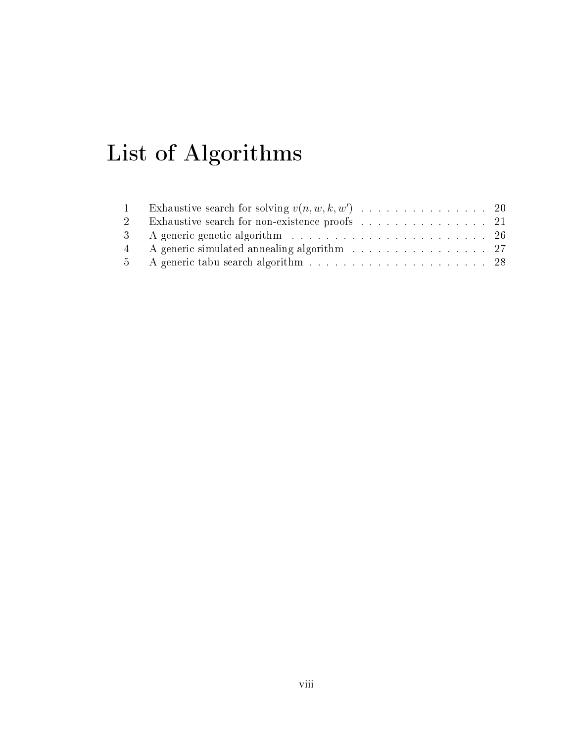# List of Algorithms

| | | |
|---|---|---|
| 1 | Exhaustive search for solving $v(n, w, k, w')$ | 20 |
| 2 | Exhaustive search for non-existence proofs | 21 |
| 3 | A generic genetic algorithm | 26 |
| 4 | A generic simulated annealing algorithm | 27 |
| 5 | A generic tabu search algorithm | 28 |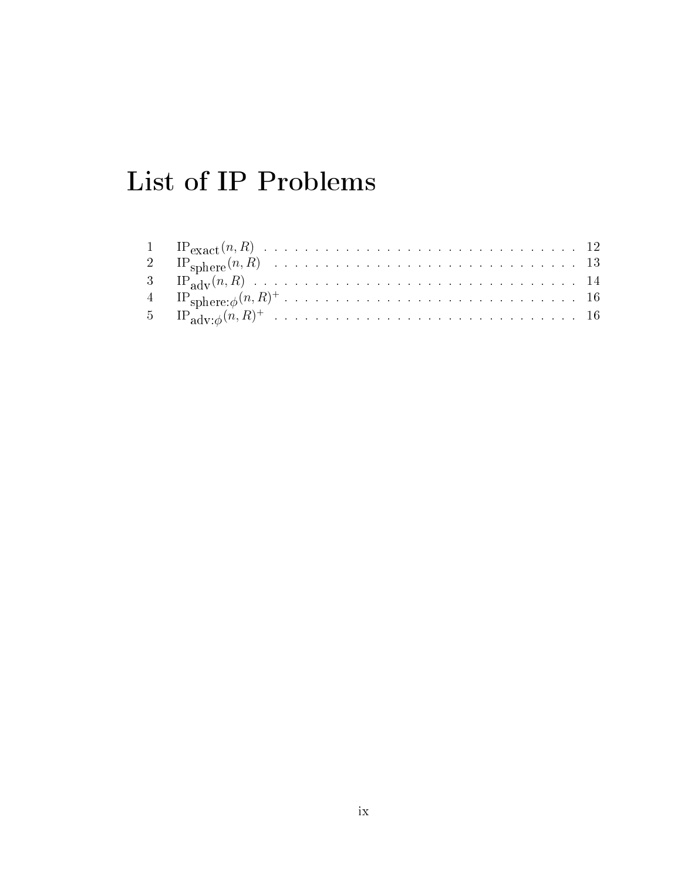# List of IP Problems

| | | |
|---|---|---|
| 1 | $\mathrm{IP}_{\mathrm{exact}}(n, R)$ | 12 |
| 2 | $\mathrm{IP}_{\mathrm{sphere}}(n, R)$ | 13 |
| 3 | $\mathrm{IP}_{\mathrm{adv}}(n, R)$ | 14 |
| 4 | $\mathrm{IP}_{\mathrm{sphere}:\phi}(n, R)^+$ | 16 |
| 5 | $\mathrm{IP}_{\mathrm{adv}:\phi}(n, R)^+$ | 16 |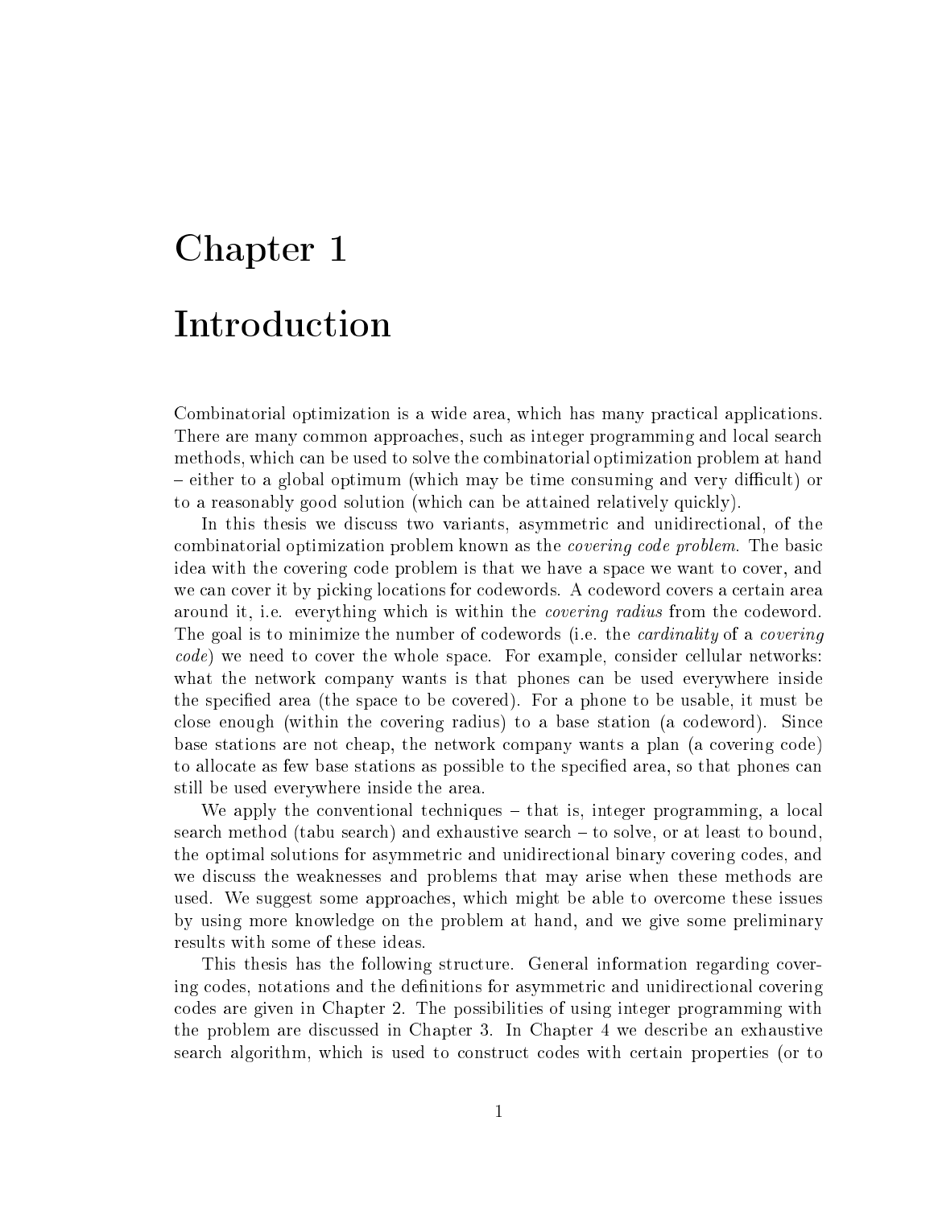# Chapter 1

# Introduction

Combinatorial optimization is a wide area, which has many practical applications. There are many common approaches, such as integer programming and local search methods, which can be used to solve the combinatorial optimization problem at hand – either to a global optimum (which may be time consuming and very difficult) or to a reasonably good solution (which can be attained relatively quickly).

In this thesis we discuss two variants, asymmetric and unidirectional, of the combinatorial optimization problem known as the *covering code problem*. The basic idea with the covering code problem is that we have a space we want to cover, and we can cover it by picking locations for codewords. A codeword covers a certain area around it, i.e. everything which is within the *covering radius* from the codeword. The goal is to minimize the number of codewords (i.e. the *cardinality* of a *covering code*) we need to cover the whole space. For example, consider cellular networks: what the network company wants is that phones can be used everywhere inside the specified area (the space to be covered). For a phone to be usable, it must be close enough (within the covering radius) to a base station (a codeword). Since base stations are not cheap, the network company wants a plan (a covering code) to allocate as few base stations as possible to the specified area, so that phones can still be used everywhere inside the area.

We apply the conventional techniques – that is, integer programming, a local search method (tabu search) and exhaustive search – to solve, or at least to bound, the optimal solutions for asymmetric and unidirectional binary covering codes, and we discuss the weaknesses and problems that may arise when these methods are used. We suggest some approaches, which might be able to overcome these issues by using more knowledge on the problem at hand, and we give some preliminary results with some of these ideas.

This thesis has the following structure. General information regarding covering codes, notations and the definitions for asymmetric and unidirectional covering codes are given in Chapter 2. The possibilities of using integer programming with the problem are discussed in Chapter 3. In Chapter 4 we describe an exhaustive search algorithm, which is used to construct codes with certain properties (or to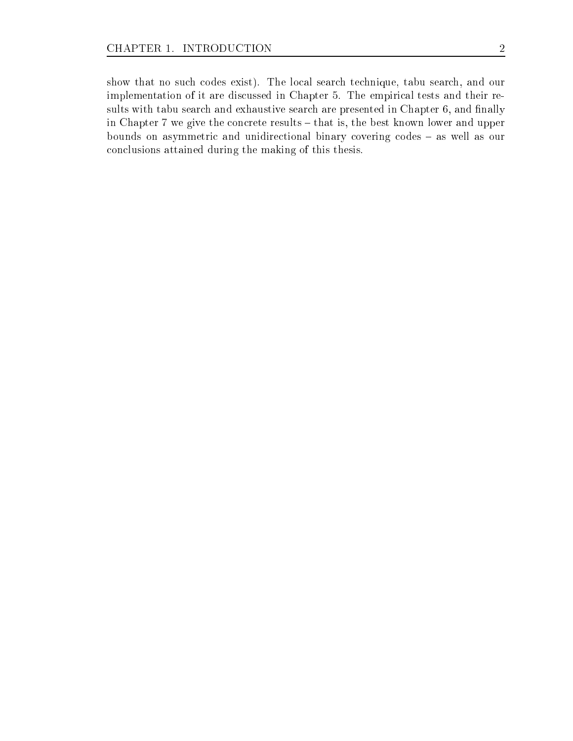show that no such codes exist). The local search technique, tabu search, and our implementation of it are discussed in Chapter 5. The empirical tests and their results with tabu search and exhaustive search are presented in Chapter 6, and finally in Chapter 7 we give the concrete results – that is, the best known lower and upper bounds on asymmetric and unidirectional binary covering codes – as well as our conclusions attained during the making of this thesis.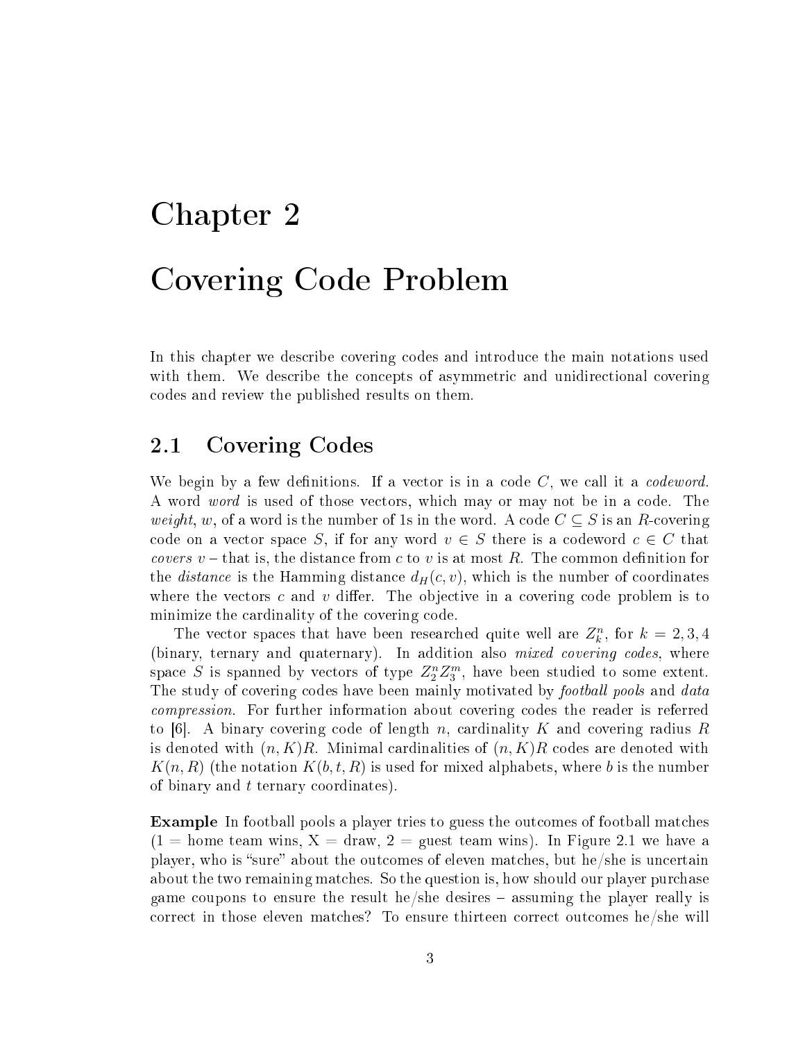# Chapter 2

# Covering Code Problem

In this chapter we describe covering codes and introduce the main notations used with them. We describe the concepts of asymmetric and unidirectional covering codes and review the published results on them.

## 2.1 Covering Codes

We begin by a few definitions. If a vector is in a code $C$, we call it a *codeword*. A word *word* is used of those vectors, which may or may not be in a code. The *weight*, $w$, of a word is the number of 1s in the word. A code $C \subseteq S$ is an $R$-covering code on a vector space $S$, if for any word $v \in S$ there is a codeword $c \in C$ that *covers* $v$ – that is, the distance from $c$ to $v$ is at most $R$. The common definition for the *distance* is the Hamming distance $d_H(c, v)$, which is the number of coordinates where the vectors $c$ and $v$ differ. The objective in a covering code problem is to minimize the cardinality of the covering code.

The vector spaces that have been researched quite well are $Z_k^n$, for $k = 2, 3, 4$ (binary, ternary and quaternary). In addition also *mixed covering codes*, where space $S$ is spanned by vectors of type $Z_2^n Z_3^m$, have been studied to some extent. The study of covering codes have been mainly motivated by *football pools* and *data compression*. For further information about covering codes the reader is referred to [6]. A binary covering code of length $n$, cardinality $K$ and covering radius $R$ is denoted with $(n, K)R$. Minimal cardinalities of $(n, K)R$ codes are denoted with $K(n, R)$ (the notation $K(b, t, R)$ is used for mixed alphabets, where $b$ is the number of binary and $t$ ternary coordinates).

**Example** In football pools a player tries to guess the outcomes of football matches (1 = home team wins, X = draw, 2 = guest team wins). In Figure 2.1 we have a player, who is "sure" about the outcomes of eleven matches, but he/she is uncertain about the two remaining matches. So the question is, how should our player purchase game coupons to ensure the result he/she desires – assuming the player really is correct in those eleven matches? To ensure thirteen correct outcomes he/she will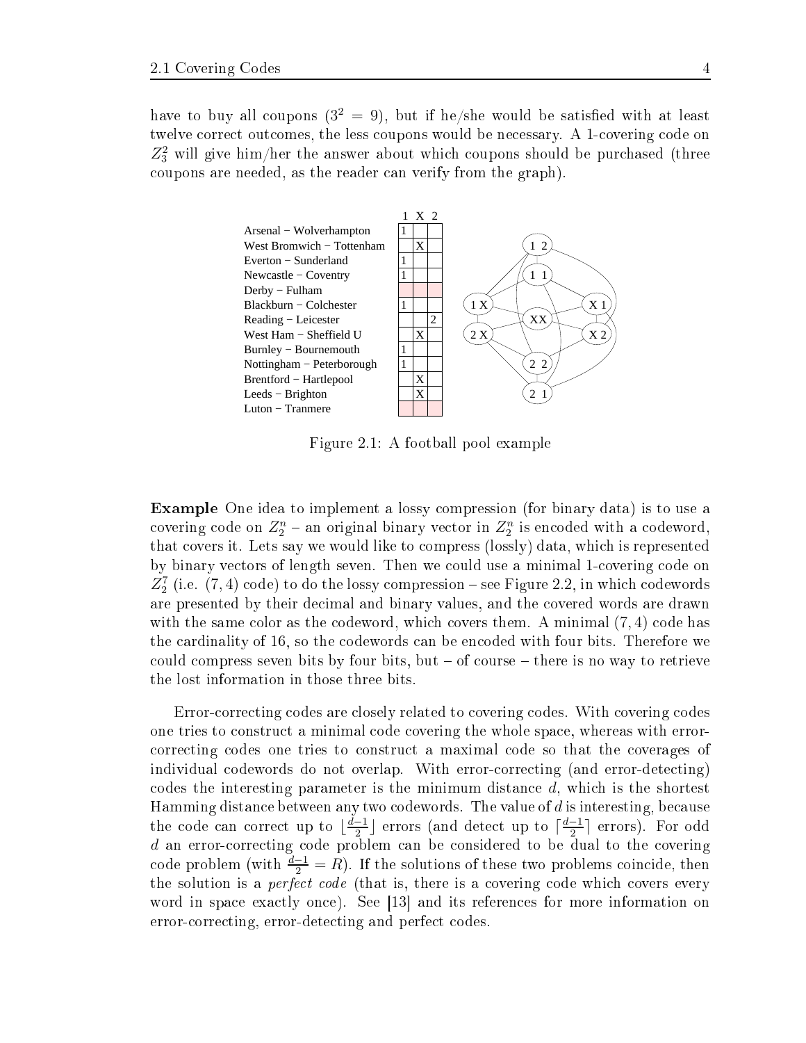have to buy all coupons ($3^2 = 9$), but if he/she would be satisfied with at least twelve correct outcomes, the less coupons would be necessary. A 1-covering code on $Z_3^2$ will give him/her the answer about which coupons should be purchased (three coupons are needed, as the reader can verify from the graph).

| | 1 | X | 2 |
|---|---|---|---|
| Arsenal − Wolverhampton | 1 | | |
| West Bromwich − Tottenham | | X | |
| Everton − Sunderland | 1 | | |
| Newcastle − Coventry | 1 | | |
| Derby − Fulham | | | |
| Blackburn − Colchester | 1 | | |
| Reading − Leicester | | | 2 |
| West Ham − Sheffield U | | X | |
| Burnley − Bournemouth | 1 | | |
| Nottingham − Peterborough | 1 | | |
| Brentford − Hartlepool | | X | |
| Leeds − Brighton | | X | |
| Luton − Tranmere | | | |

Figure 2.1: A football pool example

**Example** One idea to implement a lossy compression (for binary data) is to use a covering code on $Z_2^n$ – an original binary vector in $Z_2^n$ is encoded with a codeword, that covers it. Lets say we would like to compress (lossly) data, which is represented by binary vectors of length seven. Then we could use a minimal 1-covering code on $Z_2^7$ (i.e. $(7,4)$ code) to do the lossy compression – see Figure 2.2, in which codewords are presented by their decimal and binary values, and the covered words are drawn with the same color as the codeword, which covers them. A minimal $(7,4)$ code has the cardinality of 16, so the codewords can be encoded with four bits. Therefore we could compress seven bits by four bits, but – of course – there is no way to retrieve the lost information in those three bits.

Error-correcting codes are closely related to covering codes. With covering codes one tries to construct a minimal code covering the whole space, whereas with error-correcting codes one tries to construct a maximal code so that the coverages of individual codewords do not overlap. With error-correcting (and error-detecting) codes the interesting parameter is the minimum distance $d$, which is the shortest Hamming distance between any two codewords. The value of $d$ is interesting, because the code can correct up to $\lfloor \frac{d-1}{2} \rfloor$ errors (and detect up to $\lceil \frac{d-1}{2} \rceil$ errors). For odd $d$ an error-correcting code problem can be considered to be dual to the covering code problem (with $\frac{d-1}{2} = R$). If the solutions of these two problems coincide, then the solution is a *perfect code* (that is, there is a covering code which covers every word in space exactly once). See [13] and its references for more information on error-correcting, error-detecting and perfect codes.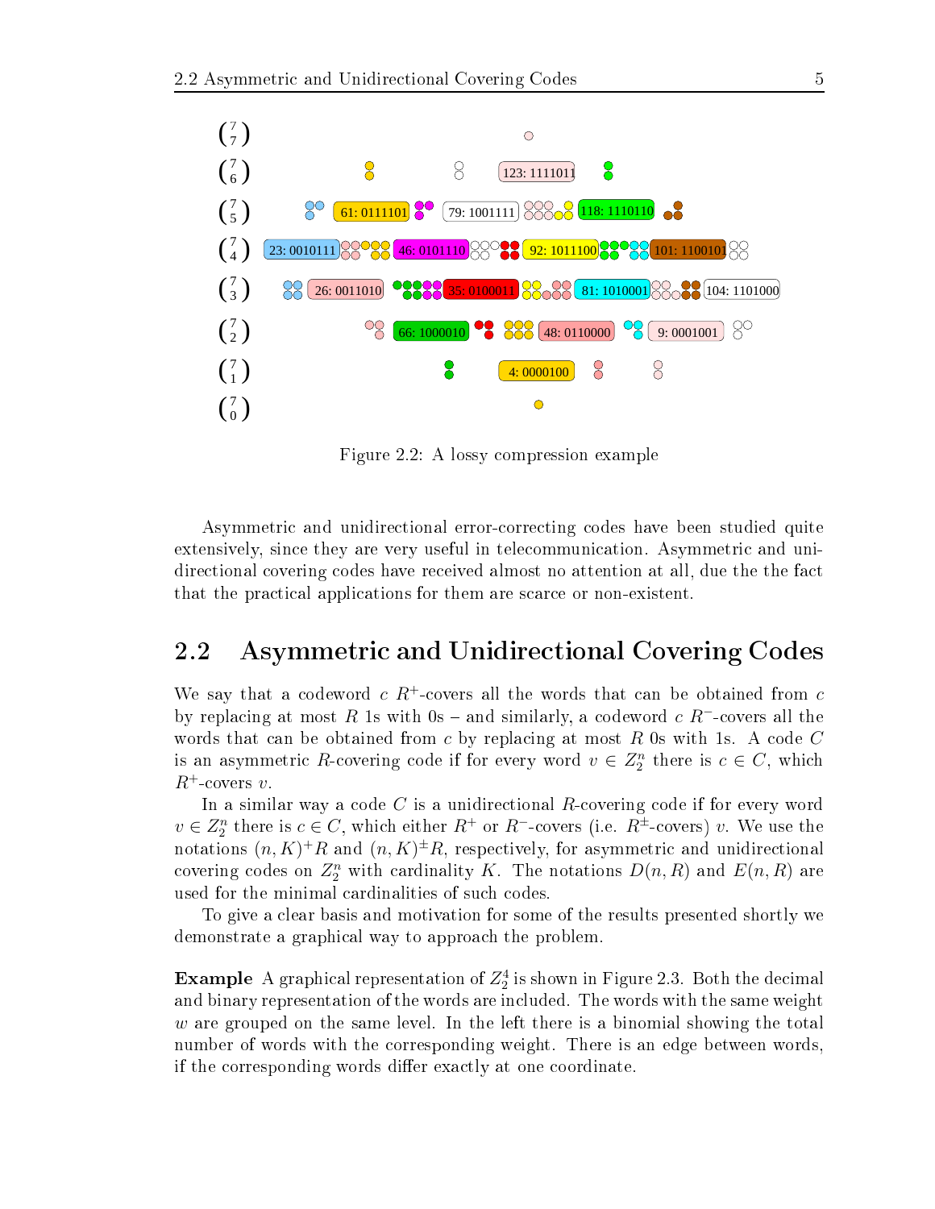Figure 2.2: A lossy compression example

Asymmetric and unidirectional error-correcting codes have been studied quite extensively, since they are very useful in telecommunication. Asymmetric and unidirectional covering codes have received almost no attention at all, due the the fact that the practical applications for them are scarce or non-existent.

## 2.2 Asymmetric and Unidirectional Covering Codes

We say that a codeword $c$ $R^+$-covers all the words that can be obtained from $c$ by replacing at most $R$ 1s with 0s – and similarly, a codeword $c$ $R^-$-covers all the words that can be obtained from $c$ by replacing at most $R$ 0s with 1s. A code $C$ is an asymmetric $R$-covering code if for every word $v \in Z_2^n$ there is $c \in C$, which $R^+$-covers $v$.

In a similar way a code $C$ is a unidirectional $R$-covering code if for every word $v \in Z_2^n$ there is $c \in C$, which either $R^+$ or $R^-$-covers (i.e. $R^{\pm}$-covers) $v$. We use the notations $(n, K)^+R$ and $(n, K)^{\pm}R$, respectively, for asymmetric and unidirectional covering codes on $Z_2^n$ with cardinality $K$. The notations $D(n, R)$ and $E(n, R)$ are used for the minimal cardinalities of such codes.

To give a clear basis and motivation for some of the results presented shortly we demonstrate a graphical way to approach the problem.

**Example** A graphical representation of $Z_2^4$ is shown in Figure 2.3. Both the decimal and binary representation of the words are included. The words with the same weight $w$ are grouped on the same level. In the left there is a binomial showing the total number of words with the corresponding weight. There is an edge between words, if the corresponding words differ exactly at one coordinate.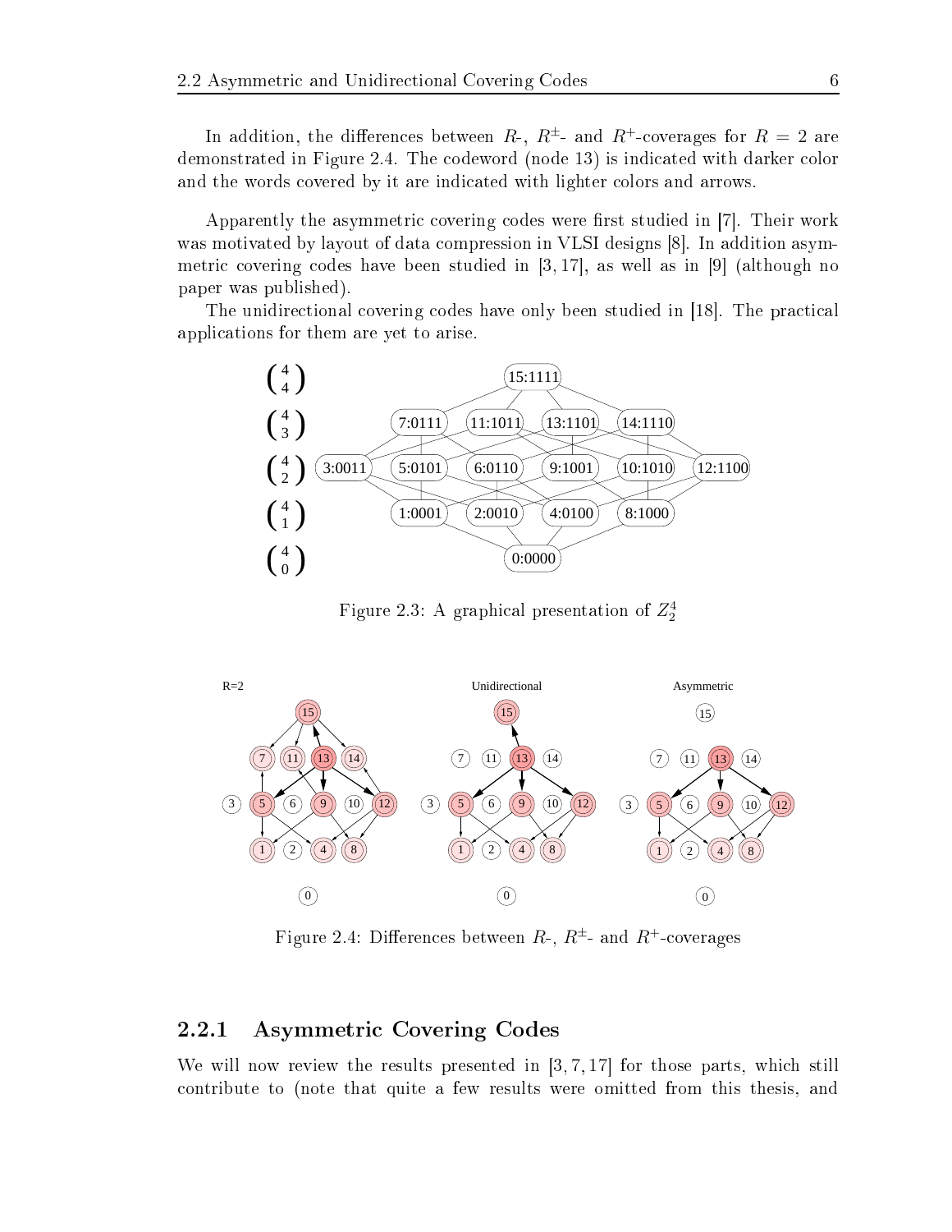In addition, the differences between $R$-, $R^{\pm}$- and $R^{+}$-coverages for $R = 2$ are demonstrated in Figure 2.4. The codeword (node 13) is indicated with darker color and the words covered by it are indicated with lighter colors and arrows.

Apparently the asymmetric covering codes were first studied in [7]. Their work was motivated by layout of data compression in VLSI designs [8]. In addition asymmetric covering codes have been studied in [3, 17], as well as in [9] (although no paper was published).

The unidirectional covering codes have only been studied in [18]. The practical applications for them are yet to arise.

Figure 2.3: A graphical presentation of $Z_2^4$

Figure 2.4: Differences between $R$-, $R^{\pm}$- and $R^{+}$-coverages

### 2.2.1 Asymmetric Covering Codes

We will now review the results presented in [3, 7, 17] for those parts, which still contribute to (note that quite a few results were omitted from this thesis, and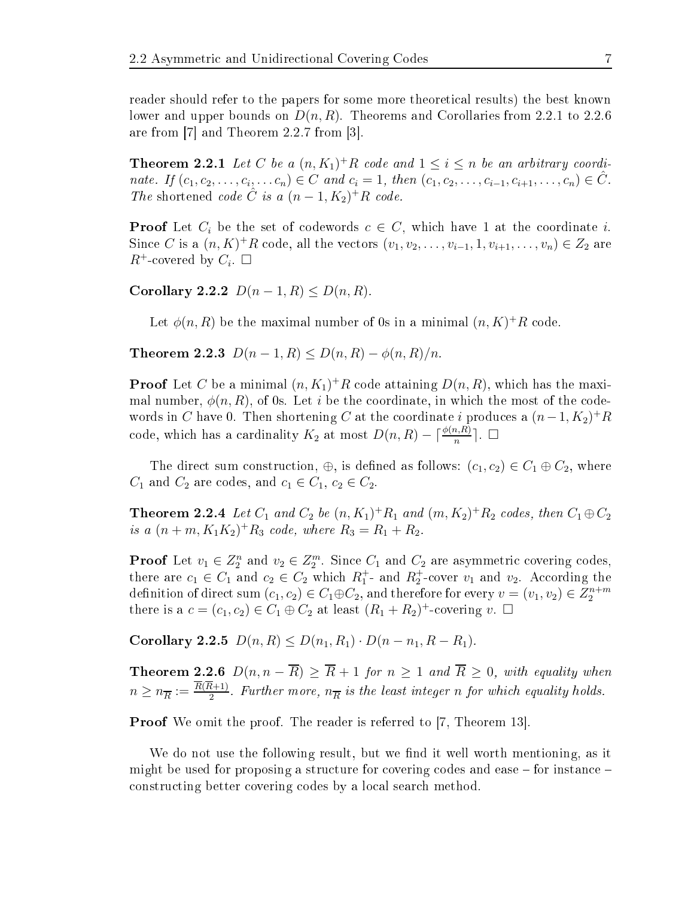reader should refer to the papers for some more theoretical results) the best known lower and upper bounds on $D(n, R)$. Theorems and Corollaries from 2.2.1 to 2.2.6 are from [7] and Theorem 2.2.7 from [3].

**Theorem 2.2.1** *Let $C$ be a $(n, K_1)^+R$ code and $1 \leq i \leq n$ be an arbitrary coordinate. If $(c_1, c_2, \ldots, c_i, \ldots c_n) \in C$ and $c_i = 1$, then $(c_1, c_2, \ldots, c_{i-1}, c_{i+1}, \ldots, c_n) \in \hat{C}$. The* shortened *code $\hat{C}$ is a $(n-1, K_2)^+R$ code.*

**Proof** Let $C_i$ be the set of codewords $c \in C$, which have 1 at the coordinate $i$. Since $C$ is a $(n, K)^+R$ code, all the vectors $(v_1, v_2, \ldots, v_{i-1}, 1, v_{i+1}, \ldots, v_n) \in Z_2$ are $R^+$-covered by $C_i$. □

**Corollary 2.2.2** $D(n-1, R) \leq D(n, R)$.

Let $\phi(n, R)$ be the maximal number of 0s in a minimal $(n, K)^+R$ code.

**Theorem 2.2.3** $D(n-1, R) \leq D(n, R) - \phi(n, R)/n$.

**Proof** Let $C$ be a minimal $(n, K_1)^+R$ code attaining $D(n, R)$, which has the maximal number, $\phi(n, R)$, of 0s. Let $i$ be the coordinate, in which the most of the codewords in $C$ have 0. Then shortening $C$ at the coordinate $i$ produces a $(n-1, K_2)^+R$ code, which has a cardinality $K_2$ at most $D(n, R) - \lceil \frac{\phi(n,R)}{n} \rceil$. □

The direct sum construction, $\oplus$, is defined as follows: $(c_1, c_2) \in C_1 \oplus C_2$, where $C_1$ and $C_2$ are codes, and $c_1 \in C_1$, $c_2 \in C_2$.

**Theorem 2.2.4** *Let $C_1$ and $C_2$ be $(n, K_1)^+R_1$ and $(m, K_2)^+R_2$ codes, then $C_1 \oplus C_2$ is a $(n+m, K_1K_2)^+R_3$ code, where $R_3 = R_1 + R_2$.*

**Proof** Let $v_1 \in Z_2^n$ and $v_2 \in Z_2^m$. Since $C_1$ and $C_2$ are asymmetric covering codes, there are $c_1 \in C_1$ and $c_2 \in C_2$ which $R_1^+$- and $R_2^+$-cover $v_1$ and $v_2$. According the definition of direct sum $(c_1, c_2) \in C_1 \oplus C_2$, and therefore for every $v = (v_1, v_2) \in Z_2^{n+m}$ there is a $c = (c_1, c_2) \in C_1 \oplus C_2$ at least $(R_1 + R_2)^+$-covering $v$. □

**Corollary 2.2.5** $D(n, R) \leq D(n_1, R_1) \cdot D(n - n_1, R - R_1)$.

**Theorem 2.2.6** *$D(n, n - \overline{R}) \geq \overline{R} + 1$ for $n \geq 1$ and $\overline{R} \geq 0$, with equality when $n \geq n_{\overline{R}} := \frac{\overline{R}(\overline{R}+1)}{2}$. Further more, $n_{\overline{R}}$ is the least integer $n$ for which equality holds.*

**Proof** We omit the proof. The reader is referred to [7, Theorem 13].

We do not use the following result, but we find it well worth mentioning, as it might be used for proposing a structure for covering codes and ease – for instance – constructing better covering codes by a local search method.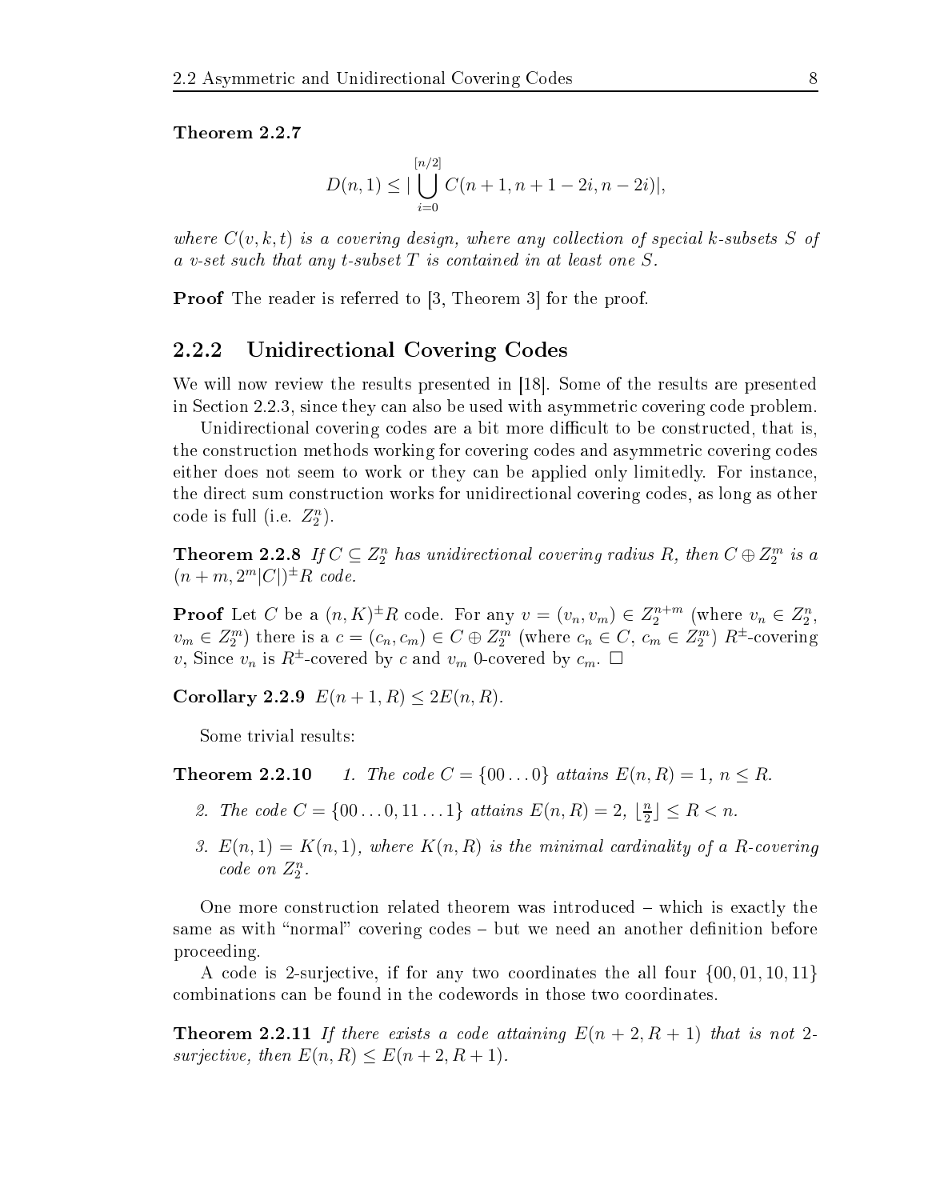**Theorem 2.2.7**

$$D(n,1) \leq |\bigcup_{i=0}^{[n/2]} C(n+1, n+1-2i, n-2i)|,$$

*where $C(v,k,t)$ is a covering design, where any collection of special $k$-subsets $S$ of a $v$-set such that any $t$-subset $T$ is contained in at least one $S$.*

**Proof** The reader is referred to [3, Theorem 3] for the proof.

### 2.2.2 Unidirectional Covering Codes

We will now review the results presented in [18]. Some of the results are presented in Section 2.2.3, since they can also be used with asymmetric covering code problem.

Unidirectional covering codes are a bit more difficult to be constructed, that is, the construction methods working for covering codes and asymmetric covering codes either does not seem to work or they can be applied only limitedly. For instance, the direct sum construction works for unidirectional covering codes, as long as other code is full (i.e. $Z_2^n$).

**Theorem 2.2.8** *If $C \subseteq Z_2^n$ has unidirectional covering radius $R$, then $C \oplus Z_2^m$ is a $(n+m, 2^m|C|)^{\pm}R$ code.*

**Proof** Let $C$ be a $(n,K)^{\pm}R$ code. For any $v = (v_n, v_m) \in Z_2^{n+m}$ (where $v_n \in Z_2^n$, $v_m \in Z_2^m$) there is a $c = (c_n, c_m) \in C \oplus Z_2^m$ (where $c_n \in C$, $c_m \in Z_2^m$) $R^{\pm}$-covering $v$, Since $v_n$ is $R^{\pm}$-covered by $c$ and $v_m$ 0-covered by $c_m$. $\square$

**Corollary 2.2.9** $E(n+1, R) \leq 2E(n, R)$.

Some trivial results:

**Theorem 2.2.10**

1. *The code $C = \{00\ldots0\}$ attains $E(n,R) = 1$, $n \leq R$.*
2. *The code $C = \{00\ldots0, 11\ldots1\}$ attains $E(n,R) = 2$, $\lfloor \frac{n}{2} \rfloor \leq R < n$.*
3. *$E(n,1) = K(n,1)$, where $K(n,R)$ is the minimal cardinality of a $R$-covering code on $Z_2^n$.*

One more construction related theorem was introduced – which is exactly the same as with "normal" covering codes – but we need an another definition before proceeding.

A code is 2-surjective, if for any two coordinates the all four $\{00, 01, 10, 11\}$ combinations can be found in the codewords in those two coordinates.

**Theorem 2.2.11** *If there exists a code attaining $E(n+2, R+1)$ that is not 2-surjective, then $E(n,R) \leq E(n+2, R+1)$.*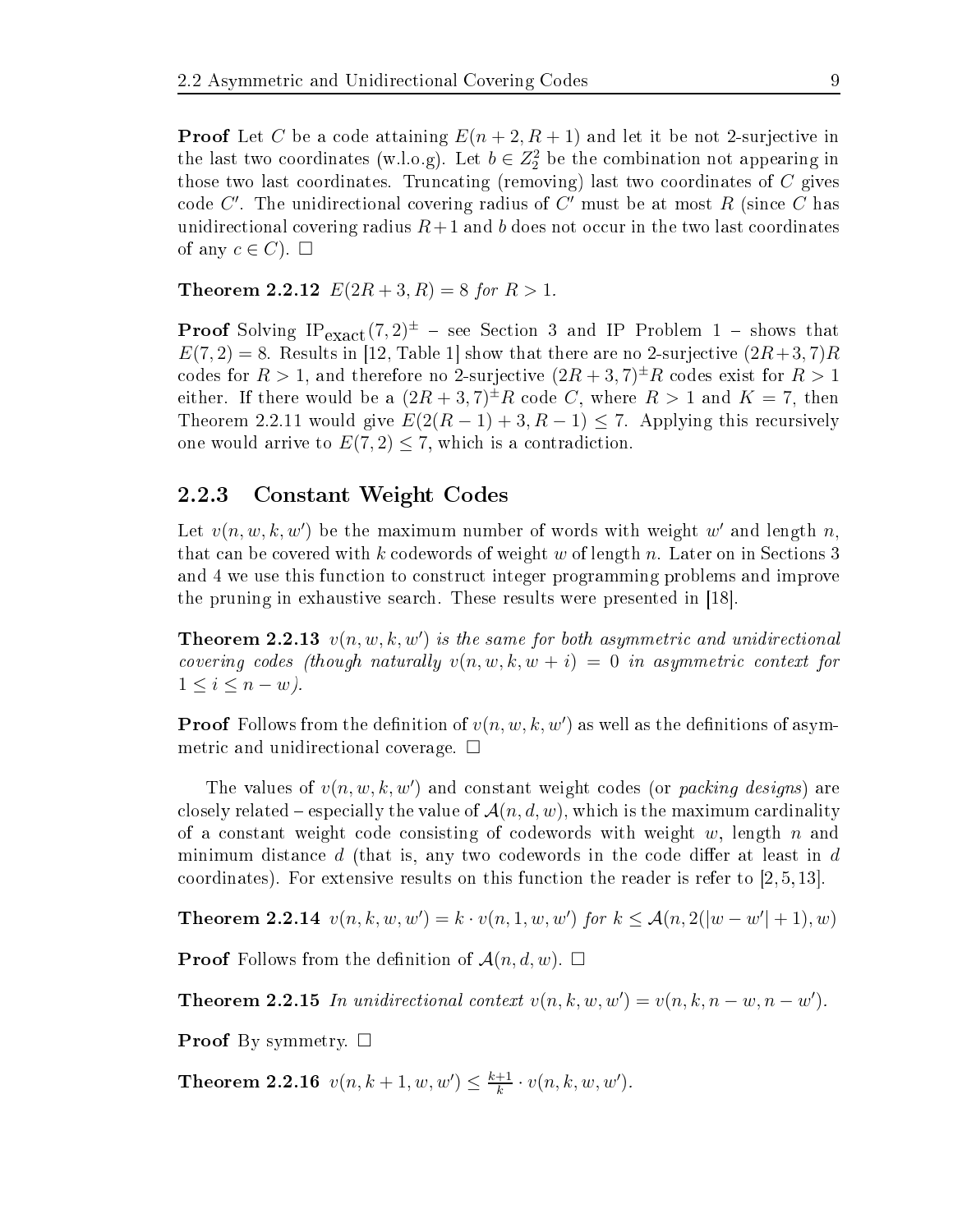**Proof** Let $C$ be a code attaining $E(n+2, R+1)$ and let it be not 2-surjective in the last two coordinates (w.l.o.g). Let $b \in Z_2^2$ be the combination not appearing in those two last coordinates. Truncating (removing) last two coordinates of $C$ gives code $C'$. The unidirectional covering radius of $C'$ must be at most $R$ (since $C$ has unidirectional covering radius $R+1$ and $b$ does not occur in the two last coordinates of any $c \in C$). $\square$

**Theorem 2.2.12** *$E(2R+3, R) = 8$ for $R > 1$.*

**Proof** Solving $\text{IP}_{\text{exact}}(7,2)^{\pm}$ – see Section 3 and IP Problem 1 – shows that $E(7,2) = 8$. Results in [12, Table 1] show that there are no 2-surjective $(2R+3, 7)R$ codes for $R > 1$, and therefore no 2-surjective $(2R+3, 7)^{\pm}R$ codes exist for $R > 1$ either. If there would be a $(2R+3, 7)^{\pm}R$ code $C$, where $R > 1$ and $K = 7$, then Theorem 2.2.11 would give $E(2(R-1)+3, R-1) \leq 7$. Applying this recursively one would arrive to $E(7,2) \leq 7$, which is a contradiction.

### 2.2.3 Constant Weight Codes

Let $v(n, w, k, w')$ be the maximum number of words with weight $w'$ and length $n$, that can be covered with $k$ codewords of weight $w$ of length $n$. Later on in Sections 3 and 4 we use this function to construct integer programming problems and improve the pruning in exhaustive search. These results were presented in [18].

**Theorem 2.2.13** *$v(n, w, k, w')$ is the same for both asymmetric and unidirectional covering codes (though naturally $v(n, w, k, w+i) = 0$ in asymmetric context for $1 \leq i \leq n-w$).*

**Proof** Follows from the definition of $v(n, w, k, w')$ as well as the definitions of asymmetric and unidirectional coverage. $\square$

The values of $v(n, w, k, w')$ and constant weight codes (or *packing designs*) are closely related – especially the value of $\mathcal{A}(n, d, w)$, which is the maximum cardinality of a constant weight code consisting of codewords with weight $w$, length $n$ and minimum distance $d$ (that is, any two codewords in the code differ at least in $d$ coordinates). For extensive results on this function the reader is refer to [2, 5, 13].

**Theorem 2.2.14** *$v(n, k, w, w') = k \cdot v(n, 1, w, w')$ for $k \leq \mathcal{A}(n, 2(|w-w'|+1), w)$*

**Proof** Follows from the definition of $\mathcal{A}(n, d, w)$. $\square$

**Theorem 2.2.15** *In unidirectional context $v(n, k, w, w') = v(n, k, n-w, n-w')$.*

**Proof** By symmetry. $\square$

**Theorem 2.2.16** *$v(n, k+1, w, w') \leq \frac{k+1}{k} \cdot v(n, k, w, w')$.*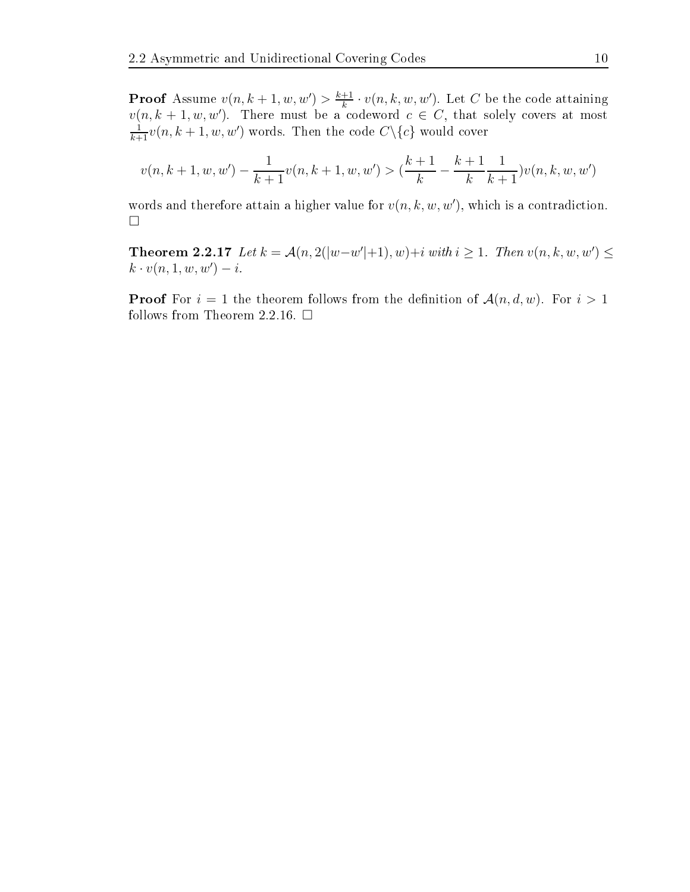**Proof** Assume $v(n, k+1, w, w') > \frac{k+1}{k} \cdot v(n, k, w, w')$. Let $C$ be the code attaining $v(n, k+1, w, w')$. There must be a codeword $c \in C$, that solely covers at most $\frac{1}{k+1} v(n, k+1, w, w')$ words. Then the code $C \backslash \{c\}$ would cover

$$v(n, k+1, w, w') - \frac{1}{k+1} v(n, k+1, w, w') > (\frac{k+1}{k} - \frac{k+1}{k} \frac{1}{k+1}) v(n, k, w, w')$$

words and therefore attain a higher value for $v(n, k, w, w')$, which is a contradiction. $\square$

**Theorem 2.2.17** *Let $k = \mathcal{A}(n, 2(|w - w'| + 1), w) + i$ with $i \geq 1$. Then $v(n, k, w, w') \leq k \cdot v(n, 1, w, w') - i$.*

**Proof** For $i = 1$ the theorem follows from the definition of $\mathcal{A}(n, d, w)$. For $i > 1$ follows from Theorem 2.2.16. $\square$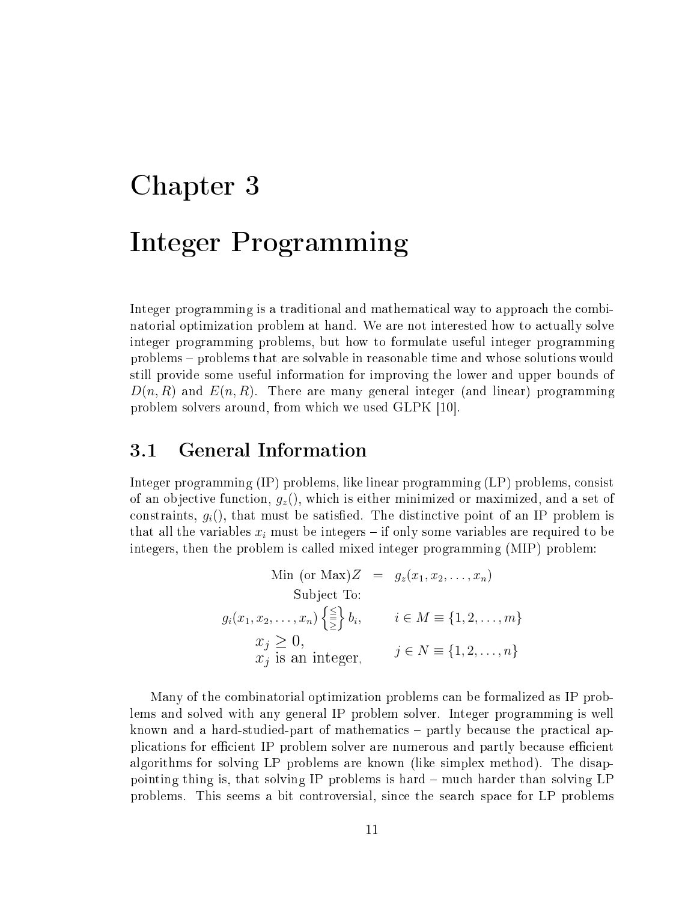# Chapter 3

# Integer Programming

Integer programming is a traditional and mathematical way to approach the combinatorial optimization problem at hand. We are not interested how to actually solve integer programming problems, but how to formulate useful integer programming problems – problems that are solvable in reasonable time and whose solutions would still provide some useful information for improving the lower and upper bounds of $D(n, R)$ and $E(n, R)$. There are many general integer (and linear) programming problem solvers around, from which we used GLPK [10].

## 3.1 General Information

Integer programming (IP) problems, like linear programming (LP) problems, consist of an objective function, $g_z()$, which is either minimized or maximized, and a set of constraints, $g_i()$, that must be satisfied. The distinctive point of an IP problem is that all the variables $x_i$ must be integers – if only some variables are required to be integers, then the problem is called mixed integer programming (MIP) problem:

$$
\begin{array}{rcl}
\text{Min (or Max)}Z & = & g_z(x_1, x_2, \ldots, x_n) \\
\text{Subject To:} & & \\
g_i(x_1, x_2, \ldots, x_n) \left\{ \begin{smallmatrix} \leq \\ = \\ \geq \end{smallmatrix} \right\} b_i, & & i \in M \equiv \{1, 2, \ldots, m\} \\
\begin{array}{l} x_j \geq 0, \\ x_j \text{ is an integer,} \end{array} & & j \in N \equiv \{1, 2, \ldots, n\}
\end{array}
$$

Many of the combinatorial optimization problems can be formalized as IP problems and solved with any general IP problem solver. Integer programming is well known and a hard-studied-part of mathematics – partly because the practical applications for efficient IP problem solver are numerous and partly because efficient algorithms for solving LP problems are known (like simplex method). The disappointing thing is, that solving IP problems is hard – much harder than solving LP problems. This seems a bit controversial, since the search space for LP problems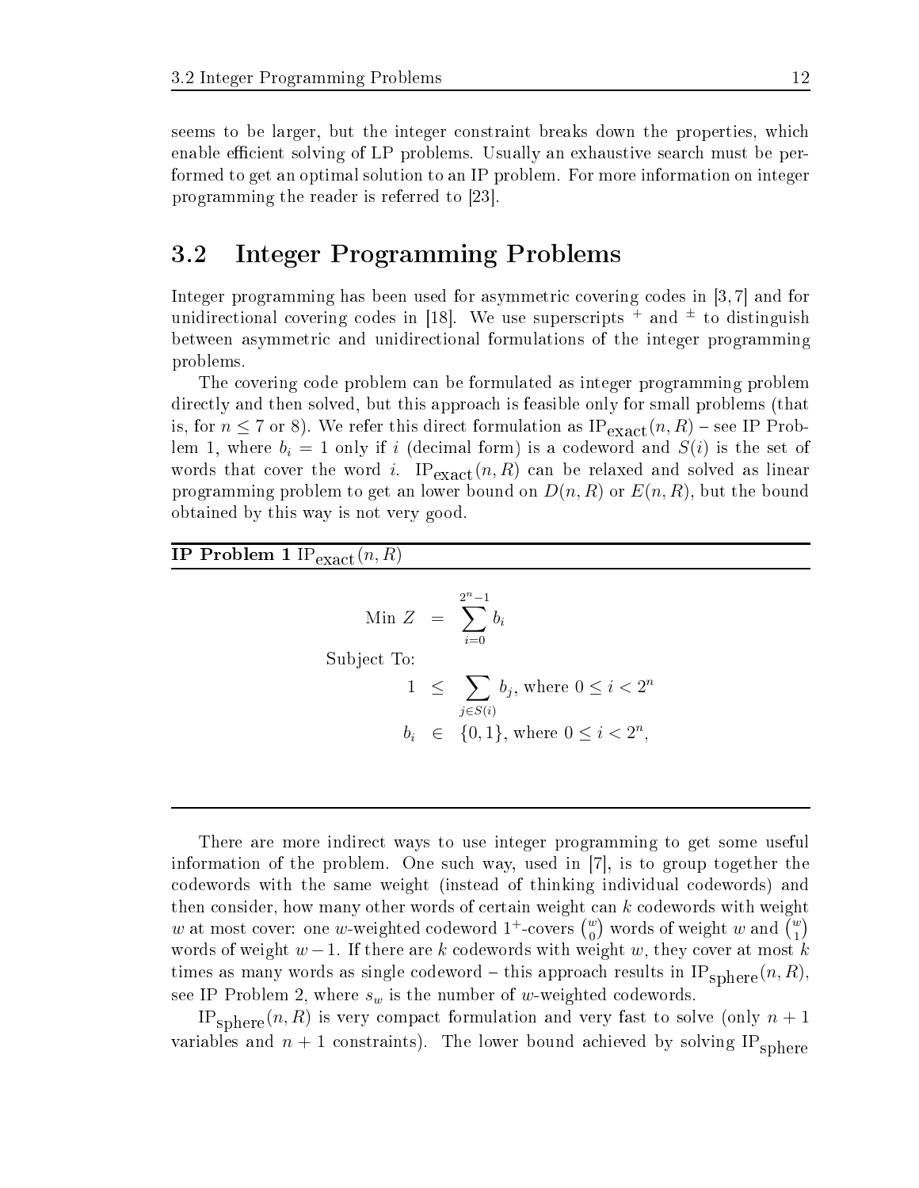seems to be larger, but the integer constraint breaks down the properties, which enable efficient solving of LP problems. Usually an exhaustive search must be performed to get an optimal solution to an IP problem. For more information on integer programming the reader is referred to [23].

## 3.2 Integer Programming Problems

Integer programming has been used for asymmetric covering codes in [3, 7] and for unidirectional covering codes in [18]. We use superscripts $^+$ and $^\pm$ to distinguish between asymmetric and unidirectional formulations of the integer programming problems.

The covering code problem can be formulated as integer programming problem directly and then solved, but this approach is feasible only for small problems (that is, for $n \leq 7$ or 8). We refer this direct formulation as $\mathrm{IP}_{\mathrm{exact}}(n, R)$ – see IP Problem 1, where $b_i = 1$ only if $i$ (decimal form) is a codeword and $S(i)$ is the set of words that cover the word $i$. $\mathrm{IP}_{\mathrm{exact}}(n, R)$ can be relaxed and solved as linear programming problem to get an lower bound on $D(n, R)$ or $E(n, R)$, but the bound obtained by this way is not very good.

**IP Problem 1** $\mathrm{IP}_{\mathrm{exact}}(n, R)$

$$\text{Min } Z = \sum_{i=0}^{2^n-1} b_i$$

Subject To:

$$1 \leq \sum_{j \in S(i)} b_j, \text{ where } 0 \leq i < 2^n$$

$$b_i \in \{0, 1\}, \text{ where } 0 \leq i < 2^n,$$

There are more indirect ways to use integer programming to get some useful information of the problem. One such way, used in [7], is to group together the codewords with the same weight (instead of thinking individual codewords) and then consider, how many other words of certain weight can $k$ codewords with weight $w$ at most cover: one $w$-weighted codeword $1^+$-covers $\binom{w}{0}$ words of weight $w$ and $\binom{w}{1}$ words of weight $w-1$. If there are $k$ codewords with weight $w$, they cover at most $k$ times as many words as single codeword – this approach results in $\mathrm{IP}_{\mathrm{sphere}}(n, R)$, see IP Problem 2, where $s_w$ is the number of $w$-weighted codewords.

$\mathrm{IP}_{\mathrm{sphere}}(n, R)$ is very compact formulation and very fast to solve (only $n+1$ variables and $n+1$ constraints). The lower bound achieved by solving $\mathrm{IP}_{\mathrm{sphere}}$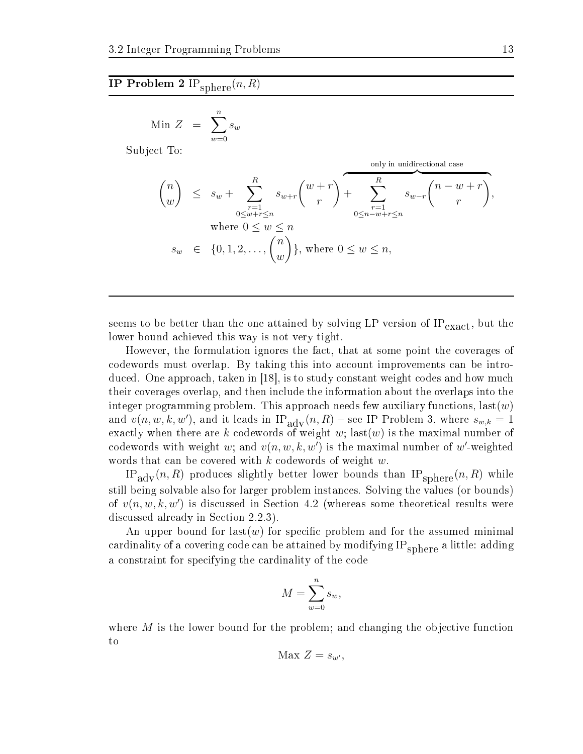**IP Problem 2** $\text{IP}_{\text{sphere}}(n, R)$

$$
\begin{aligned}
\text{Min } Z &= \sum_{w=0}^{n} s_w \\
\text{Subject To:} & \\
\binom{n}{w} &\leq s_w + \sum_{\substack{r=1 \\ 0 \leq w+r \leq n}}^{R} s_{w+r} \binom{w+r}{r} + \overbrace{\sum_{\substack{r=1 \\ 0 \leq n-w+r \leq n}}^{R} s_{w-r} \binom{n-w+r}{r}}^{\text{only in unidirectional case}}, \\
& \quad \text{where } 0 \leq w \leq n \\
s_w &\in \{0, 1, 2, \ldots, \binom{n}{w}\}, \text{ where } 0 \leq w \leq n,
\end{aligned}
$$

seems to be better than the one attained by solving LP version of $\text{IP}_{\text{exact}}$, but the lower bound achieved this way is not very tight.

However, the formulation ignores the fact, that at some point the coverages of codewords must overlap. By taking this into account improvements can be introduced. One approach, taken in [18], is to study constant weight codes and how much their coverages overlap, and then include the information about the overlaps into the integer programming problem. This approach needs few auxiliary functions, $\text{last}(w)$ and $v(n, w, k, w')$, and it leads in $\text{IP}_{\text{adv}}(n, R)$ – see IP Problem 3, where $s_{w,k} = 1$ exactly when there are $k$ codewords of weight $w$; $\text{last}(w)$ is the maximal number of codewords with weight $w$; and $v(n, w, k, w')$ is the maximal number of $w'$-weighted words that can be covered with $k$ codewords of weight $w$.

$\text{IP}_{\text{adv}}(n, R)$ produces slightly better lower bounds than $\text{IP}_{\text{sphere}}(n, R)$ while still being solvable also for larger problem instances. Solving the values (or bounds) of $v(n, w, k, w')$ is discussed in Section 4.2 (whereas some theoretical results were discussed already in Section 2.2.3).

An upper bound for $\text{last}(w)$ for specific problem and for the assumed minimal cardinality of a covering code can be attained by modifying $\text{IP}_{\text{sphere}}$ a little: adding a constraint for specifying the cardinality of the code

$$
M = \sum_{w=0}^{n} s_w,
$$

where $M$ is the lower bound for the problem; and changing the objective function to

$$
\text{Max } Z = s_{w'},
$$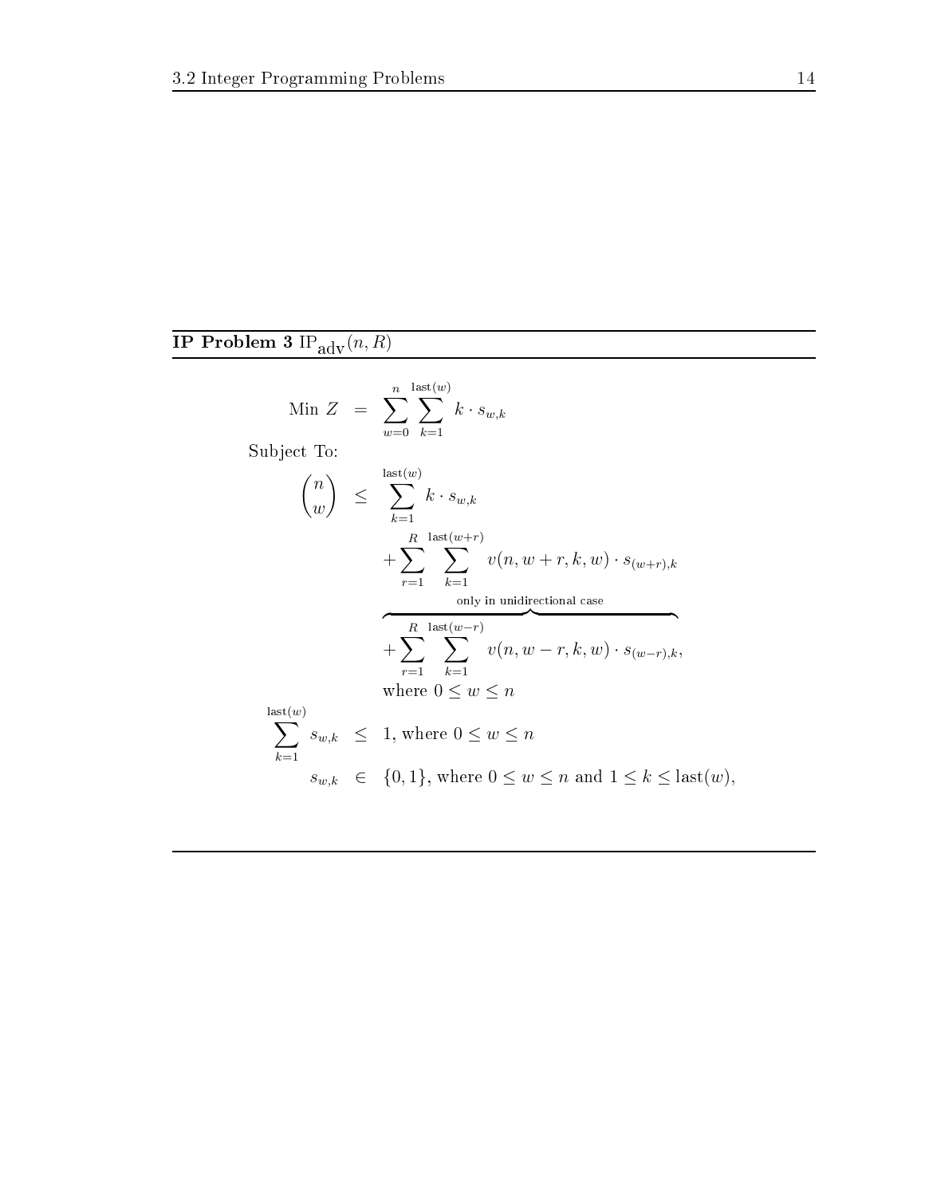**IP Problem 3** $\mathrm{IP}_{\mathrm{adv}}(n, R)$

$$
\begin{aligned}
\text{Min } Z &= \sum_{w=0}^{n} \sum_{k=1}^{\mathrm{last}(w)} k \cdot s_{w,k} \\
\text{Subject To:} & \\
\binom{n}{w} &\leq \sum_{k=1}^{\mathrm{last}(w)} k \cdot s_{w,k} \\
&\quad + \sum_{r=1}^{R} \sum_{k=1}^{\mathrm{last}(w+r)} v(n, w+r, k, w) \cdot s_{(w+r),k} \\
&\quad \overbrace{+ \sum_{r=1}^{R} \sum_{k=1}^{\mathrm{last}(w-r)} v(n, w-r, k, w) \cdot s_{(w-r),k}}^{\text{only in unidirectional case}}, \\
&\quad \text{where } 0 \leq w \leq n \\
\sum_{k=1}^{\mathrm{last}(w)} s_{w,k} &\leq 1, \text{ where } 0 \leq w \leq n \\
s_{w,k} &\in \{0, 1\}, \text{ where } 0 \leq w \leq n \text{ and } 1 \leq k \leq \mathrm{last}(w),
\end{aligned}
$$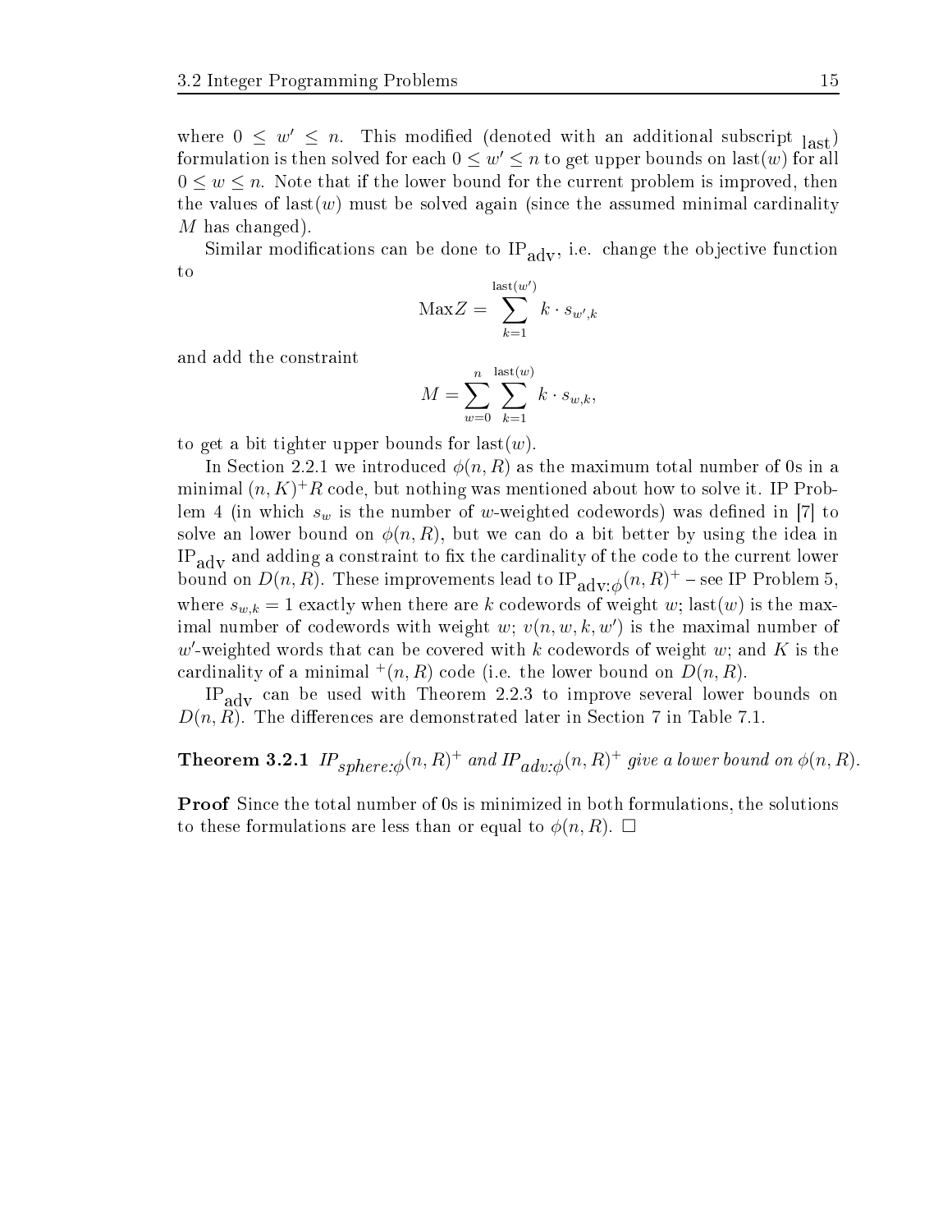where $0 \leq w' \leq n$. This modified (denoted with an additional subscript $_{\text{last}}$) formulation is then solved for each $0 \leq w' \leq n$ to get upper bounds on $\text{last}(w)$ for all $0 \leq w \leq n$. Note that if the lower bound for the current problem is improved, then the values of $\text{last}(w)$ must be solved again (since the assumed minimal cardinality $M$ has changed).

Similar modifications can be done to $\text{IP}_{\text{adv}}$, i.e. change the objective function to

$$\text{Max}Z = \sum_{k=1}^{\text{last}(w')} k \cdot s_{w',k}$$

and add the constraint

$$M = \sum_{w=0}^{n} \sum_{k=1}^{\text{last}(w)} k \cdot s_{w,k},$$

to get a bit tighter upper bounds for $\text{last}(w)$.

In Section 2.2.1 we introduced $\phi(n, R)$ as the maximum total number of 0s in a minimal $(n, K)^+ R$ code, but nothing was mentioned about how to solve it. IP Problem 4 (in which $s_w$ is the number of $w$-weighted codewords) was defined in [7] to solve an lower bound on $\phi(n, R)$, but we can do a bit better by using the idea in $\text{IP}_{\text{adv}}$ and adding a constraint to fix the cardinality of the code to the current lower bound on $D(n, R)$. These improvements lead to $\text{IP}_{\text{adv}:\phi}(n, R)^+$ – see IP Problem 5, where $s_{w,k} = 1$ exactly when there are $k$ codewords of weight $w$; $\text{last}(w)$ is the maximal number of codewords with weight $w$; $v(n, w, k, w')$ is the maximal number of $w'$-weighted words that can be covered with $k$ codewords of weight $w$; and $K$ is the cardinality of a minimal $^+(n, R)$ code (i.e. the lower bound on $D(n, R)$.

$\text{IP}_{\text{adv}}$ can be used with Theorem 2.2.3 to improve several lower bounds on $D(n, R)$. The differences are demonstrated later in Section 7 in Table 7.1.

**Theorem 3.2.1** *$IP_{sphere:\phi}(n, R)^+$ and $IP_{adv:\phi}(n, R)^+$ give a lower bound on $\phi(n, R)$.*

**Proof** Since the total number of 0s is minimized in both formulations, the solutions to these formulations are less than or equal to $\phi(n, R)$. □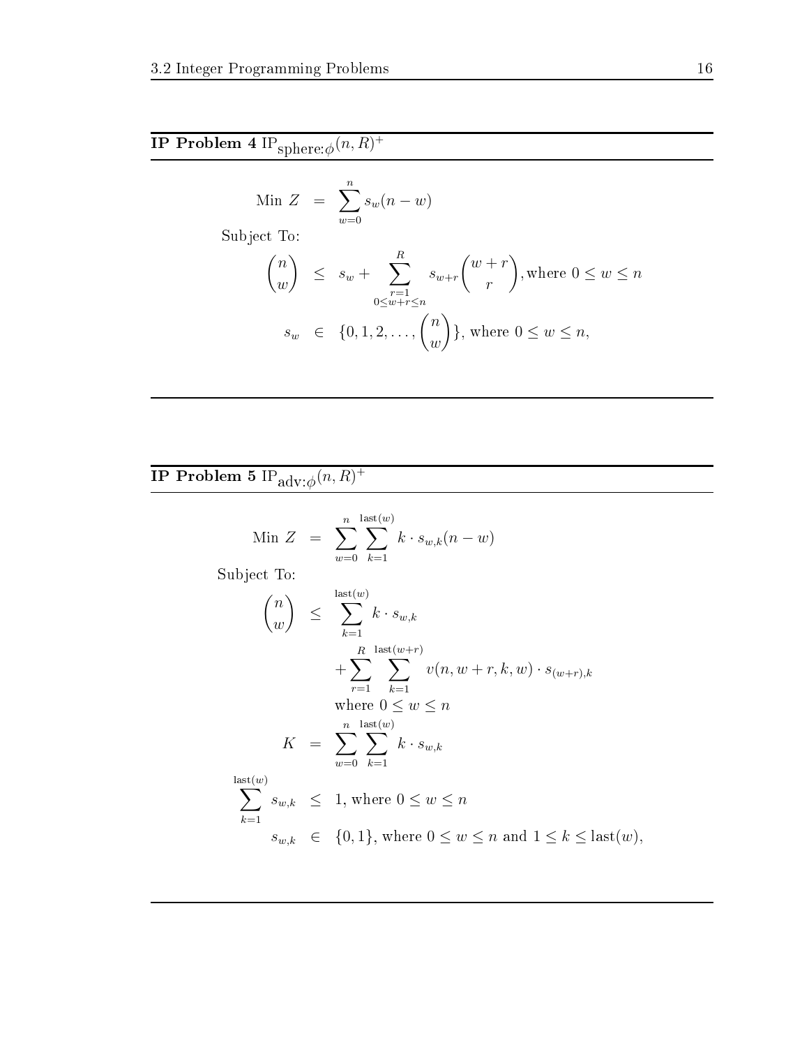**IP Problem 4** $\text{IP}_{\text{sphere}:\phi}(n, R)^+$

$$
\begin{aligned}
\text{Min } Z &= \sum_{w=0}^{n} s_w(n-w) \\
\text{Subject To:} & \\
\binom{n}{w} &\leq s_w + \sum_{\substack{r=1 \\ 0 \leq w+r \leq n}}^{R} s_{w+r}\binom{w+r}{r}, \text{where } 0 \leq w \leq n \\
s_w &\in \{0, 1, 2, \ldots, \binom{n}{w}\}, \text{ where } 0 \leq w \leq n,
\end{aligned}
$$

**IP Problem 5** $\text{IP}_{\text{adv}:\phi}(n, R)^+$

$$
\begin{aligned}
\text{Min } Z &= \sum_{w=0}^{n} \sum_{k=1}^{\text{last}(w)} k \cdot s_{w,k}(n-w) \\
\text{Subject To:} & \\
\binom{n}{w} &\leq \sum_{k=1}^{\text{last}(w)} k \cdot s_{w,k} \\
&\quad + \sum_{r=1}^{R} \sum_{k=1}^{\text{last}(w+r)} v(n, w+r, k, w) \cdot s_{(w+r),k} \\
&\quad \text{where } 0 \leq w \leq n \\
K &= \sum_{w=0}^{n} \sum_{k=1}^{\text{last}(w)} k \cdot s_{w,k} \\
\sum_{k=1}^{\text{last}(w)} s_{w,k} &\leq 1, \text{ where } 0 \leq w \leq n \\
s_{w,k} &\in \{0, 1\}, \text{ where } 0 \leq w \leq n \text{ and } 1 \leq k \leq \text{last}(w),
\end{aligned}
$$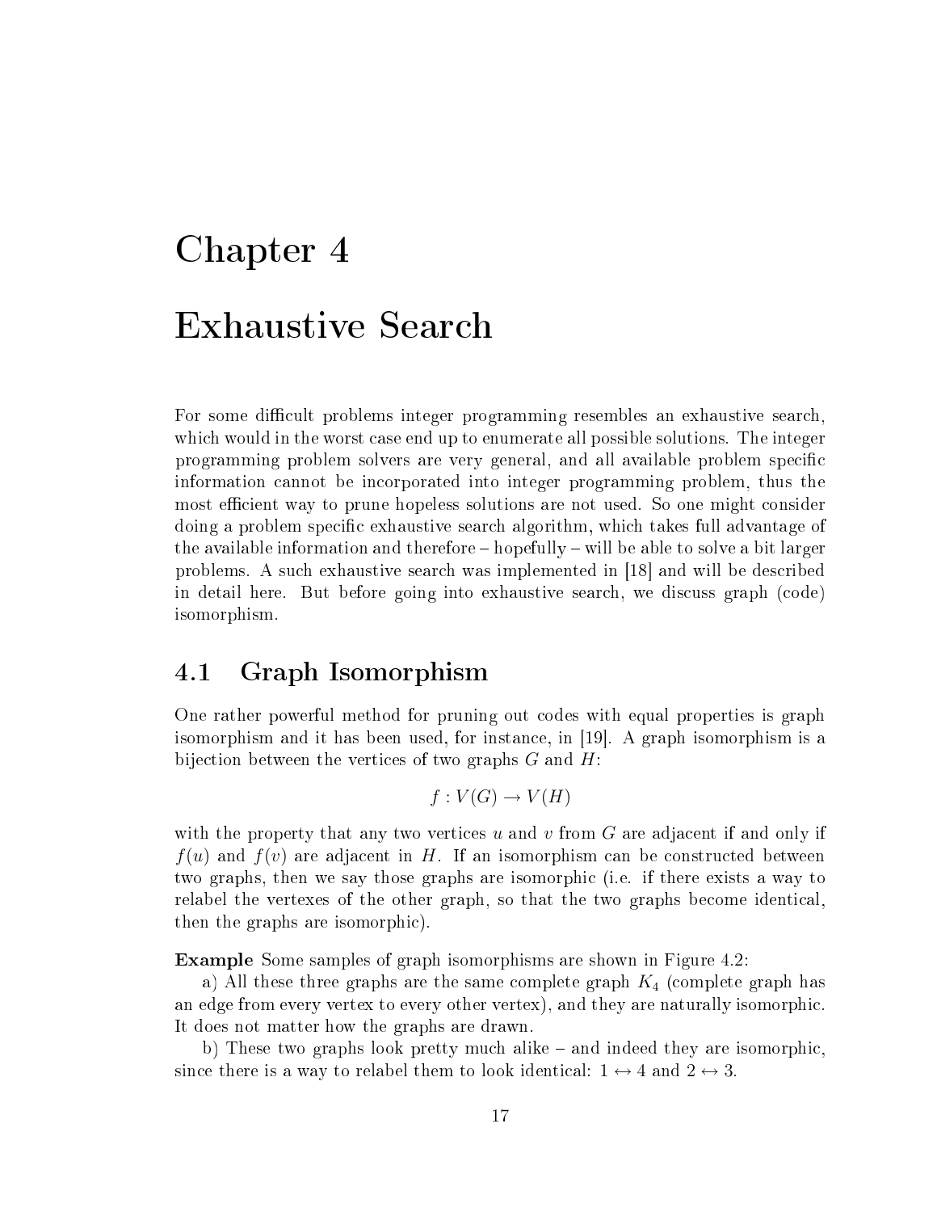# Chapter 4

# Exhaustive Search

For some difficult problems integer programming resembles an exhaustive search, which would in the worst case end up to enumerate all possible solutions. The integer programming problem solvers are very general, and all available problem specific information cannot be incorporated into integer programming problem, thus the most efficient way to prune hopeless solutions are not used. So one might consider doing a problem specific exhaustive search algorithm, which takes full advantage of the available information and therefore – hopefully – will be able to solve a bit larger problems. A such exhaustive search was implemented in [18] and will be described in detail here. But before going into exhaustive search, we discuss graph (code) isomorphism.

## 4.1 Graph Isomorphism

One rather powerful method for pruning out codes with equal properties is graph isomorphism and it has been used, for instance, in [19]. A graph isomorphism is a bijection between the vertices of two graphs $G$ and $H$:

$$f : V(G) \to V(H)$$

with the property that any two vertices $u$ and $v$ from $G$ are adjacent if and only if $f(u)$ and $f(v)$ are adjacent in $H$. If an isomorphism can be constructed between two graphs, then we say those graphs are isomorphic (i.e. if there exists a way to relabel the vertexes of the other graph, so that the two graphs become identical, then the graphs are isomorphic).

**Example** Some samples of graph isomorphisms are shown in Figure 4.2:

a) All these three graphs are the same complete graph $K_4$ (complete graph has an edge from every vertex to every other vertex), and they are naturally isomorphic. It does not matter how the graphs are drawn.

b) These two graphs look pretty much alike – and indeed they are isomorphic, since there is a way to relabel them to look identical: $1 \leftrightarrow 4$ and $2 \leftrightarrow 3$.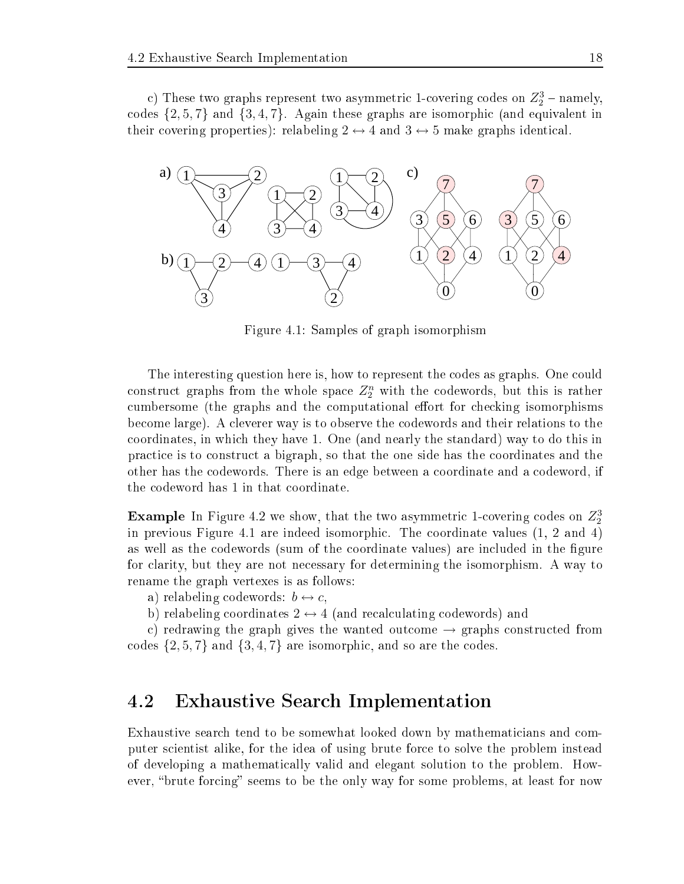c) These two graphs represent two asymmetric 1-covering codes on $Z_2^3$ – namely, codes $\{2, 5, 7\}$ and $\{3, 4, 7\}$. Again these graphs are isomorphic (and equivalent in their covering properties): relabeling $2 \leftrightarrow 4$ and $3 \leftrightarrow 5$ make graphs identical.

Figure 4.1: Samples of graph isomorphism

The interesting question here is, how to represent the codes as graphs. One could construct graphs from the whole space $Z_2^n$ with the codewords, but this is rather cumbersome (the graphs and the computational effort for checking isomorphisms become large). A cleverer way is to observe the codewords and their relations to the coordinates, in which they have 1. One (and nearly the standard) way to do this in practice is to construct a bigraph, so that the one side has the coordinates and the other has the codewords. There is an edge between a coordinate and a codeword, if the codeword has 1 in that coordinate.

**Example** In Figure 4.2 we show, that the two asymmetric 1-covering codes on $Z_2^3$ in previous Figure 4.1 are indeed isomorphic. The coordinate values (1, 2 and 4) as well as the codewords (sum of the coordinate values) are included in the figure for clarity, but they are not necessary for determining the isomorphism. A way to rename the graph vertexes is as follows:

a) relabeling codewords: $b \leftrightarrow c$,

b) relabeling coordinates $2 \leftrightarrow 4$ (and recalculating codewords) and

c) redrawing the graph gives the wanted outcome $\rightarrow$ graphs constructed from codes $\{2, 5, 7\}$ and $\{3, 4, 7\}$ are isomorphic, and so are the codes.

## 4.2 Exhaustive Search Implementation

Exhaustive search tend to be somewhat looked down by mathematicians and computer scientist alike, for the idea of using brute force to solve the problem instead of developing a mathematically valid and elegant solution to the problem. However, "brute forcing" seems to be the only way for some problems, at least for now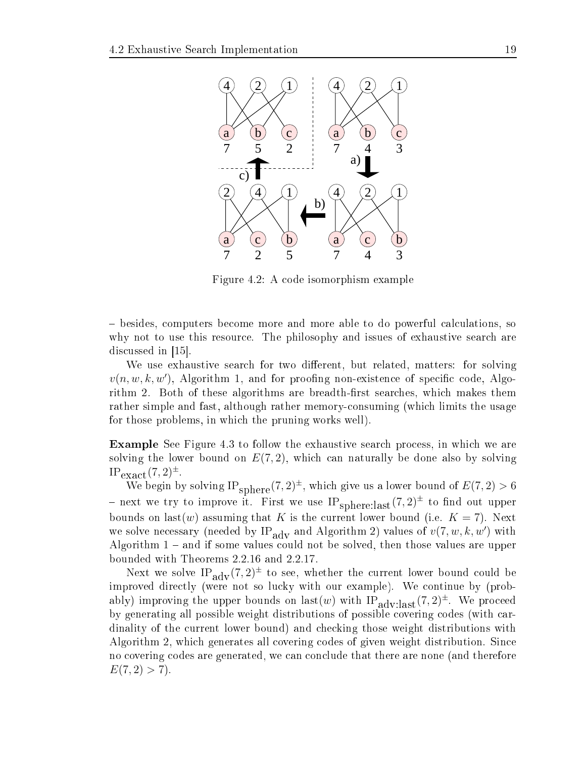Figure 4.2: A code isomorphism example

– besides, computers become more and more able to do powerful calculations, so why not to use this resource. The philosophy and issues of exhaustive search are discussed in [15].

We use exhaustive search for two different, but related, matters: for solving $v(n, w, k, w')$, Algorithm 1, and for proofing non-existence of specific code, Algorithm 2. Both of these algorithms are breadth-first searches, which makes them rather simple and fast, although rather memory-consuming (which limits the usage for those problems, in which the pruning works well).

**Example** See Figure 4.3 to follow the exhaustive search process, in which we are solving the lower bound on $E(7, 2)$, which can naturally be done also by solving $\mathrm{IP}_{\mathrm{exact}}(7, 2)^{\pm}$.

We begin by solving $\mathrm{IP}_{\mathrm{sphere}}(7, 2)^{\pm}$, which give us a lower bound of $E(7, 2) > 6$ – next we try to improve it. First we use $\mathrm{IP}_{\mathrm{sphere:last}}(7, 2)^{\pm}$ to find out upper bounds on $\mathrm{last}(w)$ assuming that $K$ is the current lower bound (i.e. $K = 7$). Next we solve necessary (needed by $\mathrm{IP}_{\mathrm{adv}}$ and Algorithm 2) values of $v(7, w, k, w')$ with Algorithm 1 – and if some values could not be solved, then those values are upper bounded with Theorems 2.2.16 and 2.2.17.

Next we solve $\mathrm{IP}_{\mathrm{adv}}(7, 2)^{\pm}$ to see, whether the current lower bound could be improved directly (were not so lucky with our example). We continue by (probably) improving the upper bounds on $\mathrm{last}(w)$ with $\mathrm{IP}_{\mathrm{adv:last}}(7, 2)^{\pm}$. We proceed by generating all possible weight distributions of possible covering codes (with cardinality of the current lower bound) and checking those weight distributions with Algorithm 2, which generates all covering codes of given weight distribution. Since no covering codes are generated, we can conclude that there are none (and therefore $E(7, 2) > 7$).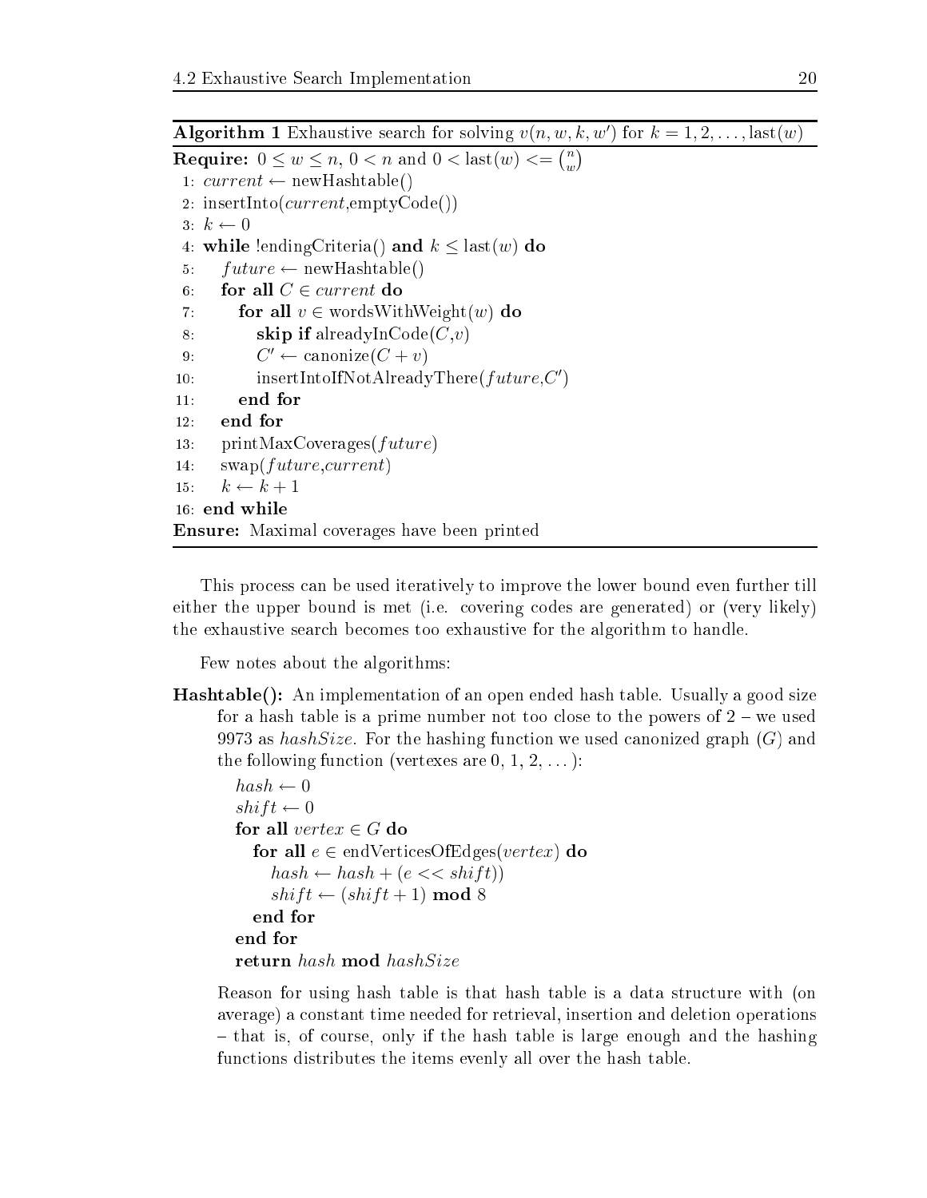**Algorithm 1** Exhaustive search for solving $v(n, w, k, w')$ for $k = 1, 2, \ldots, \text{last}(w)$

**Require:** $0 \leq w \leq n$, $0 < n$ and $0 < \text{last}(w) <= \binom{n}{w}$

```
 1: current ← newHashtable()
 2: insertInto(current,emptyCode())
 3: k ← 0
 4: while !endingCriteria() and k ≤ last(w) do
 5:     future ← newHashtable()
 6:     for all C ∈ current do
 7:         for all v ∈ wordsWithWeight(w) do
 8:             skip if alreadyInCode(C,v)
 9:             C' ← canonize(C + v)
10:             insertIntoIfNotAlreadyThere(future,C')
11:         end for
12:     end for
13:     printMaxCoverages(future)
14:     swap(future,current)
15:     k ← k + 1
16: end while
```

**Ensure:** Maximal coverages have been printed

This process can be used iteratively to improve the lower bound even further till either the upper bound is met (i.e. covering codes are generated) or (very likely) the exhaustive search becomes too exhaustive for the algorithm to handle.

Few notes about the algorithms:

**Hashtable():** An implementation of an open ended hash table. Usually a good size for a hash table is a prime number not too close to the powers of 2 – we used 9973 as *hashSize*. For the hashing function we used canonized graph ($G$) and the following function (vertexes are 0, 1, 2, ...):

```
hash ← 0
shift ← 0
for all vertex ∈ G do
    for all e ∈ endVerticesOfEdges(vertex) do
        hash ← hash + (e << shift))
        shift ← (shift + 1) mod 8
    end for
end for
return hash mod hashSize
```

Reason for using hash table is that hash table is a data structure with (on average) a constant time needed for retrieval, insertion and deletion operations – that is, of course, only if the hash table is large enough and the hashing functions distributes the items evenly all over the hash table.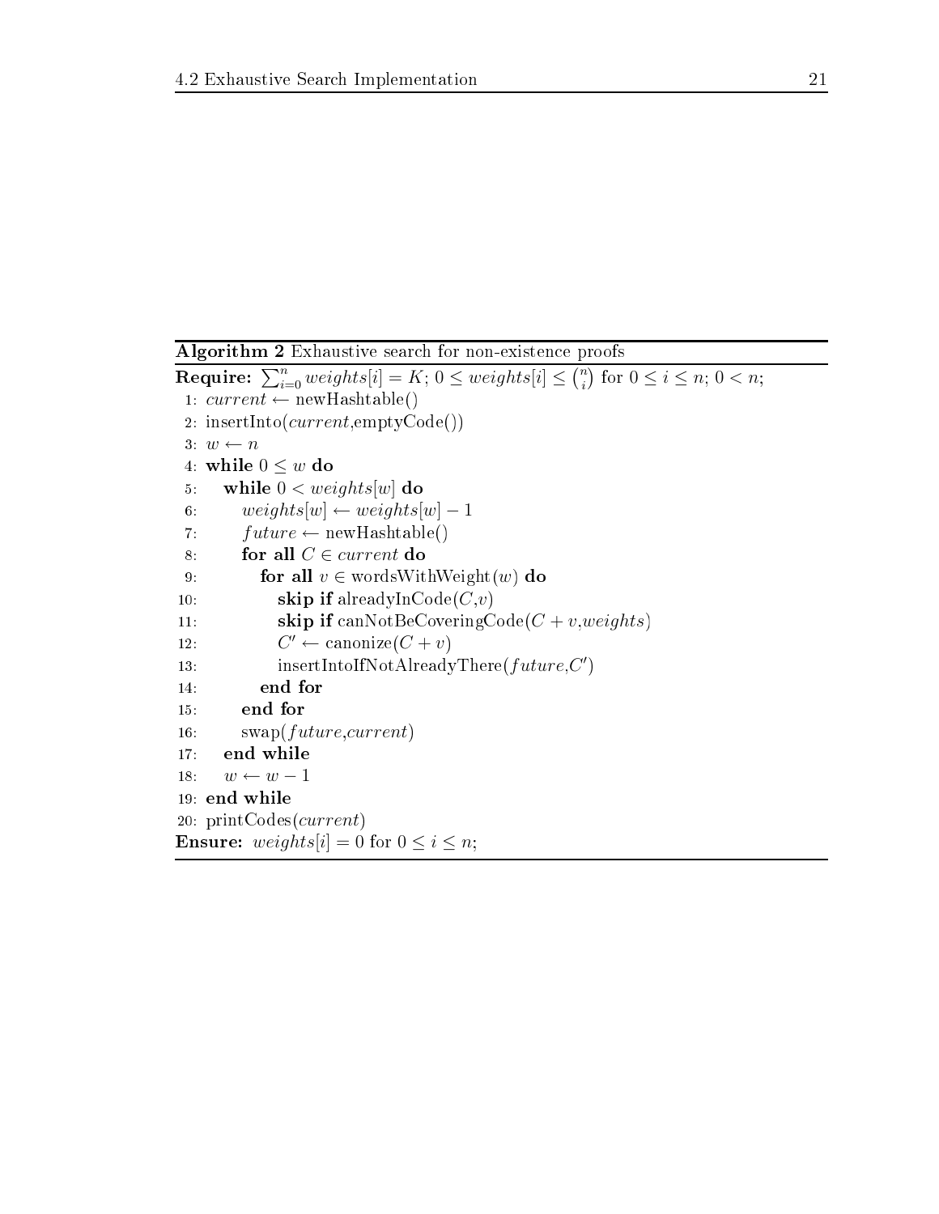**Algorithm 2** Exhaustive search for non-existence proofs

**Require:** $\sum_{i=0}^{n} weights[i] = K$; $0 \leq weights[i] \leq \binom{n}{i}$ for $0 \leq i \leq n$; $0 < n$;

```
 1: current ← newHashtable()
 2: insertInto(current,emptyCode())
 3: w ← n
 4: while 0 ≤ w do
 5:    while 0 < weights[w] do
 6:       weights[w] ← weights[w] − 1
 7:       future ← newHashtable()
 8:       for all C ∈ current do
 9:          for all v ∈ wordsWithWeight(w) do
10:             skip if alreadyInCode(C,v)
11:             skip if canNotBeCoveringCode(C + v,weights)
12:             C′ ← canonize(C + v)
13:             insertIntoIfNotAlreadyThere(future,C′)
14:          end for
15:       end for
16:       swap(future,current)
17:    end while
18:    w ← w − 1
19: end while
20: printCodes(current)
```

**Ensure:** $weights[i] = 0$ for $0 \leq i \leq n$;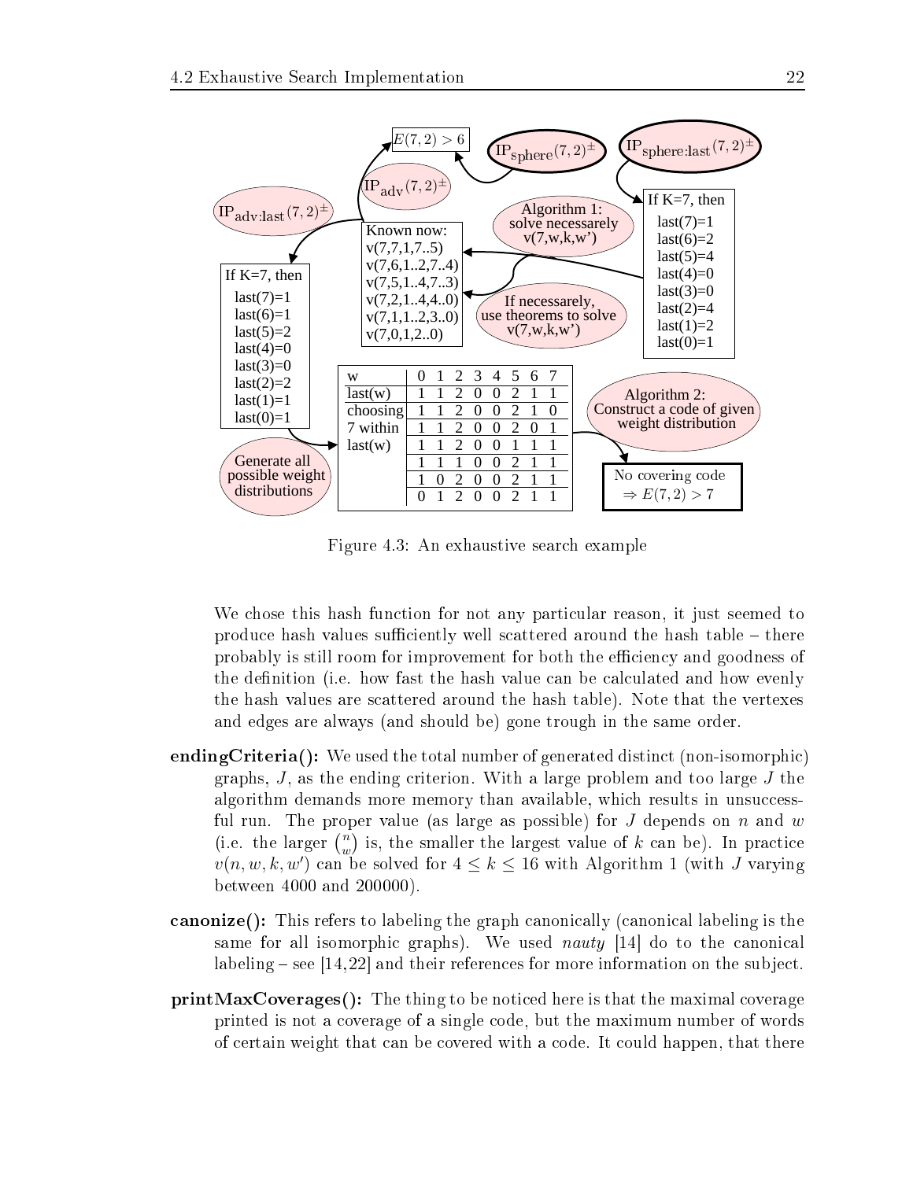Figure 4.3: An exhaustive search example

We chose this hash function for not any particular reason, it just seemed to produce hash values sufficiently well scattered around the hash table – there probably is still room for improvement for both the efficiency and goodness of the definition (i.e. how fast the hash value can be calculated and how evenly the hash values are scattered around the hash table). Note that the vertexes and edges are always (and should be) gone trough in the same order.

**endingCriteria():** We used the total number of generated distinct (non-isomorphic) graphs, $J$, as the ending criterion. With a large problem and too large $J$ the algorithm demands more memory than available, which results in unsuccessful run. The proper value (as large as possible) for $J$ depends on $n$ and $w$ (i.e. the larger $\binom{n}{w}$ is, the smaller the largest value of $k$ can be). In practice $v(n, w, k, w')$ can be solved for $4 \leq k \leq 16$ with Algorithm 1 (with $J$ varying between 4000 and 200000).

**canonize():** This refers to labeling the graph canonically (canonical labeling is the same for all isomorphic graphs). We used *nauty* [14] do to the canonical labeling – see [14, 22] and their references for more information on the subject.

**printMaxCoverages():** The thing to be noticed here is that the maximal coverage printed is not a coverage of a single code, but the maximum number of words of certain weight that can be covered with a code. It could happen, that there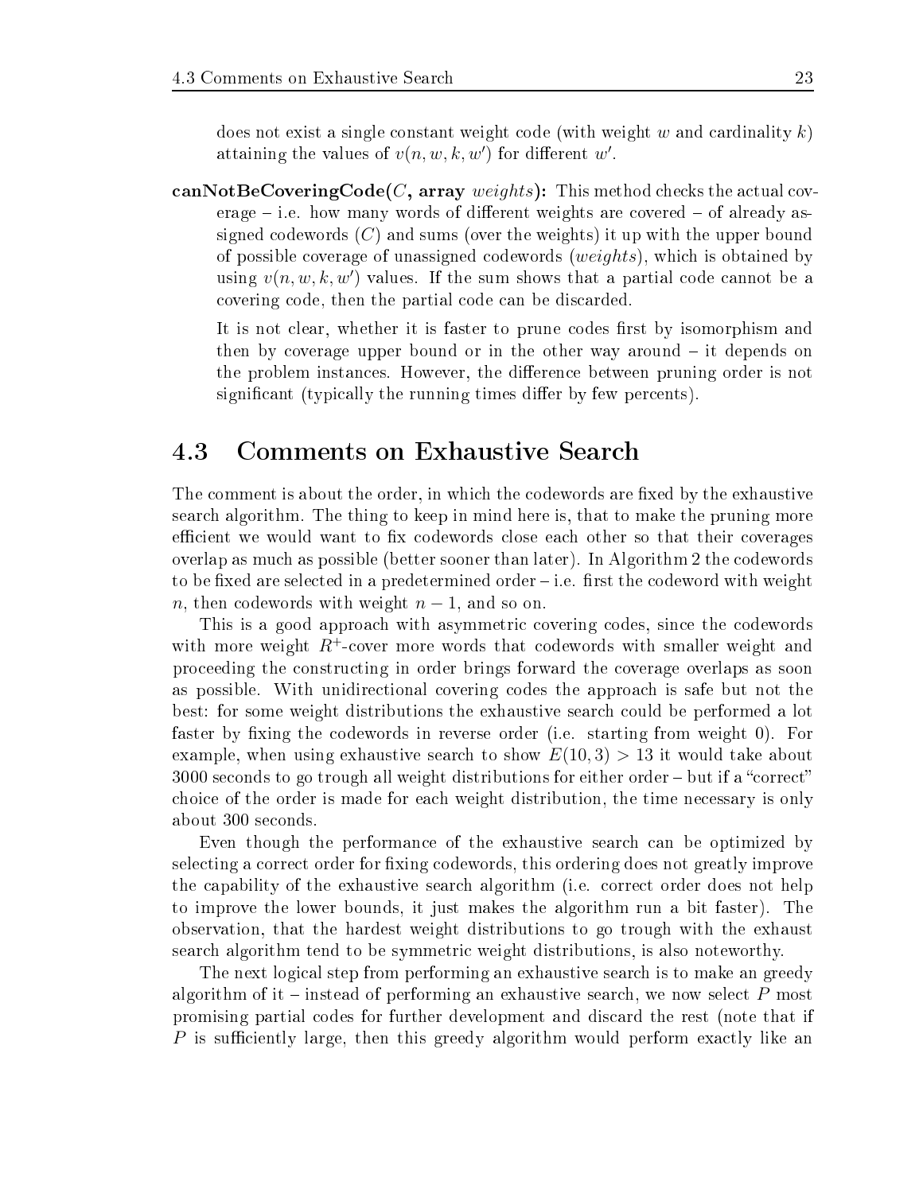does not exist a single constant weight code (with weight $w$ and cardinality $k$) attaining the values of $v(n, w, k, w')$ for different $w'$.

**canNotBeCoveringCode($C$, array** *weights***):** This method checks the actual coverage – i.e. how many words of different weights are covered – of already assigned codewords ($C$) and sums (over the weights) it up with the upper bound of possible coverage of unassigned codewords (*weights*), which is obtained by using $v(n, w, k, w')$ values. If the sum shows that a partial code cannot be a covering code, then the partial code can be discarded.

It is not clear, whether it is faster to prune codes first by isomorphism and then by coverage upper bound or in the other way around – it depends on the problem instances. However, the difference between pruning order is not significant (typically the running times differ by few percents).

## 4.3 Comments on Exhaustive Search

The comment is about the order, in which the codewords are fixed by the exhaustive search algorithm. The thing to keep in mind here is, that to make the pruning more efficient we would want to fix codewords close each other so that their coverages overlap as much as possible (better sooner than later). In Algorithm 2 the codewords to be fixed are selected in a predetermined order – i.e. first the codeword with weight $n$, then codewords with weight $n-1$, and so on.

This is a good approach with asymmetric covering codes, since the codewords with more weight $R^+$-cover more words that codewords with smaller weight and proceeding the constructing in order brings forward the coverage overlaps as soon as possible. With unidirectional covering codes the approach is safe but not the best: for some weight distributions the exhaustive search could be performed a lot faster by fixing the codewords in reverse order (i.e. starting from weight 0). For example, when using exhaustive search to show $E(10, 3) > 13$ it would take about 3000 seconds to go trough all weight distributions for either order – but if a "correct" choice of the order is made for each weight distribution, the time necessary is only about 300 seconds.

Even though the performance of the exhaustive search can be optimized by selecting a correct order for fixing codewords, this ordering does not greatly improve the capability of the exhaustive search algorithm (i.e. correct order does not help to improve the lower bounds, it just makes the algorithm run a bit faster). The observation, that the hardest weight distributions to go trough with the exhaust search algorithm tend to be symmetric weight distributions, is also noteworthy.

The next logical step from performing an exhaustive search is to make an greedy algorithm of it – instead of performing an exhaustive search, we now select $P$ most promising partial codes for further development and discard the rest (note that if $P$ is sufficiently large, then this greedy algorithm would perform exactly like an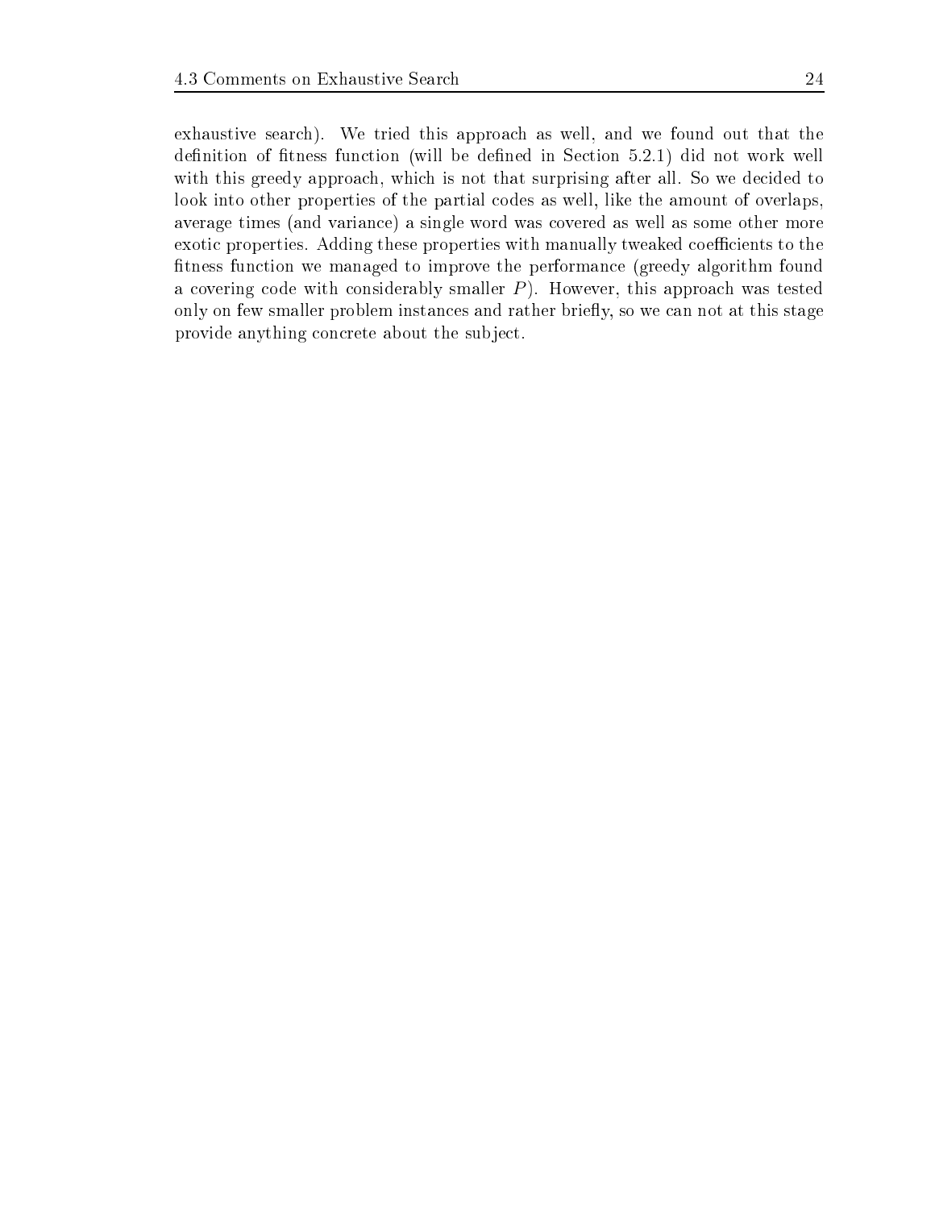exhaustive search). We tried this approach as well, and we found out that the definition of fitness function (will be defined in Section 5.2.1) did not work well with this greedy approach, which is not that surprising after all. So we decided to look into other properties of the partial codes as well, like the amount of overlaps, average times (and variance) a single word was covered as well as some other more exotic properties. Adding these properties with manually tweaked coefficients to the fitness function we managed to improve the performance (greedy algorithm found a covering code with considerably smaller $P$). However, this approach was tested only on few smaller problem instances and rather briefly, so we can not at this stage provide anything concrete about the subject.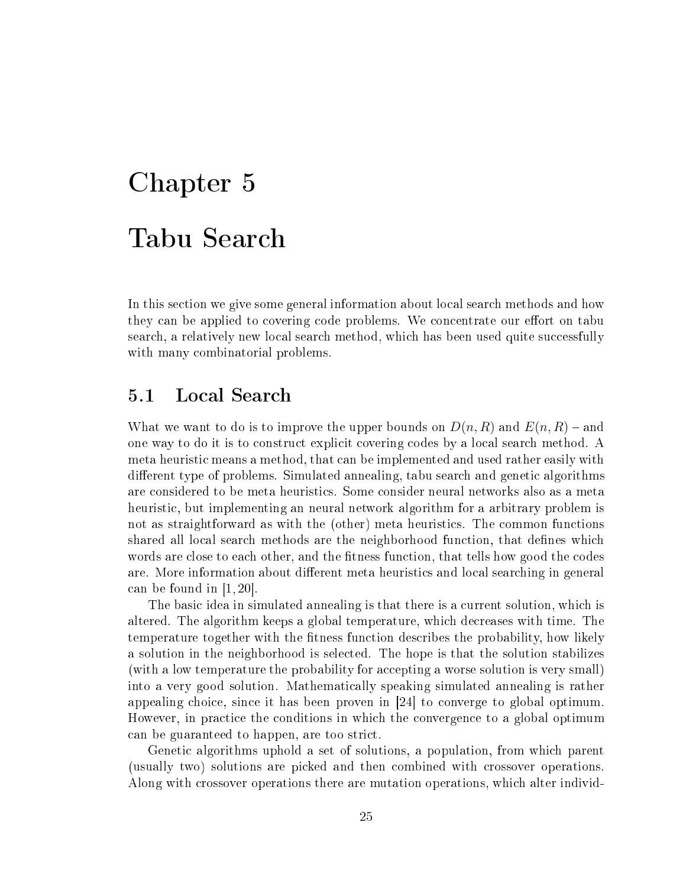# Chapter 5

# Tabu Search

In this section we give some general information about local search methods and how they can be applied to covering code problems. We concentrate our effort on tabu search, a relatively new local search method, which has been used quite successfully with many combinatorial problems.

## 5.1 Local Search

What we want to do is to improve the upper bounds on $D(n, R)$ and $E(n, R)$ – and one way to do it is to construct explicit covering codes by a local search method. A meta heuristic means a method, that can be implemented and used rather easily with different type of problems. Simulated annealing, tabu search and genetic algorithms are considered to be meta heuristics. Some consider neural networks also as a meta heuristic, but implementing an neural network algorithm for a arbitrary problem is not as straightforward as with the (other) meta heuristics. The common functions shared all local search methods are the neighborhood function, that defines which words are close to each other, and the fitness function, that tells how good the codes are. More information about different meta heuristics and local searching in general can be found in [1, 20].

The basic idea in simulated annealing is that there is a current solution, which is altered. The algorithm keeps a global temperature, which decreases with time. The temperature together with the fitness function describes the probability, how likely a solution in the neighborhood is selected. The hope is that the solution stabilizes (with a low temperature the probability for accepting a worse solution is very small) into a very good solution. Mathematically speaking simulated annealing is rather appealing choice, since it has been proven in [24] to converge to global optimum. However, in practice the conditions in which the convergence to a global optimum can be guaranteed to happen, are too strict.

Genetic algorithms uphold a set of solutions, a population, from which parent (usually two) solutions are picked and then combined with crossover operations. Along with crossover operations there are mutation operations, which alter individ-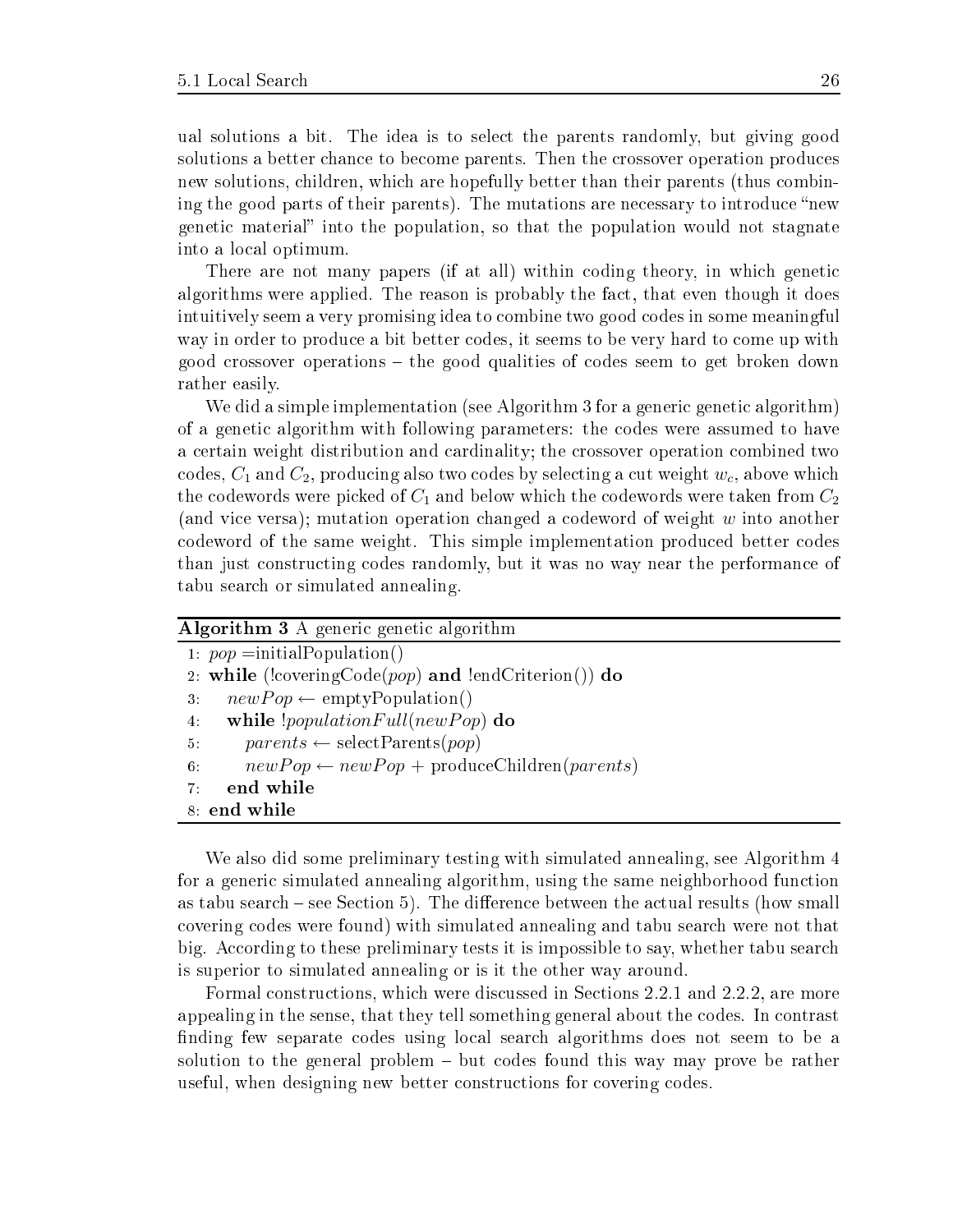ual solutions a bit. The idea is to select the parents randomly, but giving good solutions a better chance to become parents. Then the crossover operation produces new solutions, children, which are hopefully better than their parents (thus combining the good parts of their parents). The mutations are necessary to introduce "new genetic material" into the population, so that the population would not stagnate into a local optimum.

There are not many papers (if at all) within coding theory, in which genetic algorithms were applied. The reason is probably the fact, that even though it does intuitively seem a very promising idea to combine two good codes in some meaningful way in order to produce a bit better codes, it seems to be very hard to come up with good crossover operations – the good qualities of codes seem to get broken down rather easily.

We did a simple implementation (see Algorithm 3 for a generic genetic algorithm) of a genetic algorithm with following parameters: the codes were assumed to have a certain weight distribution and cardinality; the crossover operation combined two codes, $C_1$ and $C_2$, producing also two codes by selecting a cut weight $w_c$, above which the codewords were picked of $C_1$ and below which the codewords were taken from $C_2$ (and vice versa); mutation operation changed a codeword of weight $w$ into another codeword of the same weight. This simple implementation produced better codes than just constructing codes randomly, but it was no way near the performance of tabu search or simulated annealing.

**Algorithm 3** A generic genetic algorithm

```
1: pop = initialPopulation()
2: while (!coveringCode(pop) and !endCriterion()) do
3:     newPop ← emptyPopulation()
4:     while !populationFull(newPop) do
5:         parents ← selectParents(pop)
6:         newPop ← newPop + produceChildren(parents)
7:     end while
8: end while
```

We also did some preliminary testing with simulated annealing, see Algorithm 4 for a generic simulated annealing algorithm, using the same neighborhood function as tabu search – see Section 5). The difference between the actual results (how small covering codes were found) with simulated annealing and tabu search were not that big. According to these preliminary tests it is impossible to say, whether tabu search is superior to simulated annealing or is it the other way around.

Formal constructions, which were discussed in Sections 2.2.1 and 2.2.2, are more appealing in the sense, that they tell something general about the codes. In contrast finding few separate codes using local search algorithms does not seem to be a solution to the general problem – but codes found this way may prove be rather useful, when designing new better constructions for covering codes.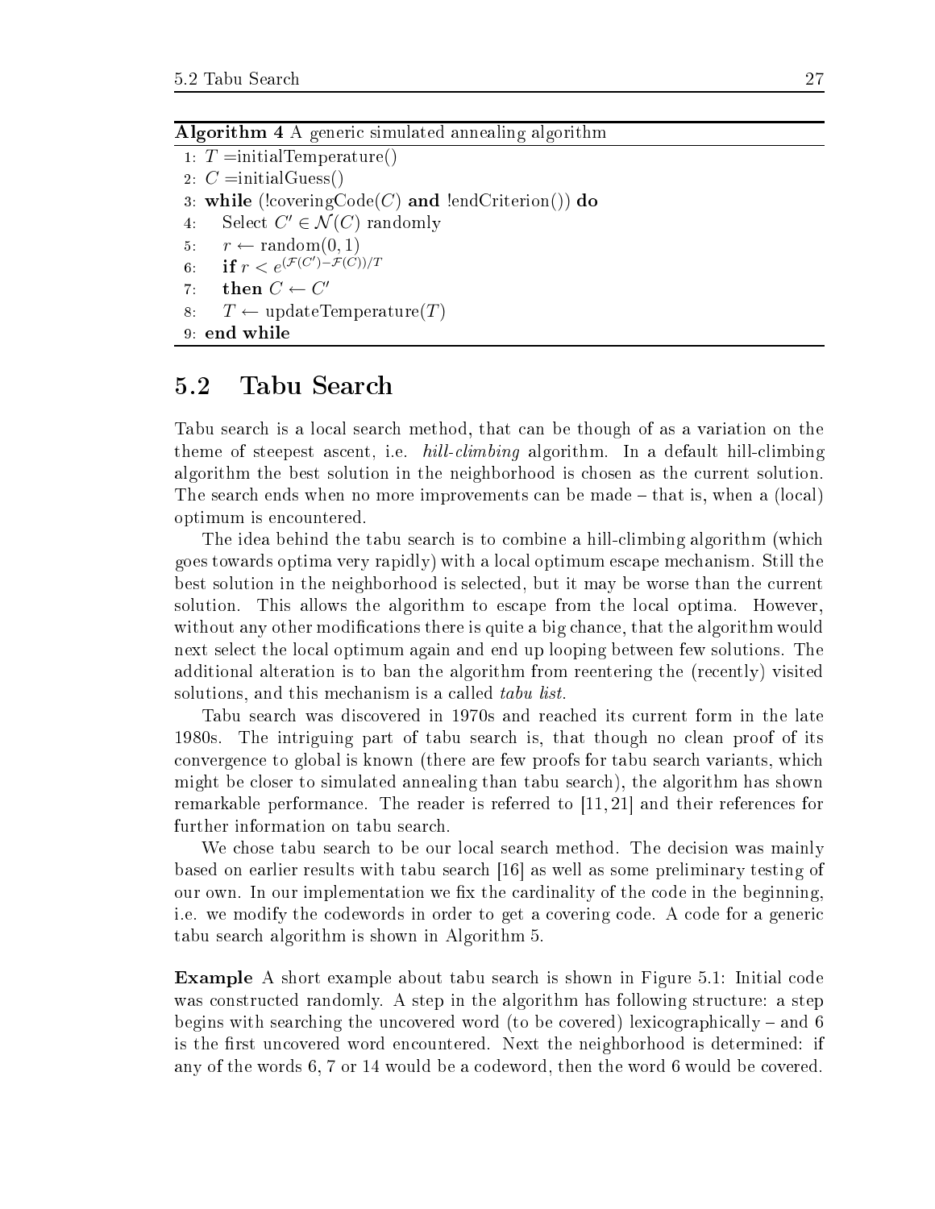**Algorithm 4** A generic simulated annealing algorithm

```
1: T =initialTemperature()
2: C =initialGuess()
3: while (!coveringCode(C) and !endCriterion()) do
4:    Select C' ∈ N(C) randomly
5:    r ← random(0, 1)
6:    if r < e^((F(C')−F(C))/T)
7:    then C ← C'
8:    T ← updateTemperature(T)
9: end while
```

## 5.2 Tabu Search

Tabu search is a local search method, that can be though of as a variation on the theme of steepest ascent, i.e. *hill-climbing* algorithm. In a default hill-climbing algorithm the best solution in the neighborhood is chosen as the current solution. The search ends when no more improvements can be made – that is, when a (local) optimum is encountered.

The idea behind the tabu search is to combine a hill-climbing algorithm (which goes towards optima very rapidly) with a local optimum escape mechanism. Still the best solution in the neighborhood is selected, but it may be worse than the current solution. This allows the algorithm to escape from the local optima. However, without any other modifications there is quite a big chance, that the algorithm would next select the local optimum again and end up looping between few solutions. The additional alteration is to ban the algorithm from reentering the (recently) visited solutions, and this mechanism is a called *tabu list*.

Tabu search was discovered in 1970s and reached its current form in the late 1980s. The intriguing part of tabu search is, that though no clean proof of its convergence to global is known (there are few proofs for tabu search variants, which might be closer to simulated annealing than tabu search), the algorithm has shown remarkable performance. The reader is referred to [11, 21] and their references for further information on tabu search.

We chose tabu search to be our local search method. The decision was mainly based on earlier results with tabu search [16] as well as some preliminary testing of our own. In our implementation we fix the cardinality of the code in the beginning, i.e. we modify the codewords in order to get a covering code. A code for a generic tabu search algorithm is shown in Algorithm 5.

**Example** A short example about tabu search is shown in Figure 5.1: Initial code was constructed randomly. A step in the algorithm has following structure: a step begins with searching the uncovered word (to be covered) lexicographically – and 6 is the first uncovered word encountered. Next the neighborhood is determined: if any of the words 6, 7 or 14 would be a codeword, then the word 6 would be covered.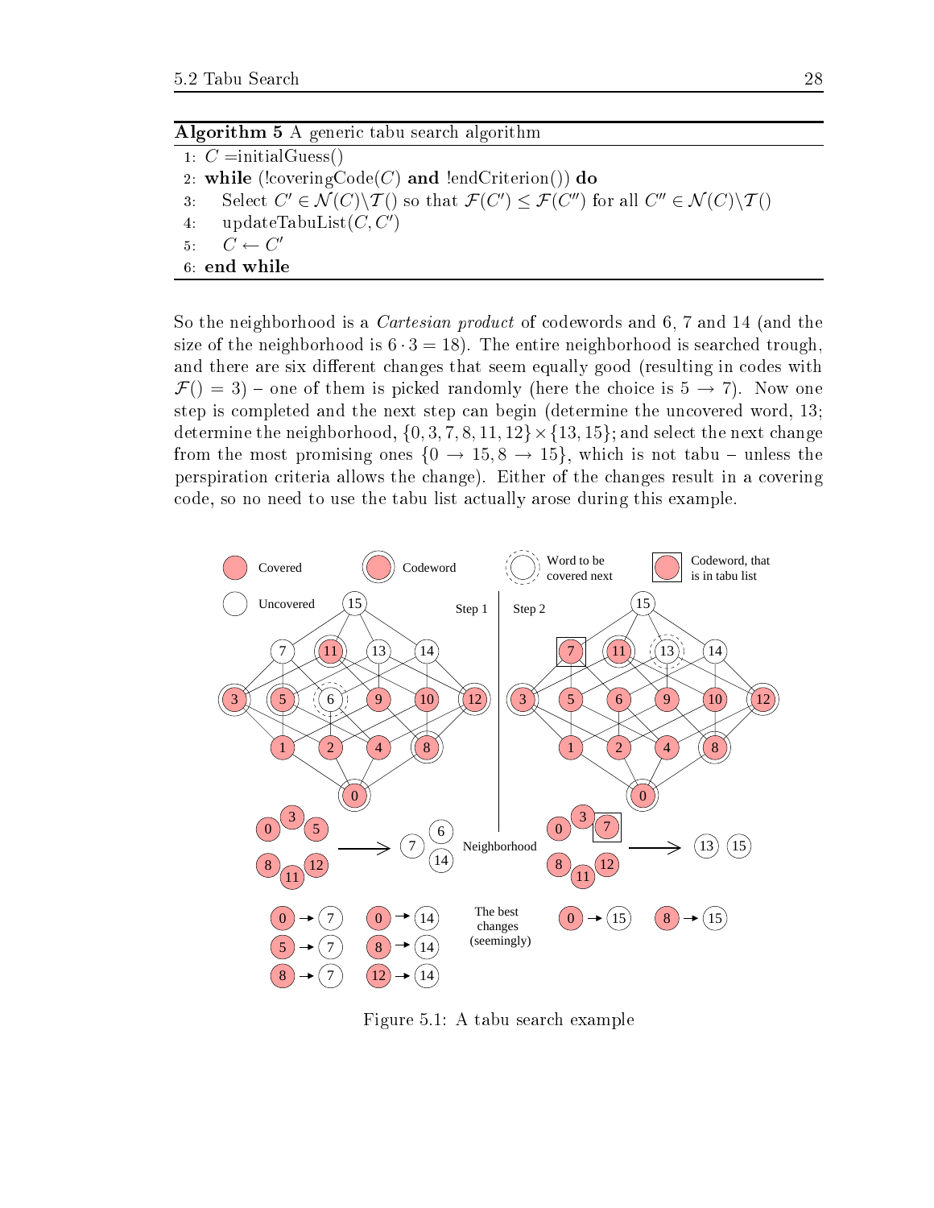**Algorithm 5** A generic tabu search algorithm

```
1: C =initialGuess()
2: while (!coveringCode(C) and !endCriterion()) do
3:    Select C' ∈ N(C)\T() so that F(C') ≤ F(C'') for all C'' ∈ N(C)\T()
4:    updateTabuList(C, C')
5:    C ← C'
6: end while
```

So the neighborhood is a *Cartesian product* of codewords and 6, 7 and 14 (and the size of the neighborhood is $6 \cdot 3 = 18$). The entire neighborhood is searched trough, and there are six different changes that seem equally good (resulting in codes with $\mathcal{F}() = 3$) – one of them is picked randomly (here the choice is $5 \rightarrow 7$). Now one step is completed and the next step can begin (determine the uncovered word, 13; determine the neighborhood, $\{0, 3, 7, 8, 11, 12\} \times \{13, 15\}$; and select the next change from the most promising ones $\{0 \rightarrow 15, 8 \rightarrow 15\}$, which is not tabu – unless the perspiration criteria allows the change). Either of the changes result in a covering code, so no need to use the tabu list actually arose during this example.

Figure 5.1: A tabu search example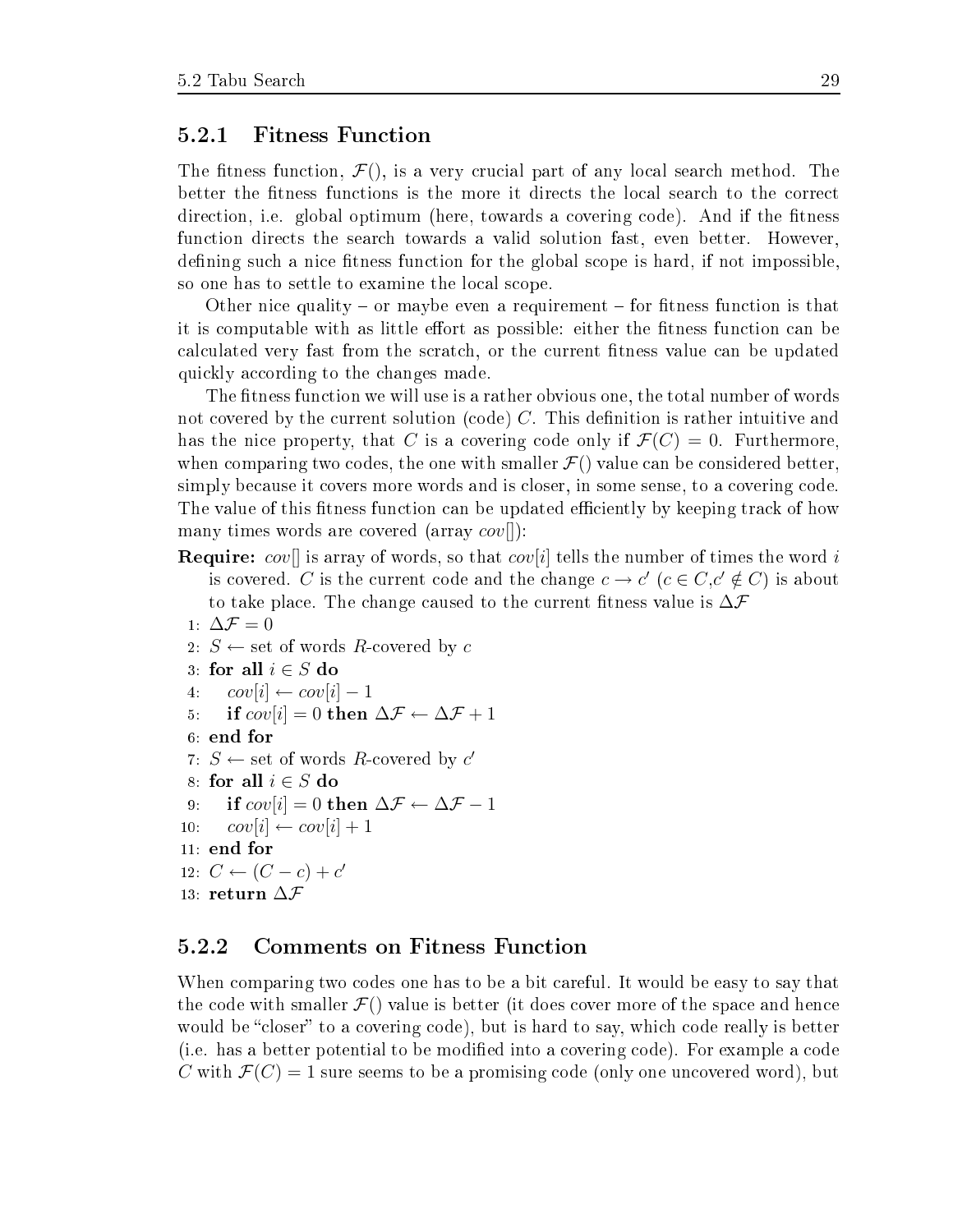### 5.2.1 Fitness Function

The fitness function, $\mathcal{F}()$, is a very crucial part of any local search method. The better the fitness functions is the more it directs the local search to the correct direction, i.e. global optimum (here, towards a covering code). And if the fitness function directs the search towards a valid solution fast, even better. However, defining such a nice fitness function for the global scope is hard, if not impossible, so one has to settle to examine the local scope.

Other nice quality – or maybe even a requirement – for fitness function is that it is computable with as little effort as possible: either the fitness function can be calculated very fast from the scratch, or the current fitness value can be updated quickly according to the changes made.

The fitness function we will use is a rather obvious one, the total number of words not covered by the current solution (code) $C$. This definition is rather intuitive and has the nice property, that $C$ is a covering code only if $\mathcal{F}(C) = 0$. Furthermore, when comparing two codes, the one with smaller $\mathcal{F}()$ value can be considered better, simply because it covers more words and is closer, in some sense, to a covering code. The value of this fitness function can be updated efficiently by keeping track of how many times words are covered (array $cov[]$):

**Require:** $cov[]$ is array of words, so that $cov[i]$ tells the number of times the word $i$ is covered. $C$ is the current code and the change $c \to c'$ ($c \in C, c' \notin C$) is about to take place. The change caused to the current fitness value is $\Delta\mathcal{F}$

1: $\Delta\mathcal{F} = 0$
2: $S \leftarrow$ set of words $R$-covered by $c$
3: **for all** $i \in S$ **do**
4: $\quad cov[i] \leftarrow cov[i] - 1$
5: $\quad$ **if** $cov[i] = 0$ **then** $\Delta\mathcal{F} \leftarrow \Delta\mathcal{F} + 1$
6: **end for**
7: $S \leftarrow$ set of words $R$-covered by $c'$
8: **for all** $i \in S$ **do**
9: $\quad$ **if** $cov[i] = 0$ **then** $\Delta\mathcal{F} \leftarrow \Delta\mathcal{F} - 1$
10: $\quad cov[i] \leftarrow cov[i] + 1$
11: **end for**
12: $C \leftarrow (C - c) + c'$
13: **return** $\Delta\mathcal{F}$

### 5.2.2 Comments on Fitness Function

When comparing two codes one has to be a bit careful. It would be easy to say that the code with smaller $\mathcal{F}()$ value is better (it does cover more of the space and hence would be "closer" to a covering code), but is hard to say, which code really is better (i.e. has a better potential to be modified into a covering code). For example a code $C$ with $\mathcal{F}(C) = 1$ sure seems to be a promising code (only one uncovered word), but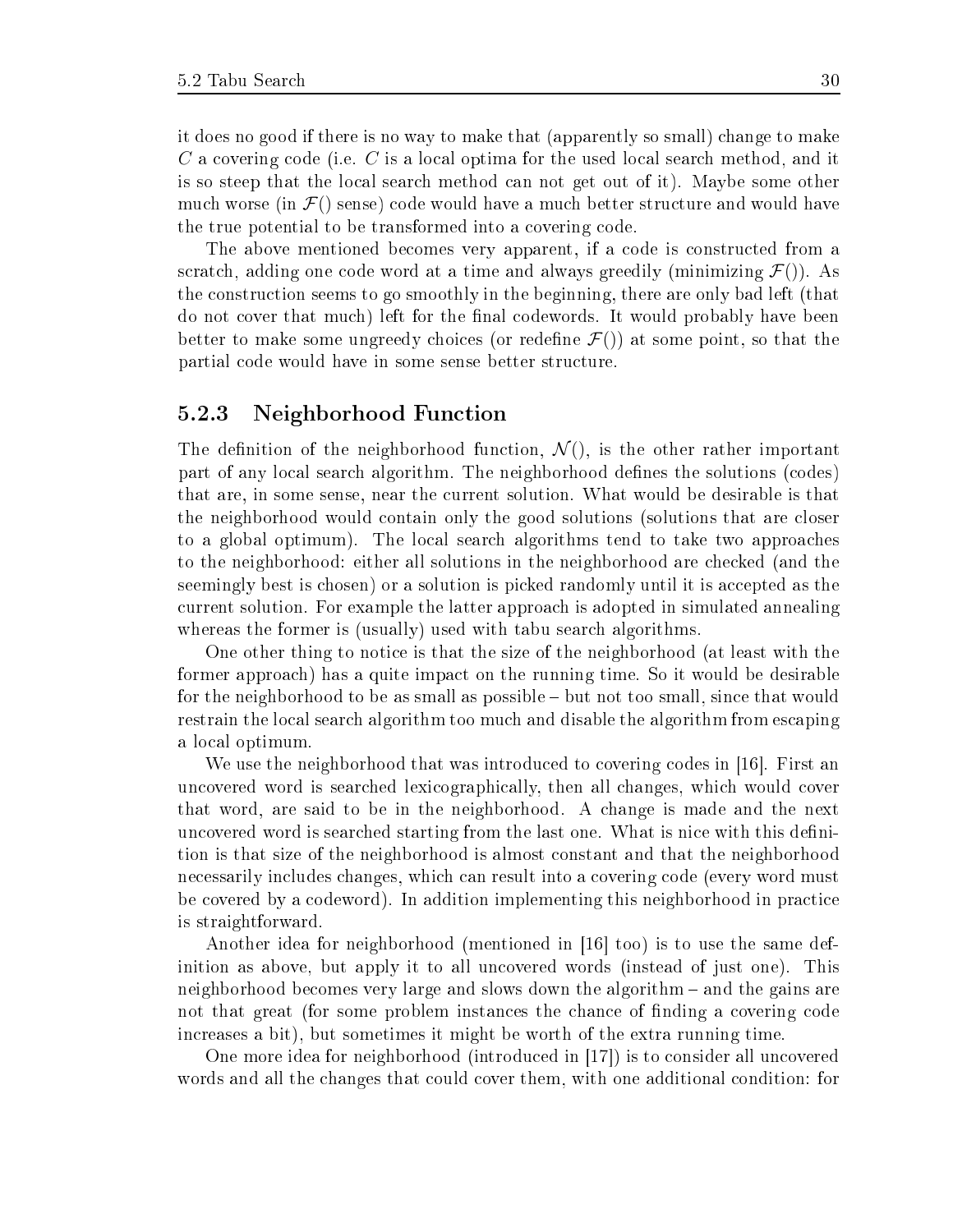it does no good if there is no way to make that (apparently so small) change to make $C$ a covering code (i.e. $C$ is a local optima for the used local search method, and it is so steep that the local search method can not get out of it). Maybe some other much worse (in $\mathcal{F}()$ sense) code would have a much better structure and would have the true potential to be transformed into a covering code.

The above mentioned becomes very apparent, if a code is constructed from a scratch, adding one code word at a time and always greedily (minimizing $\mathcal{F}()$). As the construction seems to go smoothly in the beginning, there are only bad left (that do not cover that much) left for the final codewords. It would probably have been better to make some ungreedy choices (or redefine $\mathcal{F}()$) at some point, so that the partial code would have in some sense better structure.

### 5.2.3 Neighborhood Function

The definition of the neighborhood function, $\mathcal{N}()$, is the other rather important part of any local search algorithm. The neighborhood defines the solutions (codes) that are, in some sense, near the current solution. What would be desirable is that the neighborhood would contain only the good solutions (solutions that are closer to a global optimum). The local search algorithms tend to take two approaches to the neighborhood: either all solutions in the neighborhood are checked (and the seemingly best is chosen) or a solution is picked randomly until it is accepted as the current solution. For example the latter approach is adopted in simulated annealing whereas the former is (usually) used with tabu search algorithms.

One other thing to notice is that the size of the neighborhood (at least with the former approach) has a quite impact on the running time. So it would be desirable for the neighborhood to be as small as possible – but not too small, since that would restrain the local search algorithm too much and disable the algorithm from escaping a local optimum.

We use the neighborhood that was introduced to covering codes in [16]. First an uncovered word is searched lexicographically, then all changes, which would cover that word, are said to be in the neighborhood. A change is made and the next uncovered word is searched starting from the last one. What is nice with this definition is that size of the neighborhood is almost constant and that the neighborhood necessarily includes changes, which can result into a covering code (every word must be covered by a codeword). In addition implementing this neighborhood in practice is straightforward.

Another idea for neighborhood (mentioned in [16] too) is to use the same definition as above, but apply it to all uncovered words (instead of just one). This neighborhood becomes very large and slows down the algorithm – and the gains are not that great (for some problem instances the chance of finding a covering code increases a bit), but sometimes it might be worth of the extra running time.

One more idea for neighborhood (introduced in [17]) is to consider all uncovered words and all the changes that could cover them, with one additional condition: for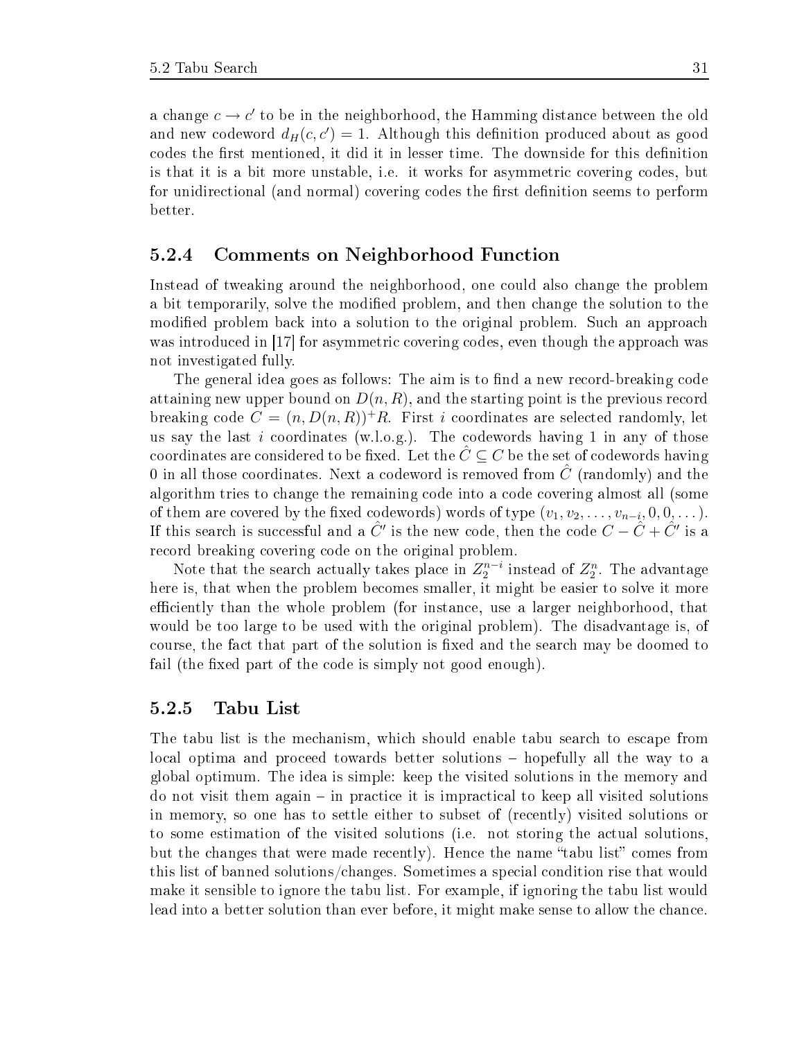a change $c \to c'$ to be in the neighborhood, the Hamming distance between the old and new codeword $d_H(c, c') = 1$. Although this definition produced about as good codes the first mentioned, it did it in lesser time. The downside for this definition is that it is a bit more unstable, i.e. it works for asymmetric covering codes, but for unidirectional (and normal) covering codes the first definition seems to perform better.

### 5.2.4 Comments on Neighborhood Function

Instead of tweaking around the neighborhood, one could also change the problem a bit temporarily, solve the modified problem, and then change the solution to the modified problem back into a solution to the original problem. Such an approach was introduced in [17] for asymmetric covering codes, even though the approach was not investigated fully.

The general idea goes as follows: The aim is to find a new record-breaking code attaining new upper bound on $D(n, R)$, and the starting point is the previous record breaking code $C = (n, D(n, R))^+R$. First $i$ coordinates are selected randomly, let us say the last $i$ coordinates (w.l.o.g.). The codewords having 1 in any of those coordinates are considered to be fixed. Let the $\hat{C} \subseteq C$ be the set of codewords having 0 in all those coordinates. Next a codeword is removed from $\hat{C}$ (randomly) and the algorithm tries to change the remaining code into a code covering almost all (some of them are covered by the fixed codewords) words of type $(v_1, v_2, \ldots, v_{n-i}, 0, 0, \ldots)$. If this search is successful and a $\hat{C}'$ is the new code, then the code $C - \hat{C} + \hat{C}'$ is a record breaking covering code on the original problem.

Note that the search actually takes place in $Z_2^{n-i}$ instead of $Z_2^n$. The advantage here is, that when the problem becomes smaller, it might be easier to solve it more efficiently than the whole problem (for instance, use a larger neighborhood, that would be too large to be used with the original problem). The disadvantage is, of course, the fact that part of the solution is fixed and the search may be doomed to fail (the fixed part of the code is simply not good enough).

### 5.2.5 Tabu List

The tabu list is the mechanism, which should enable tabu search to escape from local optima and proceed towards better solutions – hopefully all the way to a global optimum. The idea is simple: keep the visited solutions in the memory and do not visit them again – in practice it is impractical to keep all visited solutions in memory, so one has to settle either to subset of (recently) visited solutions or to some estimation of the visited solutions (i.e. not storing the actual solutions, but the changes that were made recently). Hence the name "tabu list" comes from this list of banned solutions/changes. Sometimes a special condition rise that would make it sensible to ignore the tabu list. For example, if ignoring the tabu list would lead into a better solution than ever before, it might make sense to allow the chance.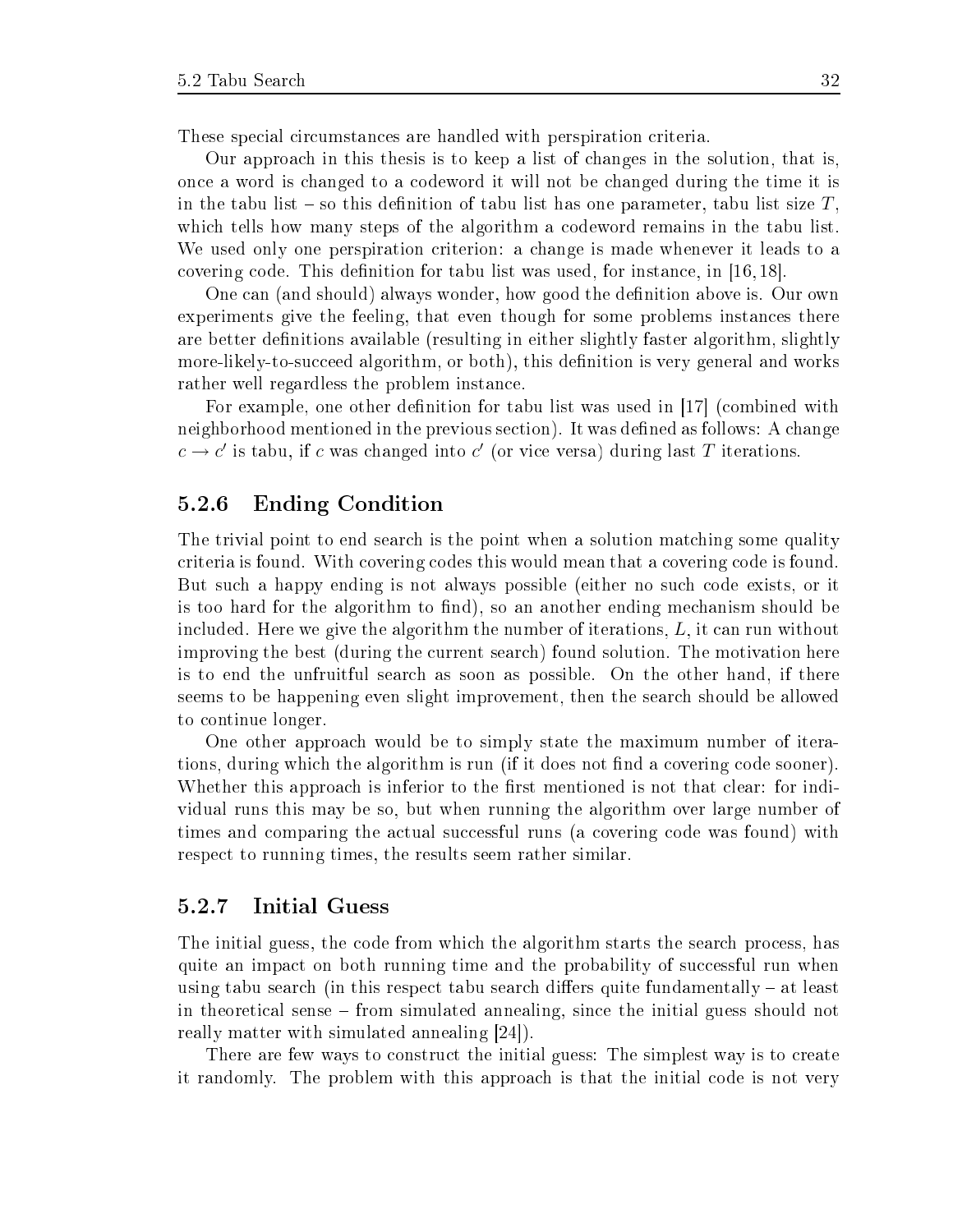These special circumstances are handled with perspiration criteria.

Our approach in this thesis is to keep a list of changes in the solution, that is, once a word is changed to a codeword it will not be changed during the time it is in the tabu list – so this definition of tabu list has one parameter, tabu list size $T$, which tells how many steps of the algorithm a codeword remains in the tabu list. We used only one perspiration criterion: a change is made whenever it leads to a covering code. This definition for tabu list was used, for instance, in [16, 18].

One can (and should) always wonder, how good the definition above is. Our own experiments give the feeling, that even though for some problems instances there are better definitions available (resulting in either slightly faster algorithm, slightly more-likely-to-succeed algorithm, or both), this definition is very general and works rather well regardless the problem instance.

For example, one other definition for tabu list was used in [17] (combined with neighborhood mentioned in the previous section). It was defined as follows: A change $c \rightarrow c'$ is tabu, if $c$ was changed into $c'$ (or vice versa) during last $T$ iterations.

### 5.2.6 Ending Condition

The trivial point to end search is the point when a solution matching some quality criteria is found. With covering codes this would mean that a covering code is found. But such a happy ending is not always possible (either no such code exists, or it is too hard for the algorithm to find), so an another ending mechanism should be included. Here we give the algorithm the number of iterations, $L$, it can run without improving the best (during the current search) found solution. The motivation here is to end the unfruitful search as soon as possible. On the other hand, if there seems to be happening even slight improvement, then the search should be allowed to continue longer.

One other approach would be to simply state the maximum number of iterations, during which the algorithm is run (if it does not find a covering code sooner). Whether this approach is inferior to the first mentioned is not that clear: for individual runs this may be so, but when running the algorithm over large number of times and comparing the actual successful runs (a covering code was found) with respect to running times, the results seem rather similar.

### 5.2.7 Initial Guess

The initial guess, the code from which the algorithm starts the search process, has quite an impact on both running time and the probability of successful run when using tabu search (in this respect tabu search differs quite fundamentally – at least in theoretical sense – from simulated annealing, since the initial guess should not really matter with simulated annealing [24]).

There are few ways to construct the initial guess: The simplest way is to create it randomly. The problem with this approach is that the initial code is not very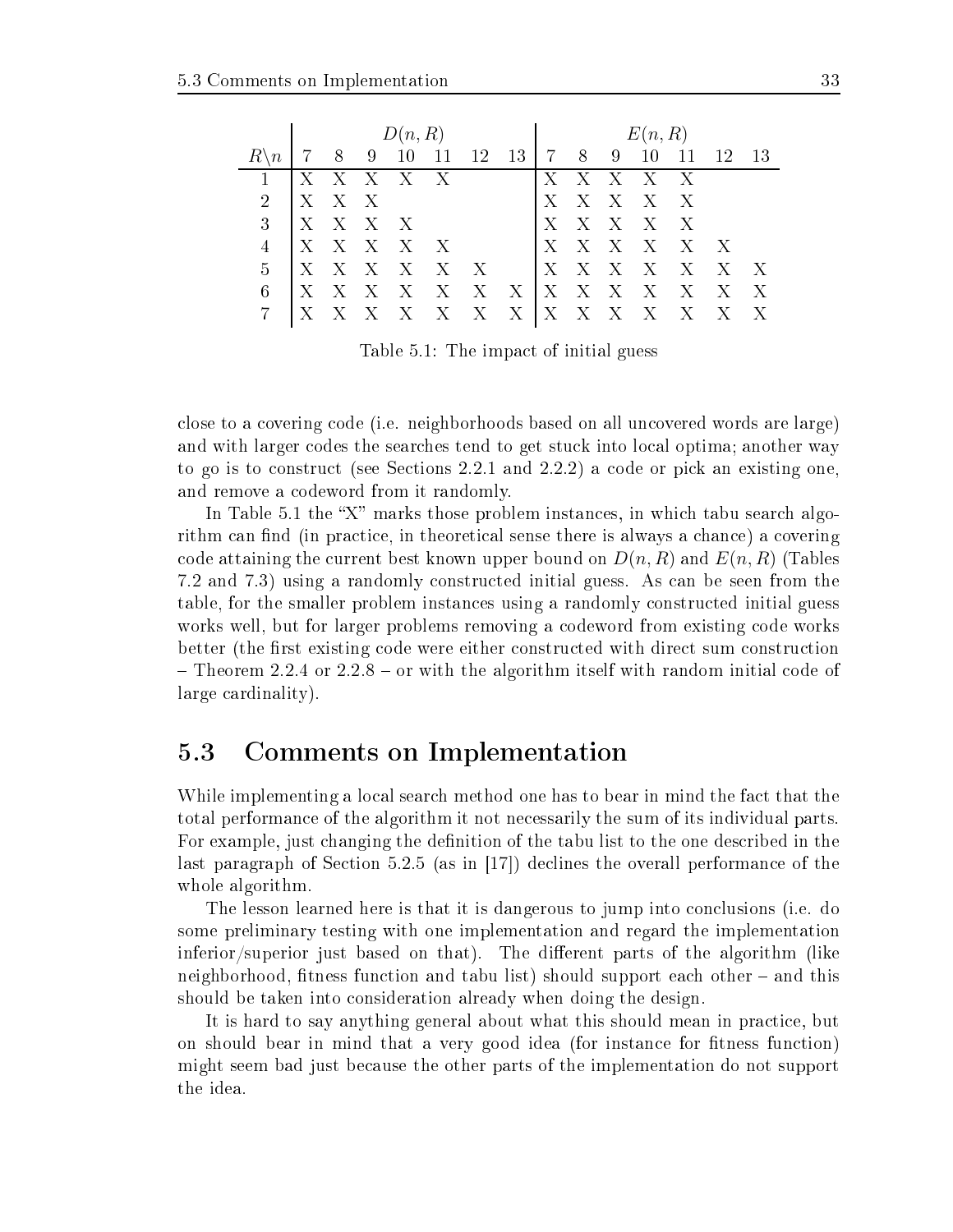| $R \backslash n$ | $D(n,R)$ 7 | 8 | 9 | 10 | 11 | 12 | 13 | $E(n,R)$ 7 | 8 | 9 | 10 | 11 | 12 | 13 |
|---|---|---|---|---|---|---|---|---|---|---|---|---|---|---|
| 1 | X | X | X | X | X | | | X | X | X | X | X | | |
| 2 | X | X | X | | | | | X | X | X | X | X | | |
| 3 | X | X | X | X | | | | X | X | X | X | X | | |
| 4 | X | X | X | X | X | | | X | X | X | X | X | X | |
| 5 | X | X | X | X | X | X | | X | X | X | X | X | X | X |
| 6 | X | X | X | X | X | X | X | X | X | X | X | X | X | X |
| 7 | X | X | X | X | X | X | X | X | X | X | X | X | X | X |

Table 5.1: The impact of initial guess

close to a covering code (i.e. neighborhoods based on all uncovered words are large) and with larger codes the searches tend to get stuck into local optima; another way to go is to construct (see Sections 2.2.1 and 2.2.2) a code or pick an existing one, and remove a codeword from it randomly.

In Table 5.1 the "X" marks those problem instances, in which tabu search algorithm can find (in practice, in theoretical sense there is always a chance) a covering code attaining the current best known upper bound on $D(n, R)$ and $E(n, R)$ (Tables 7.2 and 7.3) using a randomly constructed initial guess. As can be seen from the table, for the smaller problem instances using a randomly constructed initial guess works well, but for larger problems removing a codeword from existing code works better (the first existing code were either constructed with direct sum construction – Theorem 2.2.4 or 2.2.8 – or with the algorithm itself with random initial code of large cardinality).

## 5.3 Comments on Implementation

While implementing a local search method one has to bear in mind the fact that the total performance of the algorithm it not necessarily the sum of its individual parts. For example, just changing the definition of the tabu list to the one described in the last paragraph of Section 5.2.5 (as in [17]) declines the overall performance of the whole algorithm.

The lesson learned here is that it is dangerous to jump into conclusions (i.e. do some preliminary testing with one implementation and regard the implementation inferior/superior just based on that). The different parts of the algorithm (like neighborhood, fitness function and tabu list) should support each other – and this should be taken into consideration already when doing the design.

It is hard to say anything general about what this should mean in practice, but on should bear in mind that a very good idea (for instance for fitness function) might seem bad just because the other parts of the implementation do not support the idea.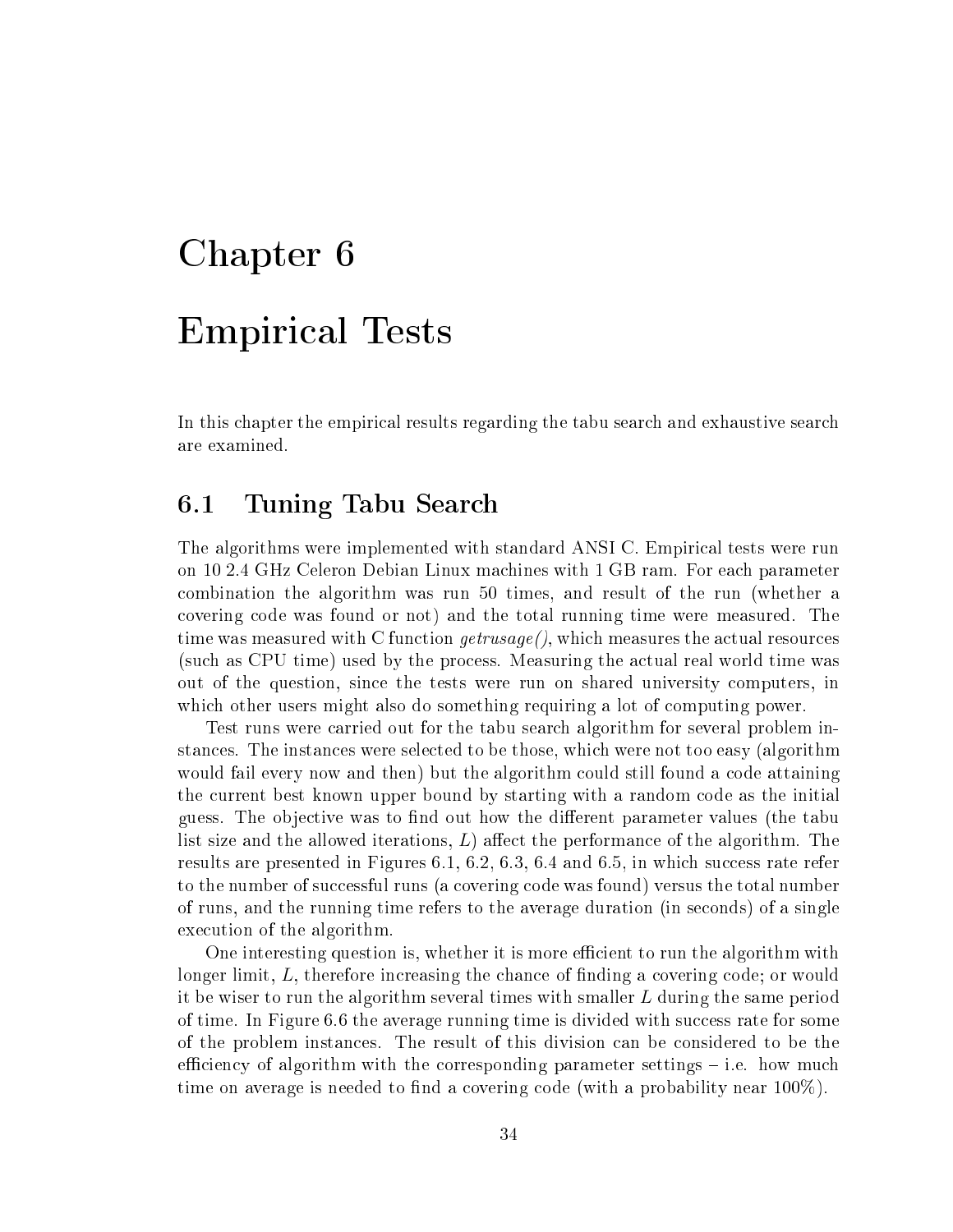# Chapter 6

# Empirical Tests

In this chapter the empirical results regarding the tabu search and exhaustive search are examined.

## 6.1 Tuning Tabu Search

The algorithms were implemented with standard ANSI C. Empirical tests were run on 10 2.4 GHz Celeron Debian Linux machines with 1 GB ram. For each parameter combination the algorithm was run 50 times, and result of the run (whether a covering code was found or not) and the total running time were measured. The time was measured with C function *getrusage()*, which measures the actual resources (such as CPU time) used by the process. Measuring the actual real world time was out of the question, since the tests were run on shared university computers, in which other users might also do something requiring a lot of computing power.

Test runs were carried out for the tabu search algorithm for several problem instances. The instances were selected to be those, which were not too easy (algorithm would fail every now and then) but the algorithm could still found a code attaining the current best known upper bound by starting with a random code as the initial guess. The objective was to find out how the different parameter values (the tabu list size and the allowed iterations, $L$) affect the performance of the algorithm. The results are presented in Figures 6.1, 6.2, 6.3, 6.4 and 6.5, in which success rate refer to the number of successful runs (a covering code was found) versus the total number of runs, and the running time refers to the average duration (in seconds) of a single execution of the algorithm.

One interesting question is, whether it is more efficient to run the algorithm with longer limit, $L$, therefore increasing the chance of finding a covering code; or would it be wiser to run the algorithm several times with smaller $L$ during the same period of time. In Figure 6.6 the average running time is divided with success rate for some of the problem instances. The result of this division can be considered to be the efficiency of algorithm with the corresponding parameter settings – i.e. how much time on average is needed to find a covering code (with a probability near 100%).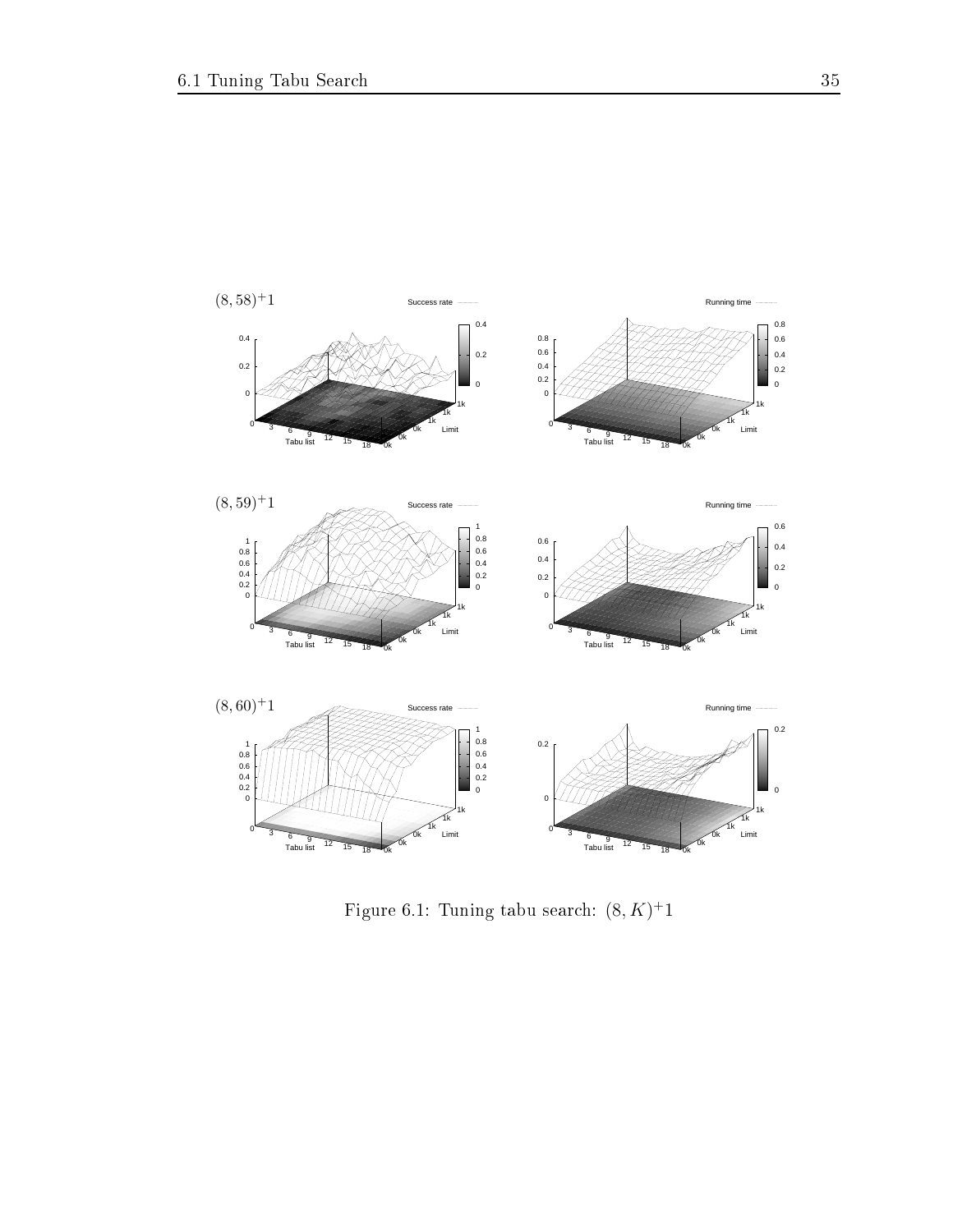Figure 6.1: Tuning tabu search: $(8, K)^{+}1$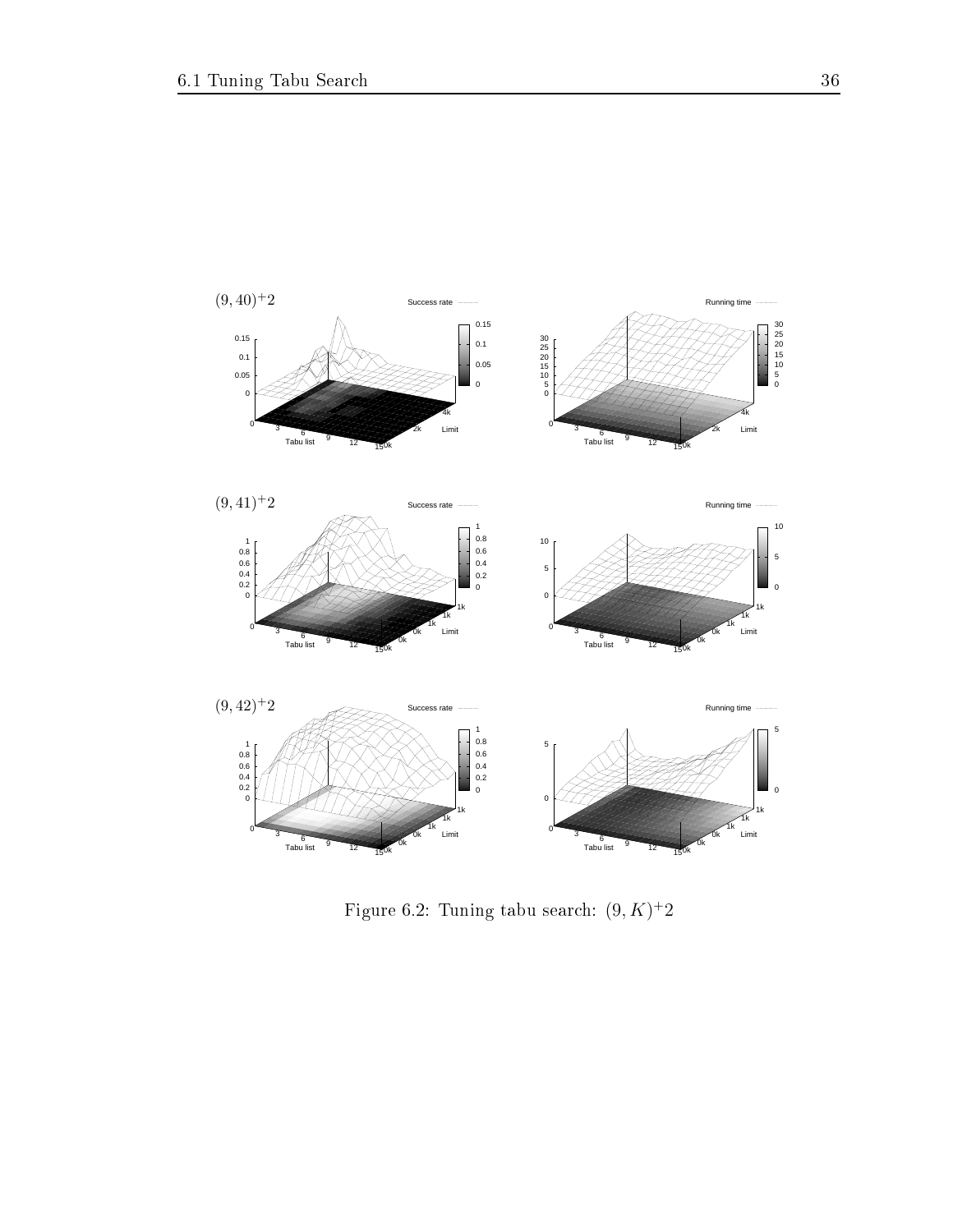Figure 6.2: Tuning tabu search: $(9, K)^{+}2$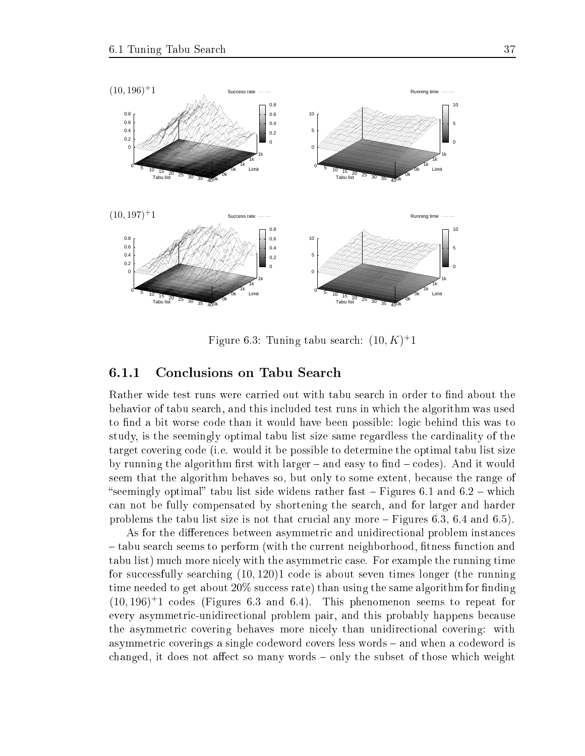$(10, 196)^{+}1$

$(10, 197)^{+}1$

Figure 6.3: Tuning tabu search: $(10, K)^{+}1$

### 6.1.1 Conclusions on Tabu Search

Rather wide test runs were carried out with tabu search in order to find about the behavior of tabu search, and this included test runs in which the algorithm was used to find a bit worse code than it would have been possible: logic behind this was to study, is the seemingly optimal tabu list size same regardless the cardinality of the target covering code (i.e. would it be possible to determine the optimal tabu list size by running the algorithm first with larger – and easy to find – codes). And it would seem that the algorithm behaves so, but only to some extent, because the range of "seemingly optimal" tabu list side widens rather fast – Figures 6.1 and 6.2 – which can not be fully compensated by shortening the search, and for larger and harder problems the tabu list size is not that crucial any more – Figures 6.3, 6.4 and 6.5).

As for the differences between asymmetric and unidirectional problem instances – tabu search seems to perform (with the current neighborhood, fitness function and tabu list) much more nicely with the asymmetric case. For example the running time for successfully searching $(10, 120)1$ code is about seven times longer (the running time needed to get about 20% success rate) than using the same algorithm for finding $(10, 196)^{+}1$ codes (Figures 6.3 and 6.4). This phenomenon seems to repeat for every asymmetric-unidirectional problem pair, and this probably happens because the asymmetric covering behaves more nicely than unidirectional covering: with asymmetric coverings a single codeword covers less words – and when a codeword is changed, it does not affect so many words – only the subset of those which weight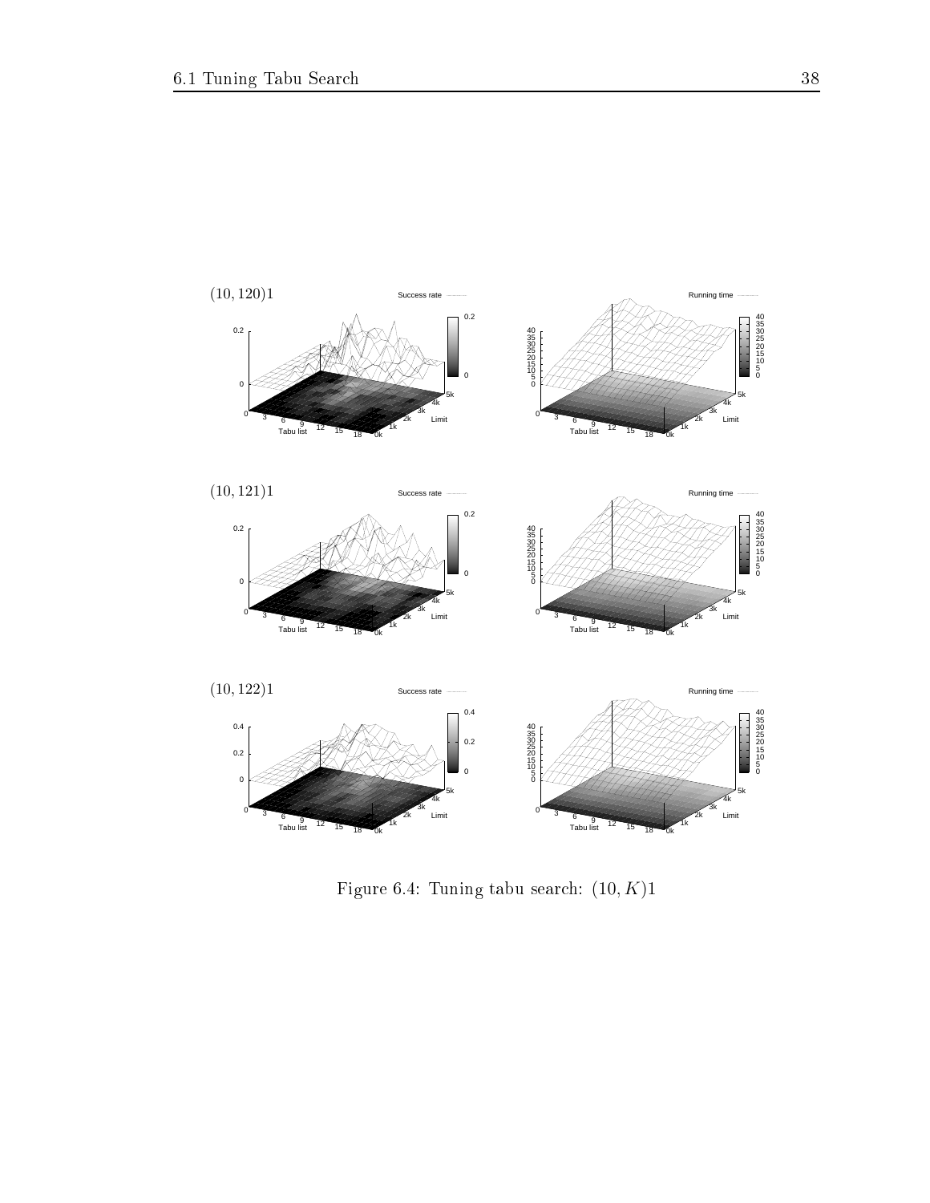Figure 6.4: Tuning tabu search: $(10, K)1$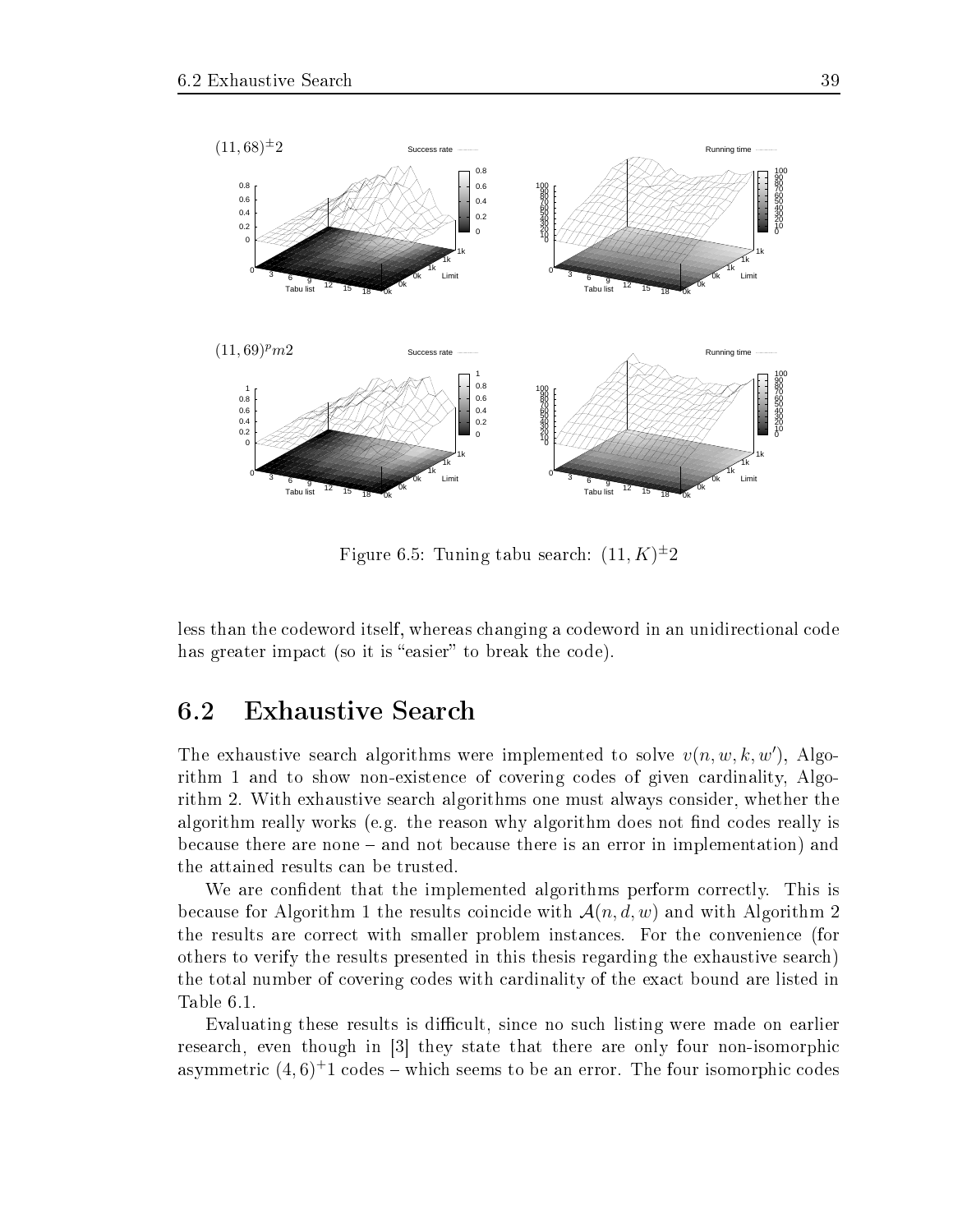Figure 6.5: Tuning tabu search: $(11, K)^{\pm}2$

less than the codeword itself, whereas changing a codeword in an unidirectional code has greater impact (so it is "easier" to break the code).

## 6.2 Exhaustive Search

The exhaustive search algorithms were implemented to solve $v(n, w, k, w')$, Algorithm 1 and to show non-existence of covering codes of given cardinality, Algorithm 2. With exhaustive search algorithms one must always consider, whether the algorithm really works (e.g. the reason why algorithm does not find codes really is because there are none – and not because there is an error in implementation) and the attained results can be trusted.

We are confident that the implemented algorithms perform correctly. This is because for Algorithm 1 the results coincide with $\mathcal{A}(n, d, w)$ and with Algorithm 2 the results are correct with smaller problem instances. For the convenience (for others to verify the results presented in this thesis regarding the exhaustive search) the total number of covering codes with cardinality of the exact bound are listed in Table 6.1.

Evaluating these results is difficult, since no such listing were made on earlier research, even though in [3] they state that there are only four non-isomorphic asymmetric $(4, 6)^{+}1$ codes – which seems to be an error. The four isomorphic codes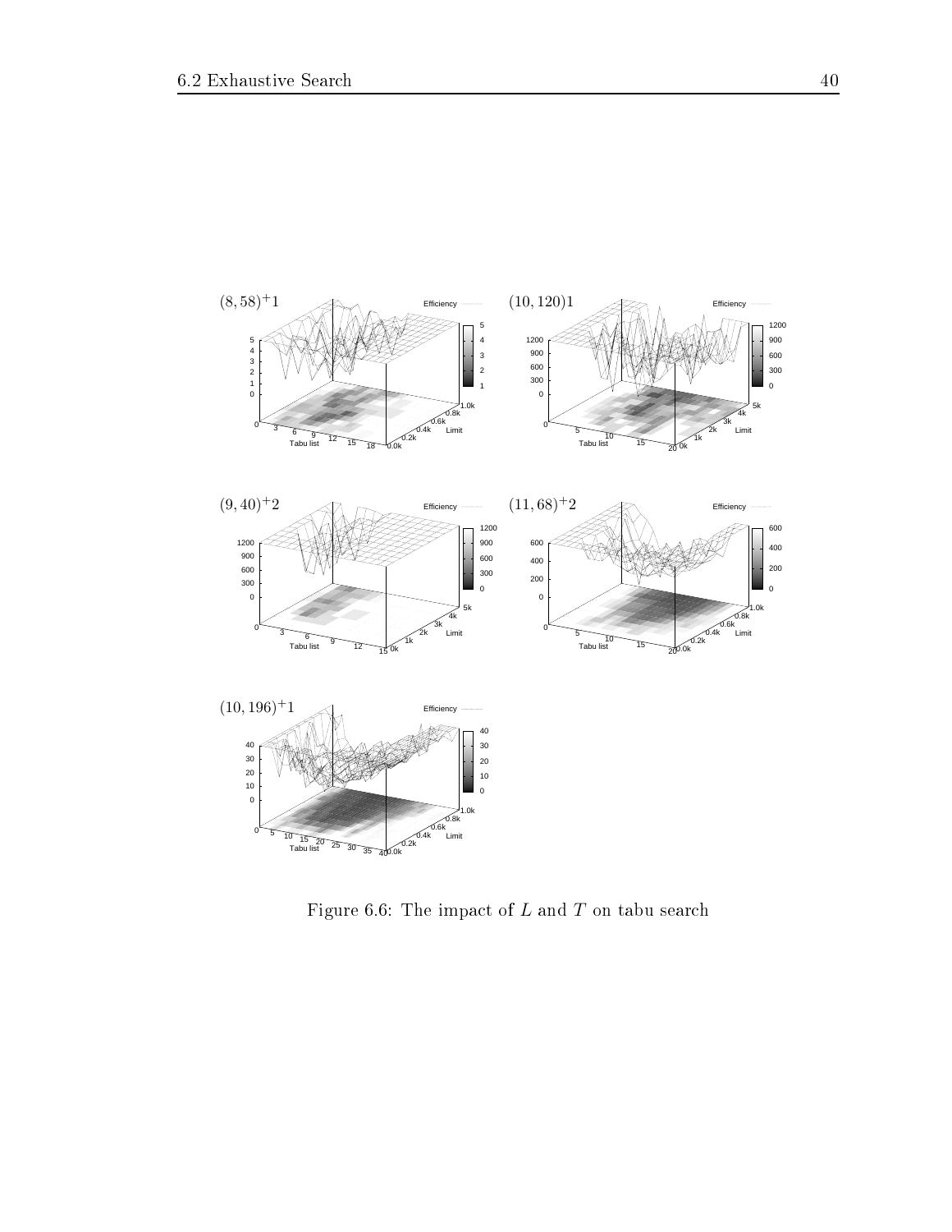$(8, 58)^{+}1$

$(10, 120)1$

$(9, 40)^{+}2$

$(11, 68)^{+}2$

$(10, 196)^{+}1$

Figure 6.6: The impact of $L$ and $T$ on tabu search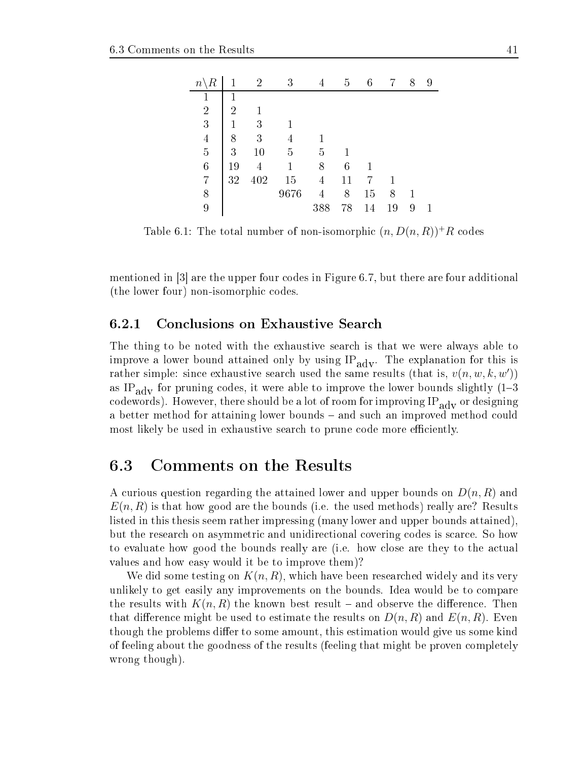| $n\backslash R$ | 1 | 2 | 3 | 4 | 5 | 6 | 7 | 8 | 9 |
|---|---|---|---|---|---|---|---|---|---|
| 1 | 1 | | | | | | | | |
| 2 | 2 | 1 | | | | | | | |
| 3 | 1 | 3 | 1 | | | | | | |
| 4 | 8 | 3 | 4 | 1 | | | | | |
| 5 | 3 | 10 | 5 | 5 | 1 | | | | |
| 6 | 19 | 4 | 1 | 8 | 6 | 1 | | | |
| 7 | 32 | 402 | 15 | 4 | 11 | 7 | 1 | | |
| 8 | | | 9676 | 4 | 8 | 15 | 8 | 1 | |
| 9 | | | | 388 | 78 | 14 | 19 | 9 | 1 |

Table 6.1: The total number of non-isomorphic $(n, D(n,R))^+R$ codes

mentioned in [3] are the upper four codes in Figure 6.7, but there are four additional (the lower four) non-isomorphic codes.

### 6.2.1 Conclusions on Exhaustive Search

The thing to be noted with the exhaustive search is that we were always able to improve a lower bound attained only by using $\text{IP}_{\text{adv}}$. The explanation for this is rather simple: since exhaustive search used the same results (that is, $v(n, w, k, w')$) as $\text{IP}_{\text{adv}}$ for pruning codes, it were able to improve the lower bounds slightly (1–3 codewords). However, there should be a lot of room for improving $\text{IP}_{\text{adv}}$ or designing a better method for attaining lower bounds – and such an improved method could most likely be used in exhaustive search to prune code more efficiently.

## 6.3 Comments on the Results

A curious question regarding the attained lower and upper bounds on $D(n, R)$ and $E(n, R)$ is that how good are the bounds (i.e. the used methods) really are? Results listed in this thesis seem rather impressing (many lower and upper bounds attained), but the research on asymmetric and unidirectional covering codes is scarce. So how to evaluate how good the bounds really are (i.e. how close are they to the actual values and how easy would it be to improve them)?

We did some testing on $K(n, R)$, which have been researched widely and its very unlikely to get easily any improvements on the bounds. Idea would be to compare the results with $K(n, R)$ the known best result – and observe the difference. Then that difference might be used to estimate the results on $D(n, R)$ and $E(n, R)$. Even though the problems differ to some amount, this estimation would give us some kind of feeling about the goodness of the results (feeling that might be proven completely wrong though).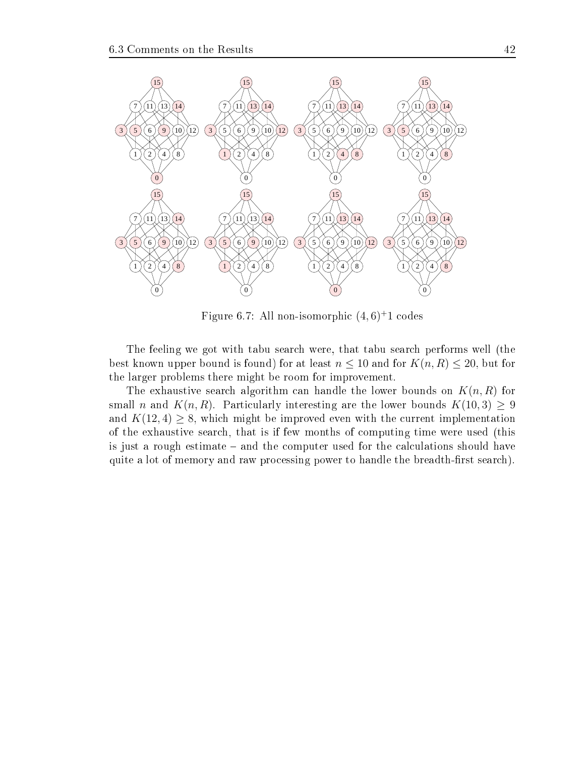Figure 6.7: All non-isomorphic $(4, 6)^{+}1$ codes

The feeling we got with tabu search were, that tabu search performs well (the best known upper bound is found) for at least $n \leq 10$ and for $K(n, R) \leq 20$, but for the larger problems there might be room for improvement.

The exhaustive search algorithm can handle the lower bounds on $K(n, R)$ for small $n$ and $K(n, R)$. Particularly interesting are the lower bounds $K(10, 3) \geq 9$ and $K(12, 4) \geq 8$, which might be improved even with the current implementation of the exhaustive search, that is if few months of computing time were used (this is just a rough estimate – and the computer used for the calculations should have quite a lot of memory and raw processing power to handle the breadth-first search).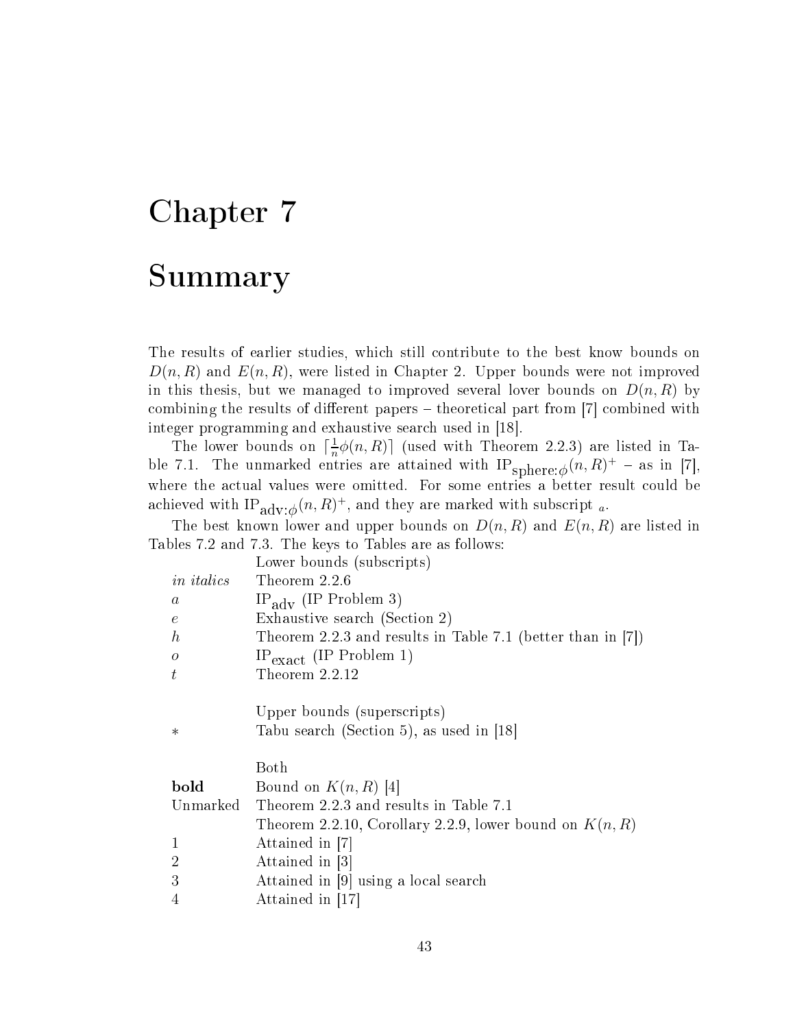# Chapter 7

# Summary

The results of earlier studies, which still contribute to the best know bounds on $D(n,R)$ and $E(n,R)$, were listed in Chapter 2. Upper bounds were not improved in this thesis, but we managed to improved several lover bounds on $D(n,R)$ by combining the results of different papers – theoretical part from [7] combined with integer programming and exhaustive search used in [18].

The lower bounds on $\lceil \frac{1}{n}\phi(n,R) \rceil$ (used with Theorem 2.2.3) are listed in Table 7.1. The unmarked entries are attained with $\mathrm{IP}_{\mathrm{sphere}:\phi}(n,R)^+$ – as in [7], where the actual values were omitted. For some entries a better result could be achieved with $\mathrm{IP}_{\mathrm{adv}:\phi}(n,R)^+$, and they are marked with subscript $_a$.

The best known lower and upper bounds on $D(n,R)$ and $E(n,R)$ are listed in Tables 7.2 and 7.3. The keys to Tables are as follows:

| | |
|---|---|
| | Lower bounds (subscripts) |
| *in italics* | Theorem 2.2.6 |
| $a$ | $\mathrm{IP}_{\mathrm{adv}}$ (IP Problem 3) |
| $e$ | Exhaustive search (Section 2) |
| $h$ | Theorem 2.2.3 and results in Table 7.1 (better than in [7]) |
| $o$ | $\mathrm{IP}_{\mathrm{exact}}$ (IP Problem 1) |
| $t$ | Theorem 2.2.12 |
| | |
| | Upper bounds (superscripts) |
| $*$ | Tabu search (Section 5), as used in [18] |
| | |
| | Both |
| **bold** | Bound on $K(n,R)$ [4] |
| Unmarked | Theorem 2.2.3 and results in Table 7.1 |
| | Theorem 2.2.10, Corollary 2.2.9, lower bound on $K(n,R)$ |
| 1 | Attained in [7] |
| 2 | Attained in [3] |
| 3 | Attained in [9] using a local search |
| 4 | Attained in [17] |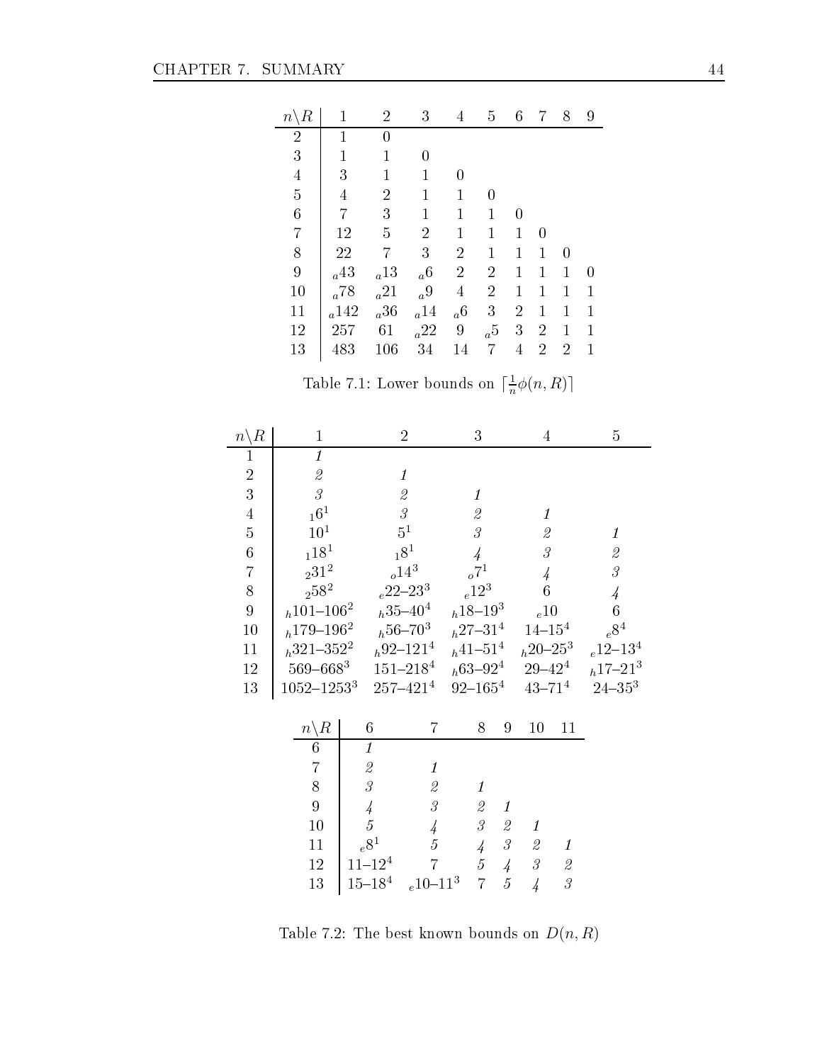| $n\backslash R$ | 1 | 2 | 3 | 4 | 5 | 6 | 7 | 8 | 9 |
|---|---|---|---|---|---|---|---|---|---|
| 2 | 1 | 0 | | | | | | | |
| 3 | 1 | 1 | 0 | | | | | | |
| 4 | 3 | 1 | 1 | 0 | | | | | |
| 5 | 4 | 2 | 1 | 1 | 0 | | | | |
| 6 | 7 | 3 | 1 | 1 | 1 | 0 | | | |
| 7 | 12 | 5 | 2 | 1 | 1 | 1 | 0 | | |
| 8 | 22 | 7 | 3 | 2 | 1 | 1 | 1 | 0 | |
| 9 | ${}_a43$ | ${}_a13$ | ${}_a6$ | 2 | 2 | 1 | 1 | 1 | 0 |
| 10 | ${}_a78$ | ${}_a21$ | ${}_a9$ | 4 | 2 | 1 | 1 | 1 | 1 |
| 11 | ${}_a142$ | ${}_a36$ | ${}_a14$ | ${}_a6$ | 3 | 2 | 1 | 1 | 1 |
| 12 | 257 | 61 | ${}_a22$ | 9 | ${}_a5$ | 3 | 2 | 1 | 1 |
| 13 | 483 | 106 | 34 | 14 | 7 | 4 | 2 | 2 | 1 |

Table 7.1: Lower bounds on $\lceil \frac{1}{n}\phi(n, R) \rceil$

| $n\backslash R$ | 1 | 2 | 3 | 4 | 5 |
|---|---|---|---|---|---|
| 1 | *1* | | | | |
| 2 | *2* | *1* | | | |
| 3 | *3* | *2* | *1* | | |
| 4 | ${}_16^1$ | *3* | *2* | *1* | |
| 5 | $10^1$ | $5^1$ | *3* | *2* | *1* |
| 6 | ${}_118^1$ | ${}_18^1$ | *4* | *3* | *2* |
| 7 | ${}_231^2$ | ${}_o14^3$ | ${}_o7^1$ | *4* | *3* |
| 8 | ${}_258^2$ | ${}_e22$–$23^3$ | ${}_e12^3$ | 6 | *4* |
| 9 | ${}_h101$–$106^2$ | ${}_h35$–$40^4$ | ${}_h18$–$19^3$ | ${}_e10$ | 6 |
| 10 | ${}_h179$–$196^2$ | ${}_h56$–$70^3$ | ${}_h27$–$31^4$ | 14–$15^4$ | ${}_e8^4$ |
| 11 | ${}_h321$–$352^2$ | ${}_h92$–$121^4$ | ${}_h41$–$51^4$ | ${}_h20$–$25^3$ | ${}_e12$–$13^4$ |
| 12 | 569–$668^3$ | 151–$218^4$ | ${}_h63$–$92^4$ | 29–$42^4$ | ${}_h17$–$21^3$ |
| 13 | 1052–$1253^3$ | 257–$421^4$ | 92–$165^4$ | 43–$71^4$ | 24–$35^3$ |

| $n\backslash R$ | 6 | 7 | 8 | 9 | 10 | 11 |
|---|---|---|---|---|---|---|
| 6 | *1* | | | | | |
| 7 | *2* | *1* | | | | |
| 8 | *3* | *2* | *1* | | | |
| 9 | *4* | *3* | *2* | *1* | | |
| 10 | *5* | *4* | *3* | *2* | *1* | |
| 11 | ${}_e8^1$ | *5* | *4* | *3* | *2* | *1* |
| 12 | 11–$12^4$ | 7 | *5* | *4* | *3* | *2* |
| 13 | 15–$18^4$ | ${}_e10$–$11^3$ | 7 | *5* | *4* | *3* |

Table 7.2: The best known bounds on $D(n, R)$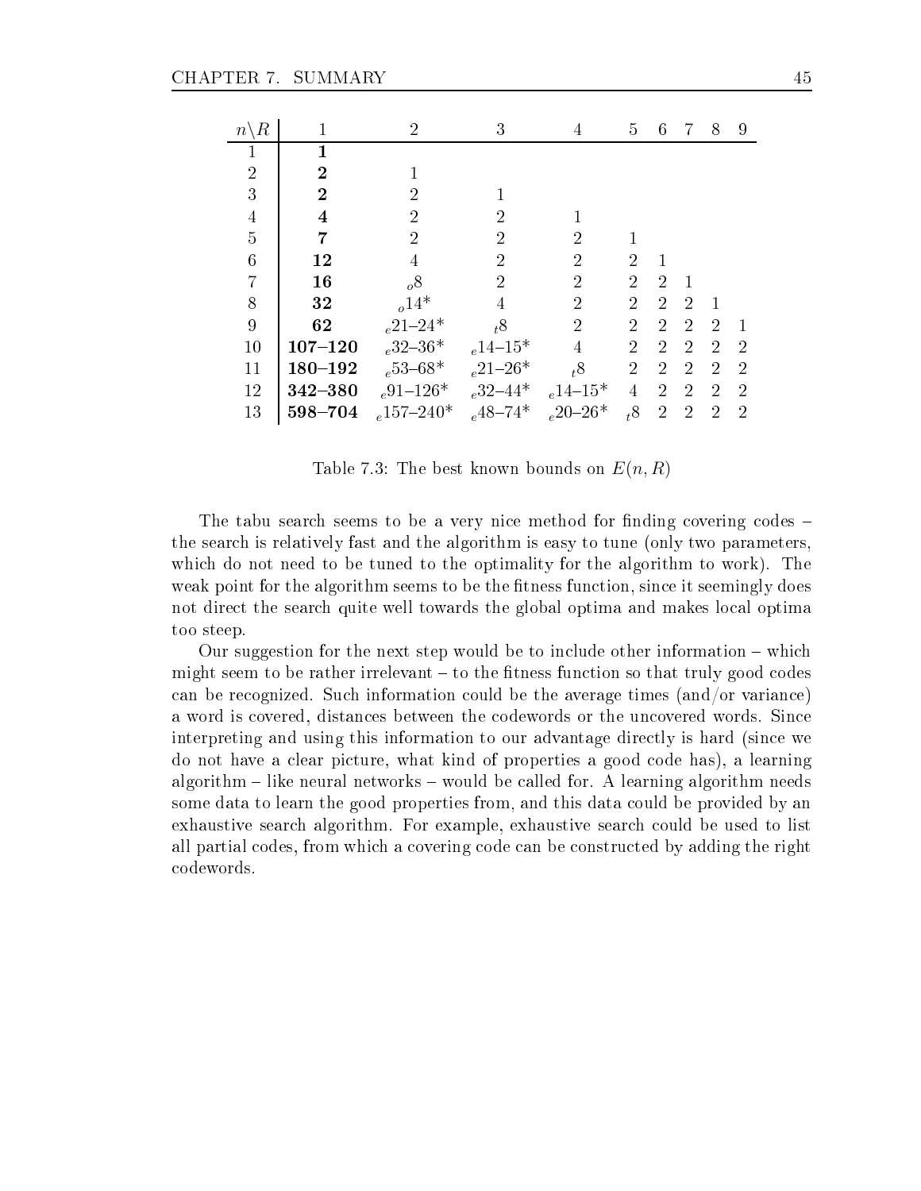| $n \backslash R$ | 1 | 2 | 3 | 4 | 5 | 6 | 7 | 8 | 9 |
|---|---|---|---|---|---|---|---|---|---|
| 1 | **1** | | | | | | | | |
| 2 | **2** | 1 | | | | | | | |
| 3 | **2** | 2 | 1 | | | | | | |
| 4 | **4** | 2 | 2 | 1 | | | | | |
| 5 | **7** | 2 | 2 | 2 | 1 | | | | |
| 6 | **12** | 4 | 2 | 2 | 2 | 1 | | | |
| 7 | **16** | $_o8$ | 2 | 2 | 2 | 2 | 1 | | |
| 8 | **32** | $_o14^*$ | 4 | 2 | 2 | 2 | 2 | 1 | |
| 9 | **62** | $_e21$–$24^*$ | $_t8$ | 2 | 2 | 2 | 2 | 2 | 1 |
| 10 | **107–120** | $_e32$–$36^*$ | $_e14$–$15^*$ | 4 | 2 | 2 | 2 | 2 | 2 |
| 11 | **180–192** | $_e53$–$68^*$ | $_e21$–$26^*$ | $_t8$ | 2 | 2 | 2 | 2 | 2 |
| 12 | **342–380** | $_e91$–$126^*$ | $_e32$–$44^*$ | $_e14$–$15^*$ | 4 | 2 | 2 | 2 | 2 |
| 13 | **598–704** | $_e157$–$240^*$ | $_e48$–$74^*$ | $_e20$–$26^*$ | $_t8$ | 2 | 2 | 2 | 2 |

Table 7.3: The best known bounds on $E(n, R)$

The tabu search seems to be a very nice method for finding covering codes – the search is relatively fast and the algorithm is easy to tune (only two parameters, which do not need to be tuned to the optimality for the algorithm to work). The weak point for the algorithm seems to be the fitness function, since it seemingly does not direct the search quite well towards the global optima and makes local optima too steep.

Our suggestion for the next step would be to include other information – which might seem to be rather irrelevant – to the fitness function so that truly good codes can be recognized. Such information could be the average times (and/or variance) a word is covered, distances between the codewords or the uncovered words. Since interpreting and using this information to our advantage directly is hard (since we do not have a clear picture, what kind of properties a good code has), a learning algorithm – like neural networks – would be called for. A learning algorithm needs some data to learn the good properties from, and this data could be provided by an exhaustive search algorithm. For example, exhaustive search could be used to list all partial codes, from which a covering code can be constructed by adding the right codewords.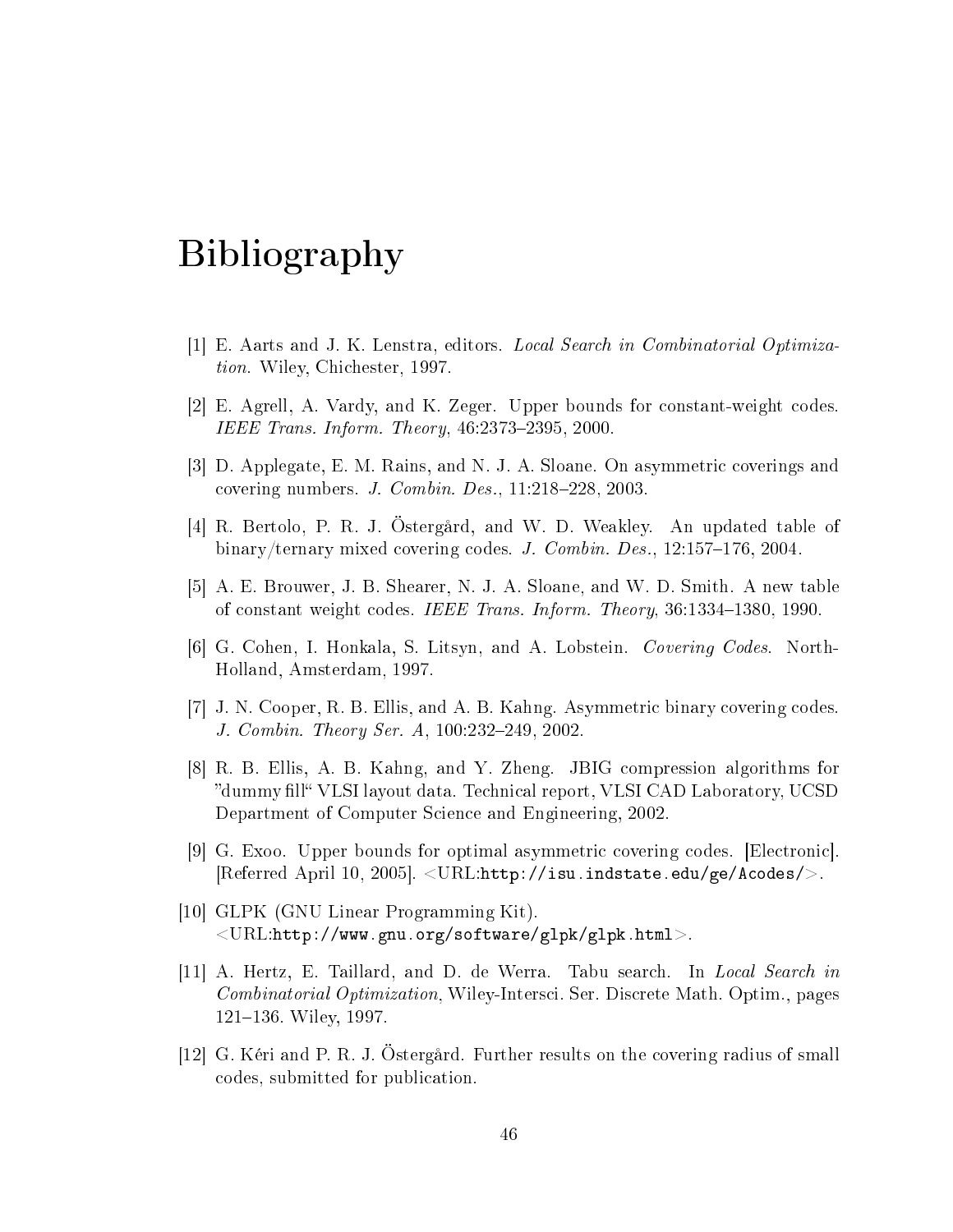# Bibliography

[1] E. Aarts and J. K. Lenstra, editors. *Local Search in Combinatorial Optimization*. Wiley, Chichester, 1997.

[2] E. Agrell, A. Vardy, and K. Zeger. Upper bounds for constant-weight codes. *IEEE Trans. Inform. Theory*, 46:2373–2395, 2000.

[3] D. Applegate, E. M. Rains, and N. J. A. Sloane. On asymmetric coverings and covering numbers. *J. Combin. Des.*, 11:218–228, 2003.

[4] R. Bertolo, P. R. J. Östergård, and W. D. Weakley. An updated table of binary/ternary mixed covering codes. *J. Combin. Des.*, 12:157–176, 2004.

[5] A. E. Brouwer, J. B. Shearer, N. J. A. Sloane, and W. D. Smith. A new table of constant weight codes. *IEEE Trans. Inform. Theory*, 36:1334–1380, 1990.

[6] G. Cohen, I. Honkala, S. Litsyn, and A. Lobstein. *Covering Codes*. North-Holland, Amsterdam, 1997.

[7] J. N. Cooper, R. B. Ellis, and A. B. Kahng. Asymmetric binary covering codes. *J. Combin. Theory Ser. A*, 100:232–249, 2002.

[8] R. B. Ellis, A. B. Kahng, and Y. Zheng. JBIG compression algorithms for "dummy fill" VLSI layout data. Technical report, VLSI CAD Laboratory, UCSD Department of Computer Science and Engineering, 2002.

[9] G. Exoo. Upper bounds for optimal asymmetric covering codes. [Electronic]. [Referred April 10, 2005]. <URL:`http://isu.indstate.edu/ge/Acodes/`>.

[10] GLPK (GNU Linear Programming Kit). <URL:`http://www.gnu.org/software/glpk/glpk.html`>.

[11] A. Hertz, E. Taillard, and D. de Werra. Tabu search. In *Local Search in Combinatorial Optimization*, Wiley-Intersci. Ser. Discrete Math. Optim., pages 121–136. Wiley, 1997.

[12] G. Kéri and P. R. J. Östergård. Further results on the covering radius of small codes, submitted for publication.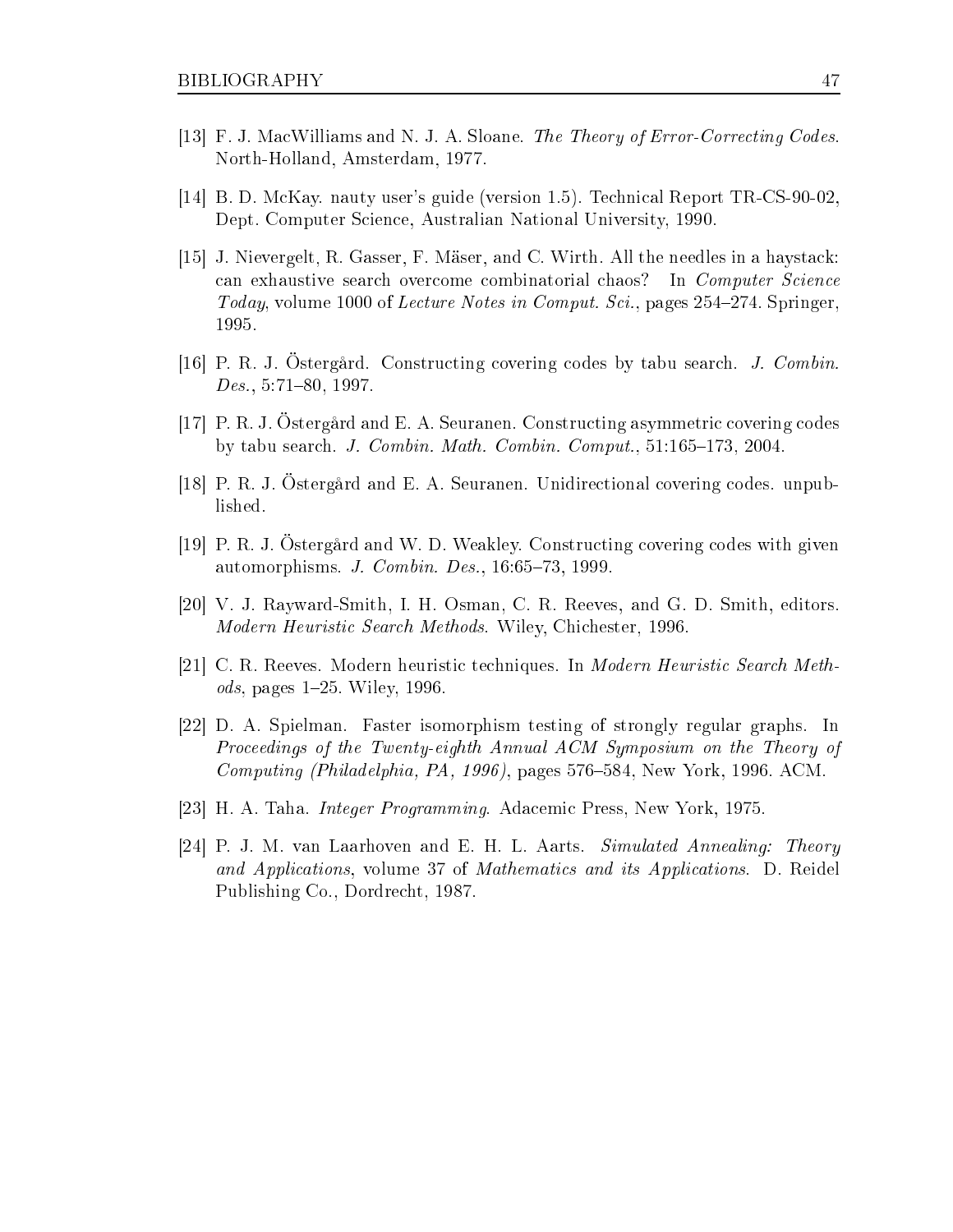[13] F. J. MacWilliams and N. J. A. Sloane. *The Theory of Error-Correcting Codes*. North-Holland, Amsterdam, 1977.

[14] B. D. McKay. nauty user's guide (version 1.5). Technical Report TR-CS-90-02, Dept. Computer Science, Australian National University, 1990.

[15] J. Nievergelt, R. Gasser, F. Mäser, and C. Wirth. All the needles in a haystack: can exhaustive search overcome combinatorial chaos? In *Computer Science Today*, volume 1000 of *Lecture Notes in Comput. Sci.*, pages 254–274. Springer, 1995.

[16] P. R. J. Östergård. Constructing covering codes by tabu search. *J. Combin. Des.*, 5:71–80, 1997.

[17] P. R. J. Östergård and E. A. Seuranen. Constructing asymmetric covering codes by tabu search. *J. Combin. Math. Combin. Comput.*, 51:165–173, 2004.

[18] P. R. J. Östergård and E. A. Seuranen. Unidirectional covering codes. unpublished.

[19] P. R. J. Östergård and W. D. Weakley. Constructing covering codes with given automorphisms. *J. Combin. Des.*, 16:65–73, 1999.

[20] V. J. Rayward-Smith, I. H. Osman, C. R. Reeves, and G. D. Smith, editors. *Modern Heuristic Search Methods*. Wiley, Chichester, 1996.

[21] C. R. Reeves. Modern heuristic techniques. In *Modern Heuristic Search Methods*, pages 1–25. Wiley, 1996.

[22] D. A. Spielman. Faster isomorphism testing of strongly regular graphs. In *Proceedings of the Twenty-eighth Annual ACM Symposium on the Theory of Computing (Philadelphia, PA, 1996)*, pages 576–584, New York, 1996. ACM.

[23] H. A. Taha. *Integer Programming*. Adacemic Press, New York, 1975.

[24] P. J. M. van Laarhoven and E. H. L. Aarts. *Simulated Annealing: Theory and Applications*, volume 37 of *Mathematics and its Applications*. D. Reidel Publishing Co., Dordrecht, 1987.